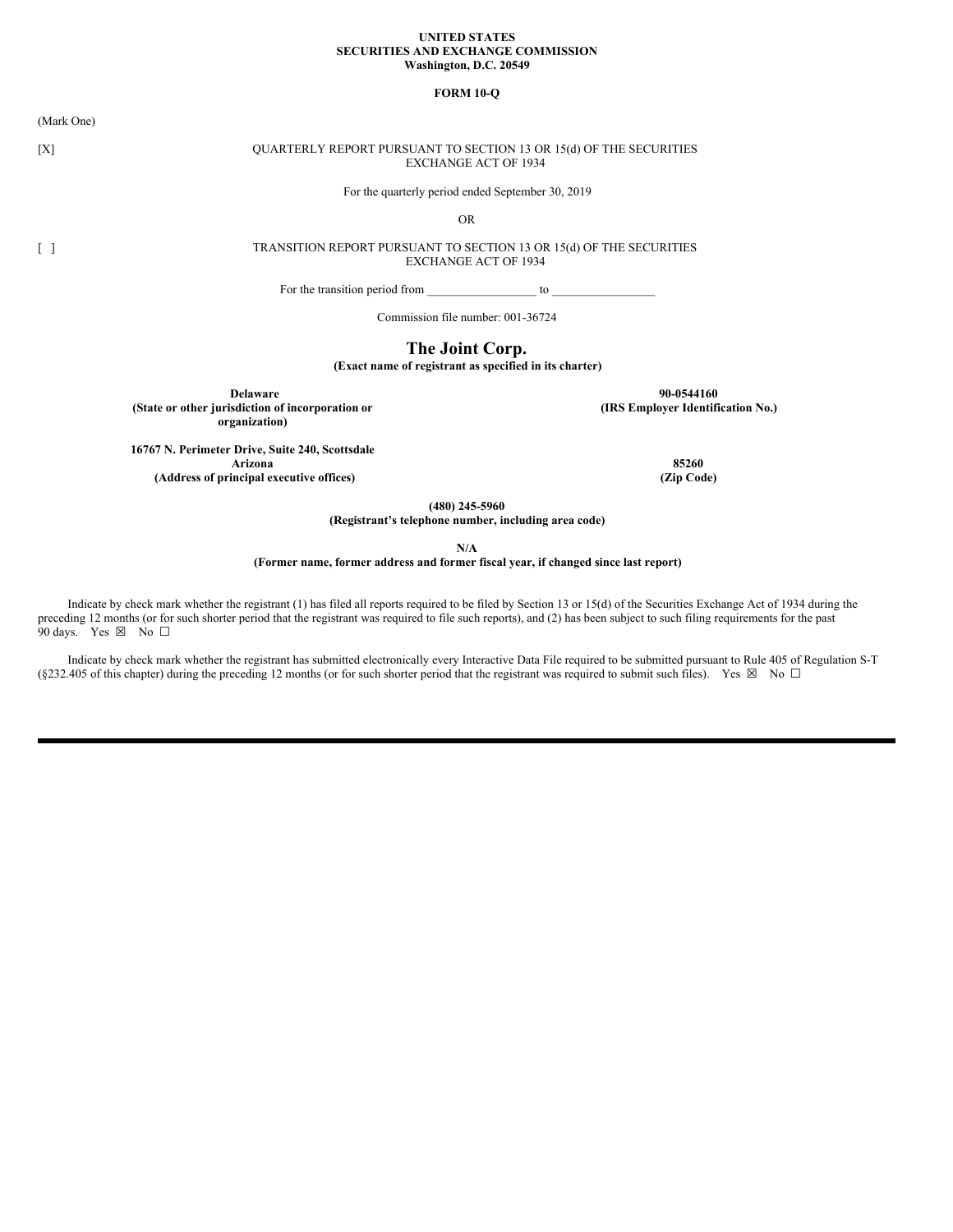**UNITED STATES**
**SECURITIES AND EXCHANGE COMMISSION**
**Washington, D.C. 20549**

**FORM 10-Q**

(Mark One)

[X] QUARTERLY REPORT PURSUANT TO SECTION 13 OR 15(d) OF THE SECURITIES EXCHANGE ACT OF 1934

For the quarterly period ended September 30, 2019

OR

[ ] TRANSITION REPORT PURSUANT TO SECTION 13 OR 15(d) OF THE SECURITIES EXCHANGE ACT OF 1934

For the transition period from _________________ to ________________

Commission file number: 001-36724

# The Joint Corp.

**(Exact name of registrant as specified in its charter)**

| **Delaware** | **90-0544160** |
|---|---|
| **(State or other jurisdiction of incorporation or organization)** | **(IRS Employer Identification No.)** |
| **16767 N. Perimeter Drive, Suite 240, Scottsdale Arizona** | **85260** |
| **(Address of principal executive offices)** | **(Zip Code)** |

**(480) 245-5960**
**(Registrant's telephone number, including area code)**

**N/A**
**(Former name, former address and former fiscal year, if changed since last report)**

Indicate by check mark whether the registrant (1) has filed all reports required to be filed by Section 13 or 15(d) of the Securities Exchange Act of 1934 during the preceding 12 months (or for such shorter period that the registrant was required to file such reports), and (2) has been subject to such filing requirements for the past 90 days. Yes ☒ No ☐

Indicate by check mark whether the registrant has submitted electronically every Interactive Data File required to be submitted pursuant to Rule 405 of Regulation S-T (§232.405 of this chapter) during the preceding 12 months (or for such shorter period that the registrant was required to submit such files). Yes ☒ No ☐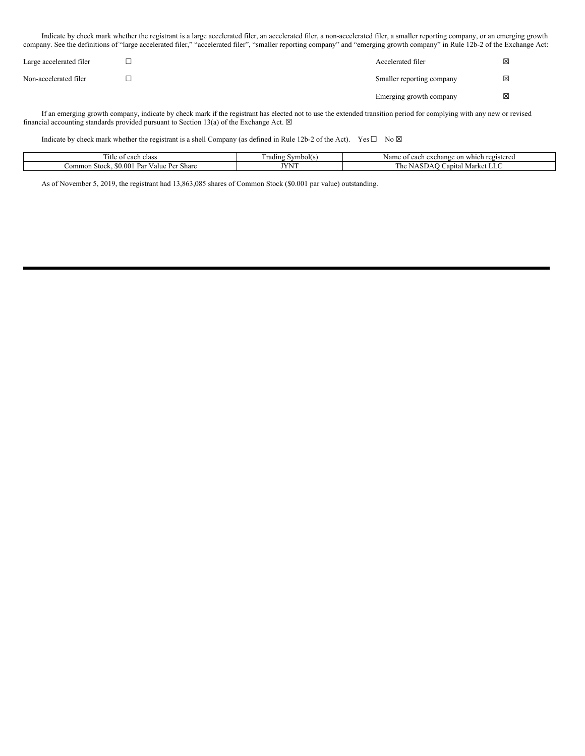Indicate by check mark whether the registrant is a large accelerated filer, an accelerated filer, a non-accelerated filer, a smaller reporting company, or an emerging growth company. See the definitions of "large accelerated filer," "accelerated filer", "smaller reporting company" and "emerging growth company" in Rule 12b-2 of the Exchange Act:

| | | | |
|---|---|---|---|
| Large accelerated filer | ☐ | Accelerated filer | ☒ |
| Non-accelerated filer | ☐ | Smaller reporting company | ☒ |
| | | Emerging growth company | ☒ |

If an emerging growth company, indicate by check mark if the registrant has elected not to use the extended transition period for complying with any new or revised financial accounting standards provided pursuant to Section 13(a) of the Exchange Act. ☒

Indicate by check mark whether the registrant is a shell Company (as defined in Rule 12b-2 of the Act). Yes ☐ No ☒

| Title of each class | Trading Symbol(s) | Name of each exchange on which registered |
|---|---|---|
| Common Stock, $0.001 Par Value Per Share | JYNT | The NASDAQ Capital Market LLC |

As of November 5, 2019, the registrant had 13,863,085 shares of Common Stock ($0.001 par value) outstanding.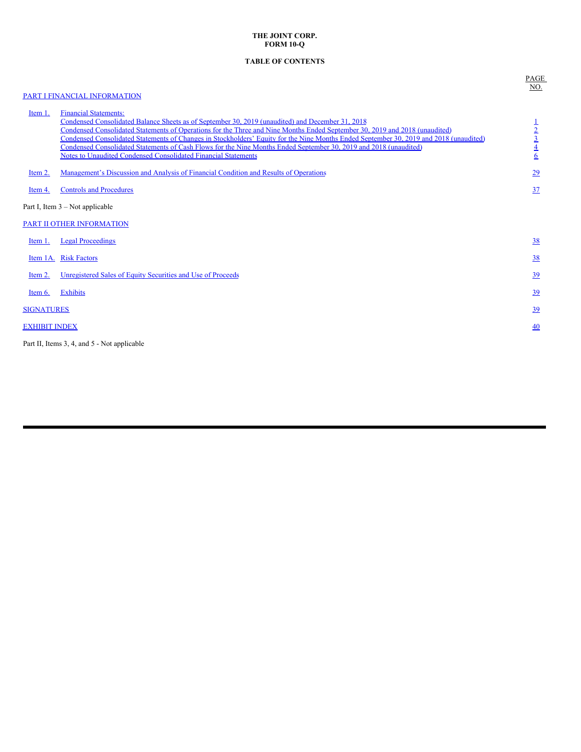**THE JOINT CORP.**
**FORM 10-Q**

**TABLE OF CONTENTS**

| | | PAGE NO. |
|---|---|---|
| PART I FINANCIAL INFORMATION | | |
| Item 1. | Financial Statements: | |
| | Condensed Consolidated Balance Sheets as of September 30, 2019 (unaudited) and December 31, 2018 | 1 |
| | Condensed Consolidated Statements of Operations for the Three and Nine Months Ended September 30, 2019 and 2018 (unaudited) | 2 |
| | Condensed Consolidated Statements of Changes in Stockholders' Equity for the Nine Months Ended September 30, 2019 and 2018 (unaudited) | 3 |
| | Condensed Consolidated Statements of Cash Flows for the Nine Months Ended September 30, 2019 and 2018 (unaudited) | 4 |
| | Notes to Unaudited Condensed Consolidated Financial Statements | 6 |
| Item 2. | Management's Discussion and Analysis of Financial Condition and Results of Operations | 29 |
| Item 4. | Controls and Procedures | 37 |
| Part I, Item 3 – Not applicable | | |
| PART II OTHER INFORMATION | | |
| Item 1. | Legal Proceedings | 38 |
| Item 1A. | Risk Factors | 38 |
| Item 2. | Unregistered Sales of Equity Securities and Use of Proceeds | 39 |
| Item 6. | Exhibits | 39 |
| SIGNATURES | | 39 |
| EXHIBIT INDEX | | 40 |
| Part II, Items 3, 4, and 5 - Not applicable | | |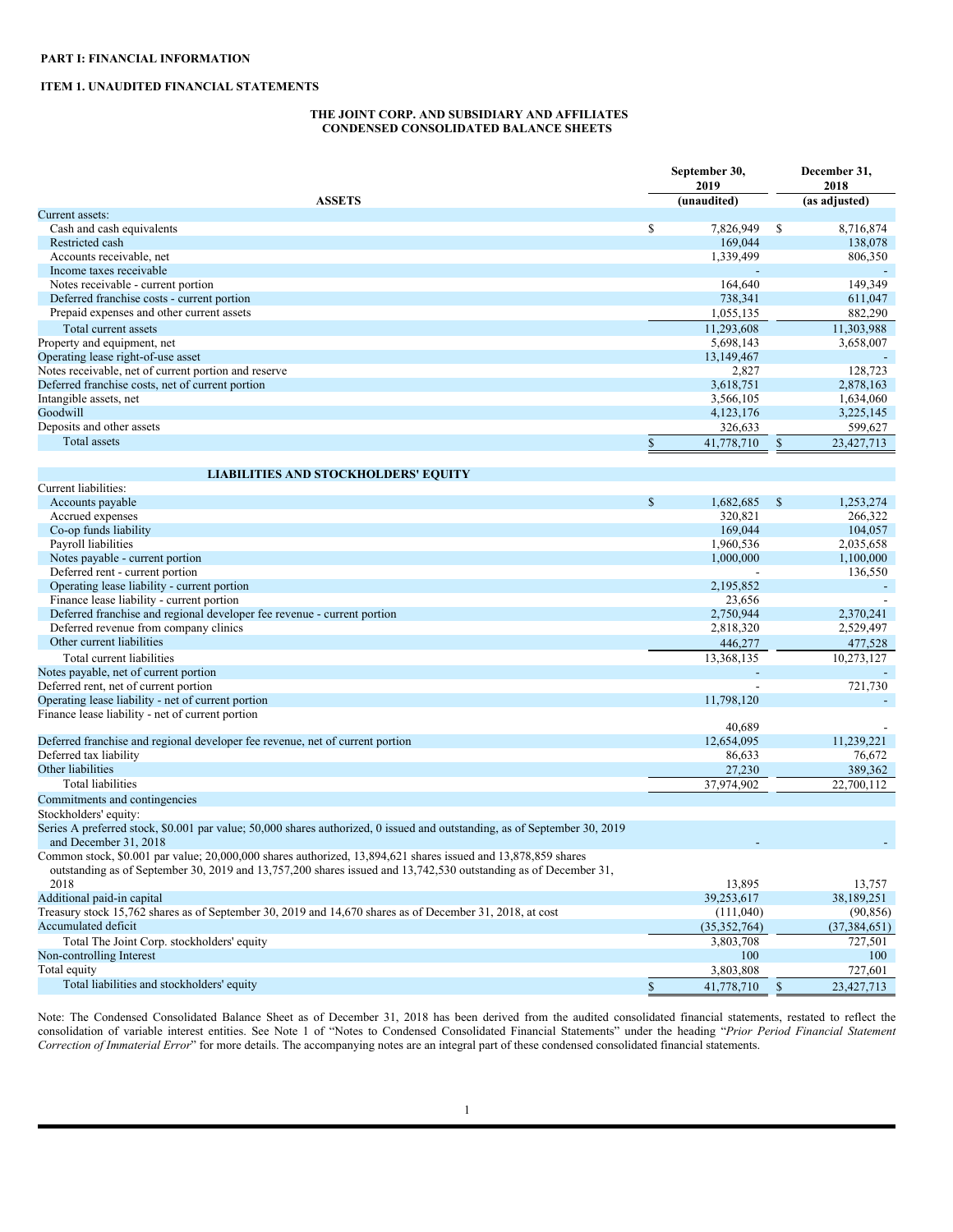**PART I: FINANCIAL INFORMATION**

**ITEM 1. UNAUDITED FINANCIAL STATEMENTS**

**THE JOINT CORP. AND SUBSIDIARY AND AFFILIATES**
**CONDENSED CONSOLIDATED BALANCE SHEETS**

| ASSETS | September 30, 2019 (unaudited) | December 31, 2018 (as adjusted) |
|---|---|---|
| Current assets: | | |
| Cash and cash equivalents | $ 7,826,949 | $ 8,716,874 |
| Restricted cash | 169,044 | 138,078 |
| Accounts receivable, net | 1,339,499 | 806,350 |
| Income taxes receivable | - | - |
| Notes receivable - current portion | 164,640 | 149,349 |
| Deferred franchise costs - current portion | 738,341 | 611,047 |
| Prepaid expenses and other current assets | 1,055,135 | 882,290 |
| Total current assets | 11,293,608 | 11,303,988 |
| Property and equipment, net | 5,698,143 | 3,658,007 |
| Operating lease right-of-use asset | 13,149,467 | - |
| Notes receivable, net of current portion and reserve | 2,827 | 128,723 |
| Deferred franchise costs, net of current portion | 3,618,751 | 2,878,163 |
| Intangible assets, net | 3,566,105 | 1,634,060 |
| Goodwill | 4,123,176 | 3,225,145 |
| Deposits and other assets | 326,633 | 599,627 |
| Total assets | $ 41,778,710 | $ 23,427,713 |
| **LIABILITIES AND STOCKHOLDERS' EQUITY** | | |
| Current liabilities: | | |
| Accounts payable | $ 1,682,685 | $ 1,253,274 |
| Accrued expenses | 320,821 | 266,322 |
| Co-op funds liability | 169,044 | 104,057 |
| Payroll liabilities | 1,960,536 | 2,035,658 |
| Notes payable - current portion | 1,000,000 | 1,100,000 |
| Deferred rent - current portion | - | 136,550 |
| Operating lease liability - current portion | 2,195,852 | - |
| Finance lease liability - current portion | 23,656 | - |
| Deferred franchise and regional developer fee revenue - current portion | 2,750,944 | 2,370,241 |
| Deferred revenue from company clinics | 2,818,320 | 2,529,497 |
| Other current liabilities | 446,277 | 477,528 |
| Total current liabilities | 13,368,135 | 10,273,127 |
| Notes payable, net of current portion | - | - |
| Deferred rent, net of current portion | - | 721,730 |
| Operating lease liability - net of current portion | 11,798,120 | - |
| Finance lease liability - net of current portion | 40,689 | - |
| Deferred franchise and regional developer fee revenue, net of current portion | 12,654,095 | 11,239,221 |
| Deferred tax liability | 86,633 | 76,672 |
| Other liabilities | 27,230 | 389,362 |
| Total liabilities | 37,974,902 | 22,700,112 |
| Commitments and contingencies | | |
| Stockholders' equity: | | |
| Series A preferred stock, $0.001 par value; 50,000 shares authorized, 0 issued and outstanding, as of September 30, 2019 and December 31, 2018 | - | - |
| Common stock, $0.001 par value; 20,000,000 shares authorized, 13,894,621 shares issued and 13,878,859 shares outstanding as of September 30, 2019 and 13,757,200 shares issued and 13,742,530 outstanding as of December 31, 2018 | 13,895 | 13,757 |
| Additional paid-in capital | 39,253,617 | 38,189,251 |
| Treasury stock 15,762 shares as of September 30, 2019 and 14,670 shares as of December 31, 2018, at cost | (111,040) | (90,856) |
| Accumulated deficit | (35,352,764) | (37,384,651) |
| Total The Joint Corp. stockholders' equity | 3,803,708 | 727,501 |
| Non-controlling Interest | 100 | 100 |
| Total equity | 3,803,808 | 727,601 |
| Total liabilities and stockholders' equity | $ 41,778,710 | $ 23,427,713 |

Note: The Condensed Consolidated Balance Sheet as of December 31, 2018 has been derived from the audited consolidated financial statements, restated to reflect the consolidation of variable interest entities. See Note 1 of "Notes to Condensed Consolidated Financial Statements" under the heading "*Prior Period Financial Statement Correction of Immaterial Error*" for more details. The accompanying notes are an integral part of these condensed consolidated financial statements.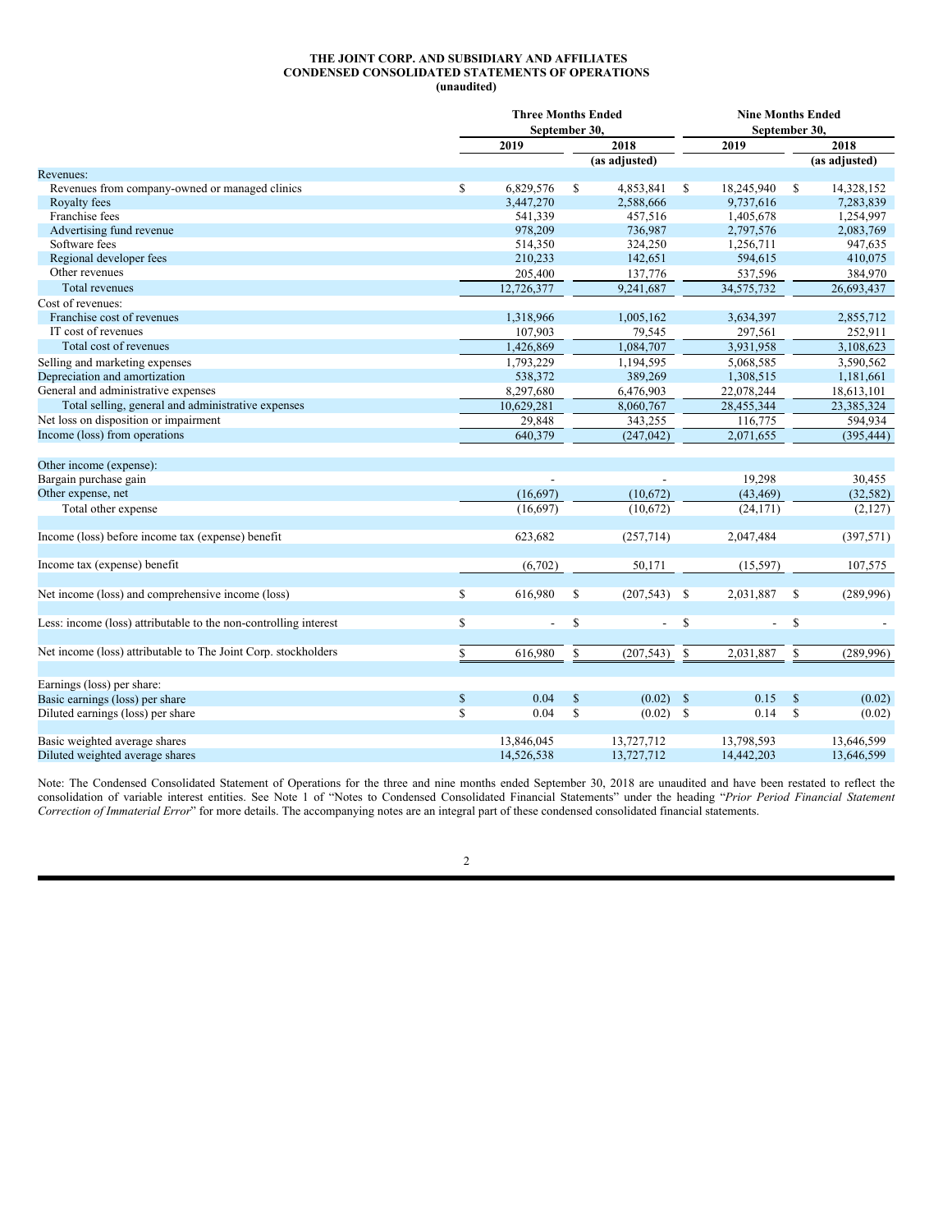**THE JOINT CORP. AND SUBSIDIARY AND AFFILIATES**
**CONDENSED CONSOLIDATED STATEMENTS OF OPERATIONS**
**(unaudited)**

| | Three Months Ended September 30, | | Nine Months Ended September 30, | |
|---|---|---|---|---|
| | 2019 | 2018 (as adjusted) | 2019 | 2018 (as adjusted) |
| Revenues: | | | | |
| Revenues from company-owned or managed clinics | $ 6,829,576 | $ 4,853,841 | $ 18,245,940 | $ 14,328,152 |
| Royalty fees | 3,447,270 | 2,588,666 | 9,737,616 | 7,283,839 |
| Franchise fees | 541,339 | 457,516 | 1,405,678 | 1,254,997 |
| Advertising fund revenue | 978,209 | 736,987 | 2,797,576 | 2,083,769 |
| Software fees | 514,350 | 324,250 | 1,256,711 | 947,635 |
| Regional developer fees | 210,233 | 142,651 | 594,615 | 410,075 |
| Other revenues | 205,400 | 137,776 | 537,596 | 384,970 |
| Total revenues | 12,726,377 | 9,241,687 | 34,575,732 | 26,693,437 |
| Cost of revenues: | | | | |
| Franchise cost of revenues | 1,318,966 | 1,005,162 | 3,634,397 | 2,855,712 |
| IT cost of revenues | 107,903 | 79,545 | 297,561 | 252,911 |
| Total cost of revenues | 1,426,869 | 1,084,707 | 3,931,958 | 3,108,623 |
| Selling and marketing expenses | 1,793,229 | 1,194,595 | 5,068,585 | 3,590,562 |
| Depreciation and amortization | 538,372 | 389,269 | 1,308,515 | 1,181,661 |
| General and administrative expenses | 8,297,680 | 6,476,903 | 22,078,244 | 18,613,101 |
| Total selling, general and administrative expenses | 10,629,281 | 8,060,767 | 28,455,344 | 23,385,324 |
| Net loss on disposition or impairment | 29,848 | 343,255 | 116,775 | 594,934 |
| Income (loss) from operations | 640,379 | (247,042) | 2,071,655 | (395,444) |
| | | | | |
| Other income (expense): | | | | |
| Bargain purchase gain | - | - | 19,298 | 30,455 |
| Other expense, net | (16,697) | (10,672) | (43,469) | (32,582) |
| Total other expense | (16,697) | (10,672) | (24,171) | (2,127) |
| | | | | |
| Income (loss) before income tax (expense) benefit | 623,682 | (257,714) | 2,047,484 | (397,571) |
| | | | | |
| Income tax (expense) benefit | (6,702) | 50,171 | (15,597) | 107,575 |
| | | | | |
| Net income (loss) and comprehensive income (loss) | $ 616,980 | $ (207,543) | $ 2,031,887 | $ (289,996) |
| | | | | |
| Less: income (loss) attributable to the non-controlling interest | $ - | $ - | $ - | $ - |
| | | | | |
| Net income (loss) attributable to The Joint Corp. stockholders | $ 616,980 | $ (207,543) | $ 2,031,887 | $ (289,996) |
| | | | | |
| Earnings (loss) per share: | | | | |
| Basic earnings (loss) per share | $ 0.04 | $ (0.02) | $ 0.15 | $ (0.02) |
| Diluted earnings (loss) per share | $ 0.04 | $ (0.02) | $ 0.14 | $ (0.02) |
| | | | | |
| Basic weighted average shares | 13,846,045 | 13,727,712 | 13,798,593 | 13,646,599 |
| Diluted weighted average shares | 14,526,538 | 13,727,712 | 14,442,203 | 13,646,599 |

Note: The Condensed Consolidated Statement of Operations for the three and nine months ended September 30, 2018 are unaudited and have been restated to reflect the consolidation of variable interest entities. See Note 1 of "Notes to Condensed Consolidated Financial Statements" under the heading "*Prior Period Financial Statement Correction of Immaterial Error*" for more details. The accompanying notes are an integral part of these condensed consolidated financial statements.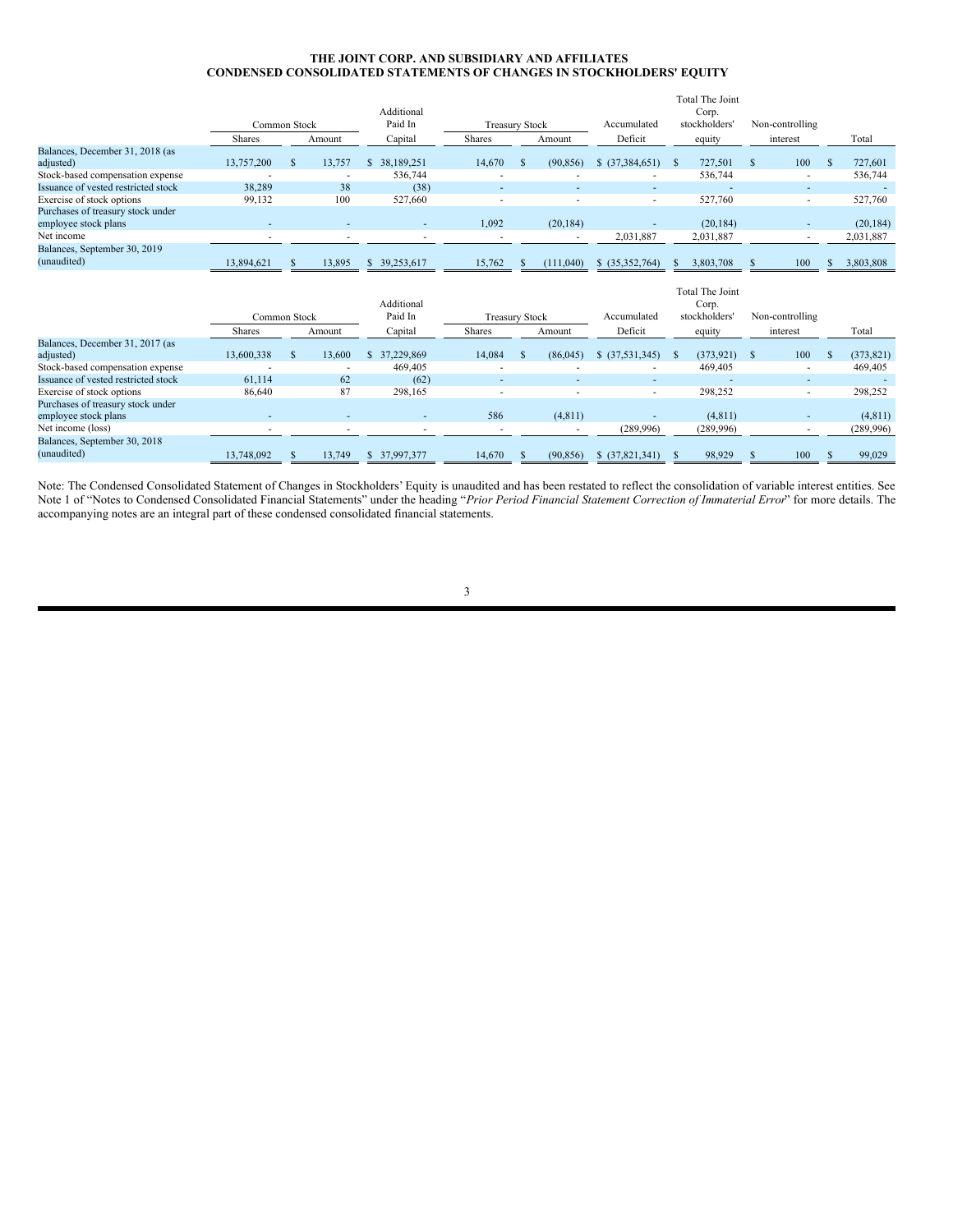# THE JOINT CORP. AND SUBSIDIARY AND AFFILIATES
## CONDENSED CONSOLIDATED STATEMENTS OF CHANGES IN STOCKHOLDERS' EQUITY

| | Common Stock | | Additional Paid In | Treasury Stock | | Accumulated | Total The Joint Corp. stockholders' | Non-controlling | |
|---|---|---|---|---|---|---|---|---|---|
| | Shares | Amount | Capital | Shares | Amount | Deficit | equity | interest | Total |
| Balances, December 31, 2018 (as adjusted) | 13,757,200 | $ 13,757 | $ 38,189,251 | 14,670 | $ (90,856) | $ (37,384,651) | $ 727,501 | $ 100 | $ 727,601 |
| Stock-based compensation expense | - | - | 536,744 | - | - | - | 536,744 | - | 536,744 |
| Issuance of vested restricted stock | 38,289 | 38 | (38) | - | - | - | - | - | - |
| Exercise of stock options | 99,132 | 100 | 527,660 | - | - | - | 527,760 | - | 527,760 |
| Purchases of treasury stock under employee stock plans | - | - | - | 1,092 | (20,184) | - | (20,184) | - | (20,184) |
| Net income | - | - | - | - | - | 2,031,887 | 2,031,887 | - | 2,031,887 |
| Balances, September 30, 2019 (unaudited) | 13,894,621 | $ 13,895 | $ 39,253,617 | 15,762 | $ (111,040) | $ (35,352,764) | $ 3,803,708 | $ 100 | $ 3,803,808 |

| | Common Stock | | Additional Paid In | Treasury Stock | | Accumulated | Total The Joint Corp. stockholders' | Non-controlling | |
|---|---|---|---|---|---|---|---|---|---|
| | Shares | Amount | Capital | Shares | Amount | Deficit | equity | interest | Total |
| Balances, December 31, 2017 (as adjusted) | 13,600,338 | $ 13,600 | $ 37,229,869 | 14,084 | $ (86,045) | $ (37,531,345) | $ (373,921) | $ 100 | $ (373,821) |
| Stock-based compensation expense | - | - | 469,405 | - | - | - | 469,405 | - | 469,405 |
| Issuance of vested restricted stock | 61,114 | 62 | (62) | - | - | - | - | - | - |
| Exercise of stock options | 86,640 | 87 | 298,165 | - | - | - | 298,252 | - | 298,252 |
| Purchases of treasury stock under employee stock plans | - | - | - | 586 | (4,811) | - | (4,811) | - | (4,811) |
| Net income (loss) | - | - | - | - | - | (289,996) | (289,996) | - | (289,996) |
| Balances, September 30, 2018 (unaudited) | 13,748,092 | $ 13,749 | $ 37,997,377 | 14,670 | $ (90,856) | $ (37,821,341) | $ 98,929 | $ 100 | $ 99,029 |

Note: The Condensed Consolidated Statement of Changes in Stockholders' Equity is unaudited and has been restated to reflect the consolidation of variable interest entities. See Note 1 of "Notes to Condensed Consolidated Financial Statements" under the heading "*Prior Period Financial Statement Correction of Immaterial Error*" for more details. The accompanying notes are an integral part of these condensed consolidated financial statements.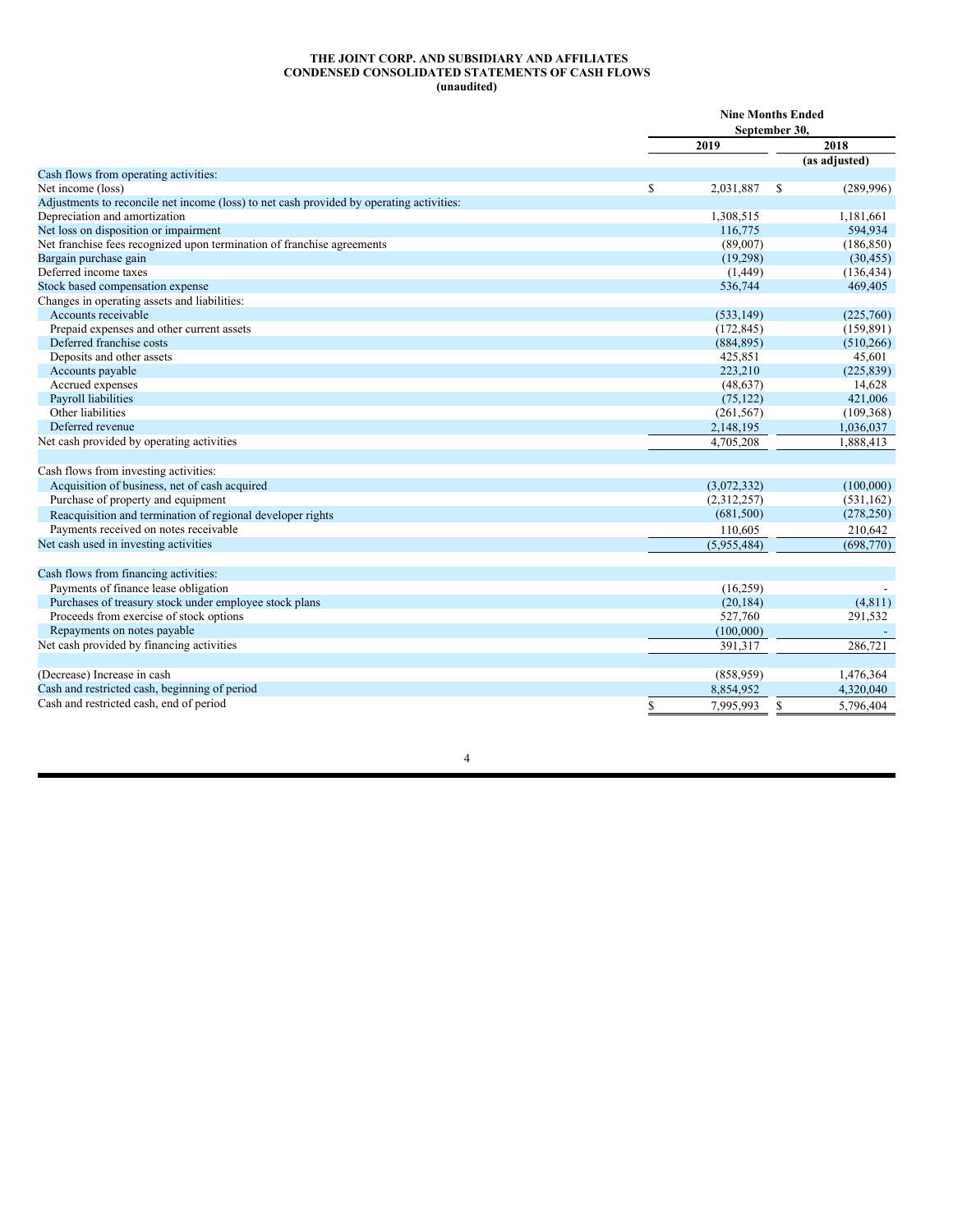**THE JOINT CORP. AND SUBSIDIARY AND AFFILIATES**
**CONDENSED CONSOLIDATED STATEMENTS OF CASH FLOWS**
**(unaudited)**

| | Nine Months Ended September 30, | |
|---|---|---|
| | 2019 | 2018 (as adjusted) |
| Cash flows from operating activities: | | |
| Net income (loss) | $ 2,031,887 | $ (289,996) |
| Adjustments to reconcile net income (loss) to net cash provided by operating activities: | | |
| Depreciation and amortization | 1,308,515 | 1,181,661 |
| Net loss on disposition or impairment | 116,775 | 594,934 |
| Net franchise fees recognized upon termination of franchise agreements | (89,007) | (186,850) |
| Bargain purchase gain | (19,298) | (30,455) |
| Deferred income taxes | (1,449) | (136,434) |
| Stock based compensation expense | 536,744 | 469,405 |
| Changes in operating assets and liabilities: | | |
| Accounts receivable | (533,149) | (225,760) |
| Prepaid expenses and other current assets | (172,845) | (159,891) |
| Deferred franchise costs | (884,895) | (510,266) |
| Deposits and other assets | 425,851 | 45,601 |
| Accounts payable | 223,210 | (225,839) |
| Accrued expenses | (48,637) | 14,628 |
| Payroll liabilities | (75,122) | 421,006 |
| Other liabilities | (261,567) | (109,368) |
| Deferred revenue | 2,148,195 | 1,036,037 |
| Net cash provided by operating activities | 4,705,208 | 1,888,413 |
| | | |
| Cash flows from investing activities: | | |
| Acquisition of business, net of cash acquired | (3,072,332) | (100,000) |
| Purchase of property and equipment | (2,312,257) | (531,162) |
| Reacquisition and termination of regional developer rights | (681,500) | (278,250) |
| Payments received on notes receivable | 110,605 | 210,642 |
| Net cash used in investing activities | (5,955,484) | (698,770) |
| | | |
| Cash flows from financing activities: | | |
| Payments of finance lease obligation | (16,259) | - |
| Purchases of treasury stock under employee stock plans | (20,184) | (4,811) |
| Proceeds from exercise of stock options | 527,760 | 291,532 |
| Repayments on notes payable | (100,000) | - |
| Net cash provided by financing activities | 391,317 | 286,721 |
| | | |
| (Decrease) Increase in cash | (858,959) | 1,476,364 |
| Cash and restricted cash, beginning of period | 8,854,952 | 4,320,040 |
| Cash and restricted cash, end of period | $ 7,995,993 | $ 5,796,404 |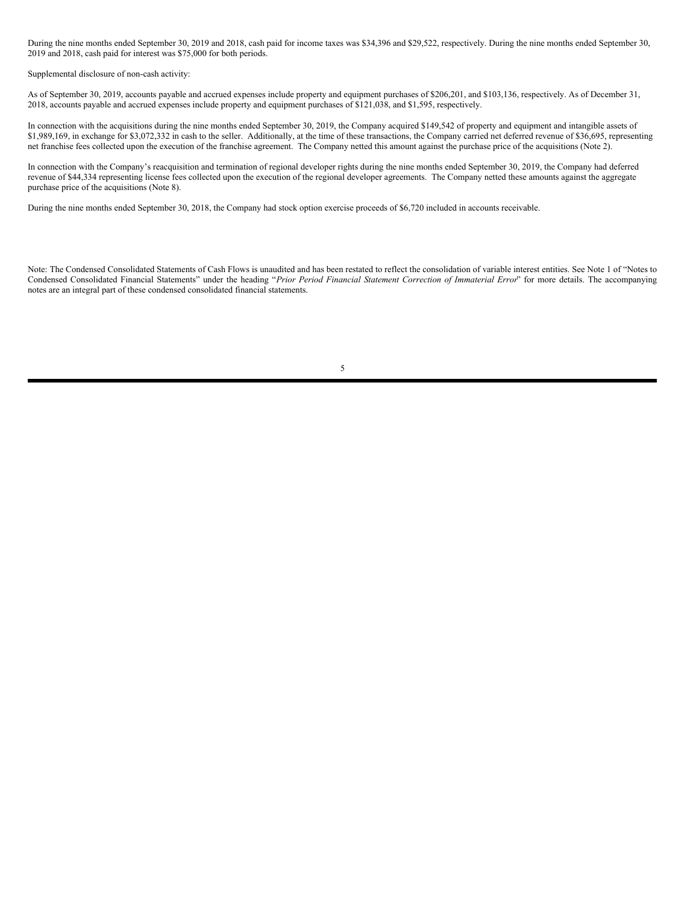During the nine months ended September 30, 2019 and 2018, cash paid for income taxes was $34,396 and $29,522, respectively. During the nine months ended September 30, 2019 and 2018, cash paid for interest was $75,000 for both periods.

Supplemental disclosure of non-cash activity:

As of September 30, 2019, accounts payable and accrued expenses include property and equipment purchases of $206,201, and $103,136, respectively. As of December 31, 2018, accounts payable and accrued expenses include property and equipment purchases of $121,038, and $1,595, respectively.

In connection with the acquisitions during the nine months ended September 30, 2019, the Company acquired $149,542 of property and equipment and intangible assets of $1,989,169, in exchange for $3,072,332 in cash to the seller. Additionally, at the time of these transactions, the Company carried net deferred revenue of $36,695, representing net franchise fees collected upon the execution of the franchise agreement. The Company netted this amount against the purchase price of the acquisitions (Note 2).

In connection with the Company's reacquisition and termination of regional developer rights during the nine months ended September 30, 2019, the Company had deferred revenue of $44,334 representing license fees collected upon the execution of the regional developer agreements. The Company netted these amounts against the aggregate purchase price of the acquisitions (Note 8).

During the nine months ended September 30, 2018, the Company had stock option exercise proceeds of $6,720 included in accounts receivable.

Note: The Condensed Consolidated Statements of Cash Flows is unaudited and has been restated to reflect the consolidation of variable interest entities. See Note 1 of "Notes to Condensed Consolidated Financial Statements" under the heading "*Prior Period Financial Statement Correction of Immaterial Error*" for more details. The accompanying notes are an integral part of these condensed consolidated financial statements.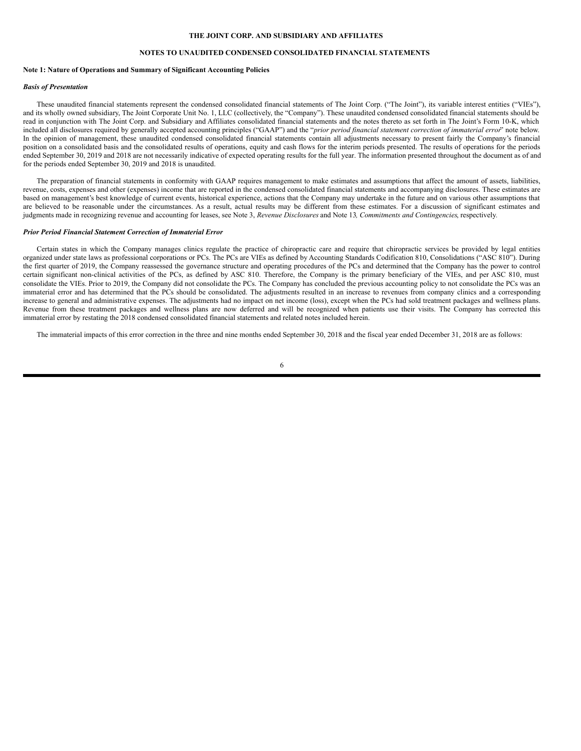**THE JOINT CORP. AND SUBSIDIARY AND AFFILIATES**

**NOTES TO UNAUDITED CONDENSED CONSOLIDATED FINANCIAL STATEMENTS**

**Note 1: Nature of Operations and Summary of Significant Accounting Policies**

***Basis of Presentation***

These unaudited financial statements represent the condensed consolidated financial statements of The Joint Corp. ("The Joint"), its variable interest entities ("VIEs"), and its wholly owned subsidiary, The Joint Corporate Unit No. 1, LLC (collectively, the "Company"). These unaudited condensed consolidated financial statements should be read in conjunction with The Joint Corp. and Subsidiary and Affiliates consolidated financial statements and the notes thereto as set forth in The Joint's Form 10-K, which included all disclosures required by generally accepted accounting principles ("GAAP") and the "*prior period financial statement correction of immaterial error*" note below. In the opinion of management, these unaudited condensed consolidated financial statements contain all adjustments necessary to present fairly the Company's financial position on a consolidated basis and the consolidated results of operations, equity and cash flows for the interim periods presented. The results of operations for the periods ended September 30, 2019 and 2018 are not necessarily indicative of expected operating results for the full year. The information presented throughout the document as of and for the periods ended September 30, 2019 and 2018 is unaudited.

The preparation of financial statements in conformity with GAAP requires management to make estimates and assumptions that affect the amount of assets, liabilities, revenue, costs, expenses and other (expenses) income that are reported in the condensed consolidated financial statements and accompanying disclosures. These estimates are based on management's best knowledge of current events, historical experience, actions that the Company may undertake in the future and on various other assumptions that are believed to be reasonable under the circumstances. As a result, actual results may be different from these estimates. For a discussion of significant estimates and judgments made in recognizing revenue and accounting for leases, see Note 3, *Revenue Disclosures* and Note 13*, Commitments and Contingencies*, respectively.

***Prior Period Financial Statement Correction of Immaterial Error***

Certain states in which the Company manages clinics regulate the practice of chiropractic care and require that chiropractic services be provided by legal entities organized under state laws as professional corporations or PCs. The PCs are VIEs as defined by Accounting Standards Codification 810, Consolidations ("ASC 810"). During the first quarter of 2019, the Company reassessed the governance structure and operating procedures of the PCs and determined that the Company has the power to control certain significant non-clinical activities of the PCs, as defined by ASC 810. Therefore, the Company is the primary beneficiary of the VIEs, and per ASC 810, must consolidate the VIEs. Prior to 2019, the Company did not consolidate the PCs. The Company has concluded the previous accounting policy to not consolidate the PCs was an immaterial error and has determined that the PCs should be consolidated. The adjustments resulted in an increase to revenues from company clinics and a corresponding increase to general and administrative expenses. The adjustments had no impact on net income (loss), except when the PCs had sold treatment packages and wellness plans. Revenue from these treatment packages and wellness plans are now deferred and will be recognized when patients use their visits. The Company has corrected this immaterial error by restating the 2018 condensed consolidated financial statements and related notes included herein.

The immaterial impacts of this error correction in the three and nine months ended September 30, 2018 and the fiscal year ended December 31, 2018 are as follows: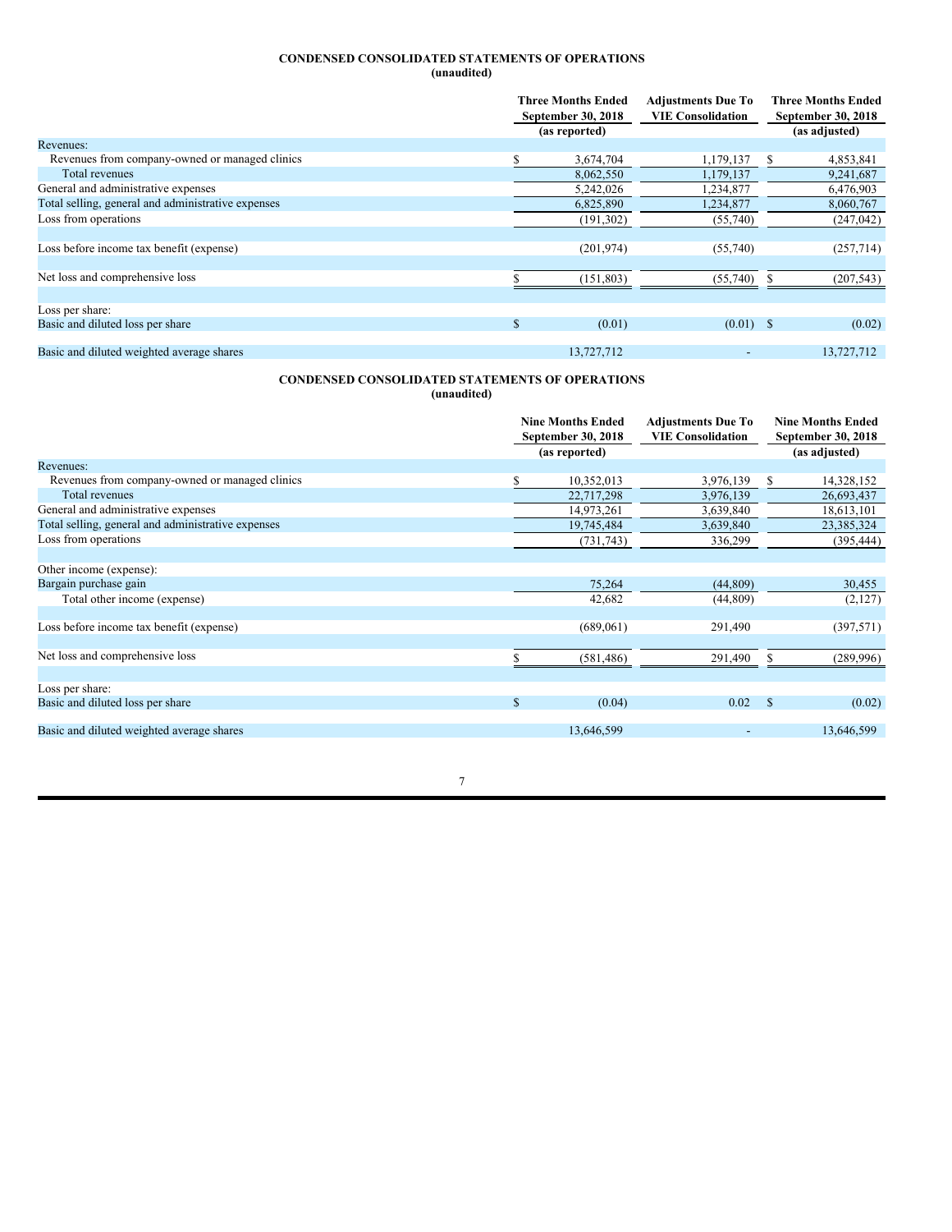**CONDENSED CONSOLIDATED STATEMENTS OF OPERATIONS**
**(unaudited)**

| | Three Months Ended September 30, 2018 (as reported) | Adjustments Due To VIE Consolidation | Three Months Ended September 30, 2018 (as adjusted) |
|---|---|---|---|
| Revenues: | | | |
| Revenues from company-owned or managed clinics | $ 3,674,704 | 1,179,137 | $ 4,853,841 |
| Total revenues | 8,062,550 | 1,179,137 | 9,241,687 |
| General and administrative expenses | 5,242,026 | 1,234,877 | 6,476,903 |
| Total selling, general and administrative expenses | 6,825,890 | 1,234,877 | 8,060,767 |
| Loss from operations | (191,302) | (55,740) | (247,042) |
| | | | |
| Loss before income tax benefit (expense) | (201,974) | (55,740) | (257,714) |
| | | | |
| Net loss and comprehensive loss | $ (151,803) | (55,740) | $ (207,543) |
| | | | |
| Loss per share: | | | |
| Basic and diluted loss per share | $ (0.01) | (0.01) | $ (0.02) |
| | | | |
| Basic and diluted weighted average shares | 13,727,712 | - | 13,727,712 |

**CONDENSED CONSOLIDATED STATEMENTS OF OPERATIONS**
**(unaudited)**

| | Nine Months Ended September 30, 2018 (as reported) | Adjustments Due To VIE Consolidation | Nine Months Ended September 30, 2018 (as adjusted) |
|---|---|---|---|
| Revenues: | | | |
| Revenues from company-owned or managed clinics | $ 10,352,013 | 3,976,139 | $ 14,328,152 |
| Total revenues | 22,717,298 | 3,976,139 | 26,693,437 |
| General and administrative expenses | 14,973,261 | 3,639,840 | 18,613,101 |
| Total selling, general and administrative expenses | 19,745,484 | 3,639,840 | 23,385,324 |
| Loss from operations | (731,743) | 336,299 | (395,444) |
| | | | |
| Other income (expense): | | | |
| Bargain purchase gain | 75,264 | (44,809) | 30,455 |
| Total other income (expense) | 42,682 | (44,809) | (2,127) |
| | | | |
| Loss before income tax benefit (expense) | (689,061) | 291,490 | (397,571) |
| | | | |
| Net loss and comprehensive loss | $ (581,486) | 291,490 | $ (289,996) |
| | | | |
| Loss per share: | | | |
| Basic and diluted loss per share | $ (0.04) | 0.02 | $ (0.02) |
| | | | |
| Basic and diluted weighted average shares | 13,646,599 | - | 13,646,599 |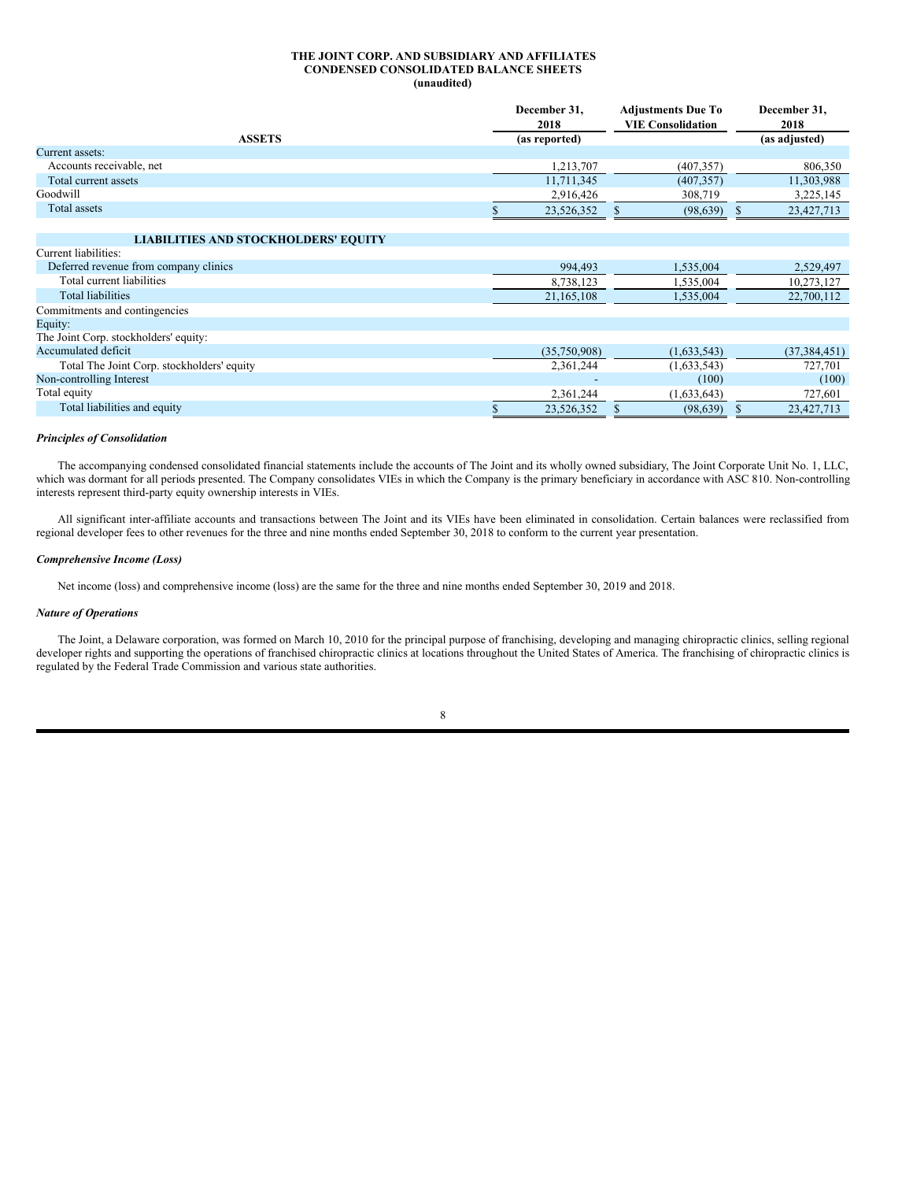**THE JOINT CORP. AND SUBSIDIARY AND AFFILIATES**
**CONDENSED CONSOLIDATED BALANCE SHEETS**
**(unaudited)**

| | December 31, 2018 (as reported) | Adjustments Due To VIE Consolidation | December 31, 2018 (as adjusted) |
|---|---|---|---|
| **ASSETS** | | | |
| Current assets: | | | |
| Accounts receivable, net | 1,213,707 | (407,357) | 806,350 |
| Total current assets | 11,711,345 | (407,357) | 11,303,988 |
| Goodwill | 2,916,426 | 308,719 | 3,225,145 |
| Total assets | $ 23,526,352 | $ (98,639) | $ 23,427,713 |
| | | | |
| **LIABILITIES AND STOCKHOLDERS' EQUITY** | | | |
| Current liabilities: | | | |
| Deferred revenue from company clinics | 994,493 | 1,535,004 | 2,529,497 |
| Total current liabilities | 8,738,123 | 1,535,004 | 10,273,127 |
| Total liabilities | 21,165,108 | 1,535,004 | 22,700,112 |
| Commitments and contingencies | | | |
| Equity: | | | |
| The Joint Corp. stockholders' equity: | | | |
| Accumulated deficit | (35,750,908) | (1,633,543) | (37,384,451) |
| Total The Joint Corp. stockholders' equity | 2,361,244 | (1,633,543) | 727,701 |
| Non-controlling Interest | - | (100) | (100) |
| Total equity | 2,361,244 | (1,633,643) | 727,601 |
| Total liabilities and equity | $ 23,526,352 | $ (98,639) | $ 23,427,713 |

***Principles of Consolidation***

The accompanying condensed consolidated financial statements include the accounts of The Joint and its wholly owned subsidiary, The Joint Corporate Unit No. 1, LLC, which was dormant for all periods presented. The Company consolidates VIEs in which the Company is the primary beneficiary in accordance with ASC 810. Non-controlling interests represent third-party equity ownership interests in VIEs.

All significant inter-affiliate accounts and transactions between The Joint and its VIEs have been eliminated in consolidation. Certain balances were reclassified from regional developer fees to other revenues for the three and nine months ended September 30, 2018 to conform to the current year presentation.

***Comprehensive Income (Loss)***

Net income (loss) and comprehensive income (loss) are the same for the three and nine months ended September 30, 2019 and 2018.

***Nature of Operations***

The Joint, a Delaware corporation, was formed on March 10, 2010 for the principal purpose of franchising, developing and managing chiropractic clinics, selling regional developer rights and supporting the operations of franchised chiropractic clinics at locations throughout the United States of America. The franchising of chiropractic clinics is regulated by the Federal Trade Commission and various state authorities.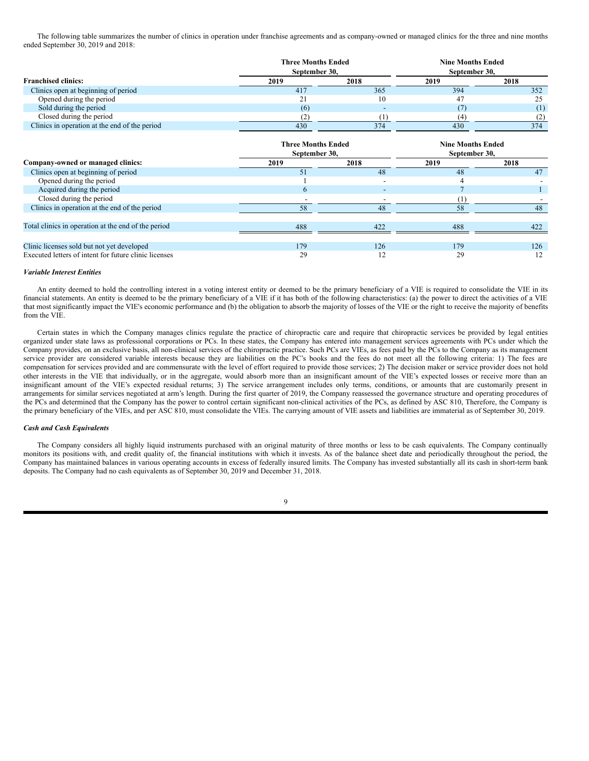The following table summarizes the number of clinics in operation under franchise agreements and as company-owned or managed clinics for the three and nine months ended September 30, 2019 and 2018:

| | Three Months Ended September 30, | | Nine Months Ended September 30, | |
|---|---|---|---|---|
| **Franchised clinics:** | **2019** | **2018** | **2019** | **2018** |
| Clinics open at beginning of period | 417 | 365 | 394 | 352 |
| Opened during the period | 21 | 10 | 47 | 25 |
| Sold during the period | (6) | - | (7) | (1) |
| Closed during the period | (2) | (1) | (4) | (2) |
| Clinics in operation at the end of the period | 430 | 374 | 430 | 374 |

| | Three Months Ended September 30, | | Nine Months Ended September 30, | |
|---|---|---|---|---|
| **Company-owned or managed clinics:** | **2019** | **2018** | **2019** | **2018** |
| Clinics open at beginning of period | 51 | 48 | 48 | 47 |
| Opened during the period | 1 | - | 4 | - |
| Acquired during the period | 6 | - | 7 | 1 |
| Closed during the period | - | - | (1) | - |
| Clinics in operation at the end of the period | 58 | 48 | 58 | 48 |
| | | | | |
| Total clinics in operation at the end of the period | 488 | 422 | 488 | 422 |
| | | | | |
| Clinic licenses sold but not yet developed | 179 | 126 | 179 | 126 |
| Executed letters of intent for future clinic licenses | 29 | 12 | 29 | 12 |

***Variable Interest Entities***

An entity deemed to hold the controlling interest in a voting interest entity or deemed to be the primary beneficiary of a VIE is required to consolidate the VIE in its financial statements. An entity is deemed to be the primary beneficiary of a VIE if it has both of the following characteristics: (a) the power to direct the activities of a VIE that most significantly impact the VIE's economic performance and (b) the obligation to absorb the majority of losses of the VIE or the right to receive the majority of benefits from the VIE.

Certain states in which the Company manages clinics regulate the practice of chiropractic care and require that chiropractic services be provided by legal entities organized under state laws as professional corporations or PCs. In these states, the Company has entered into management services agreements with PCs under which the Company provides, on an exclusive basis, all non-clinical services of the chiropractic practice. Such PCs are VIEs, as fees paid by the PCs to the Company as its management service provider are considered variable interests because they are liabilities on the PC's books and the fees do not meet all the following criteria: 1) The fees are compensation for services provided and are commensurate with the level of effort required to provide those services; 2) The decision maker or service provider does not hold other interests in the VIE that individually, or in the aggregate, would absorb more than an insignificant amount of the VIE's expected losses or receive more than an insignificant amount of the VIE's expected residual returns; 3) The service arrangement includes only terms, conditions, or amounts that are customarily present in arrangements for similar services negotiated at arm's length. During the first quarter of 2019, the Company reassessed the governance structure and operating procedures of the PCs and determined that the Company has the power to control certain significant non-clinical activities of the PCs, as defined by ASC 810, Therefore, the Company is the primary beneficiary of the VIEs, and per ASC 810, must consolidate the VIEs. The carrying amount of VIE assets and liabilities are immaterial as of September 30, 2019.

***Cash and Cash Equivalents***

The Company considers all highly liquid instruments purchased with an original maturity of three months or less to be cash equivalents. The Company continually monitors its positions with, and credit quality of, the financial institutions with which it invests. As of the balance sheet date and periodically throughout the period, the Company has maintained balances in various operating accounts in excess of federally insured limits. The Company has invested substantially all its cash in short-term bank deposits. The Company had no cash equivalents as of September 30, 2019 and December 31, 2018.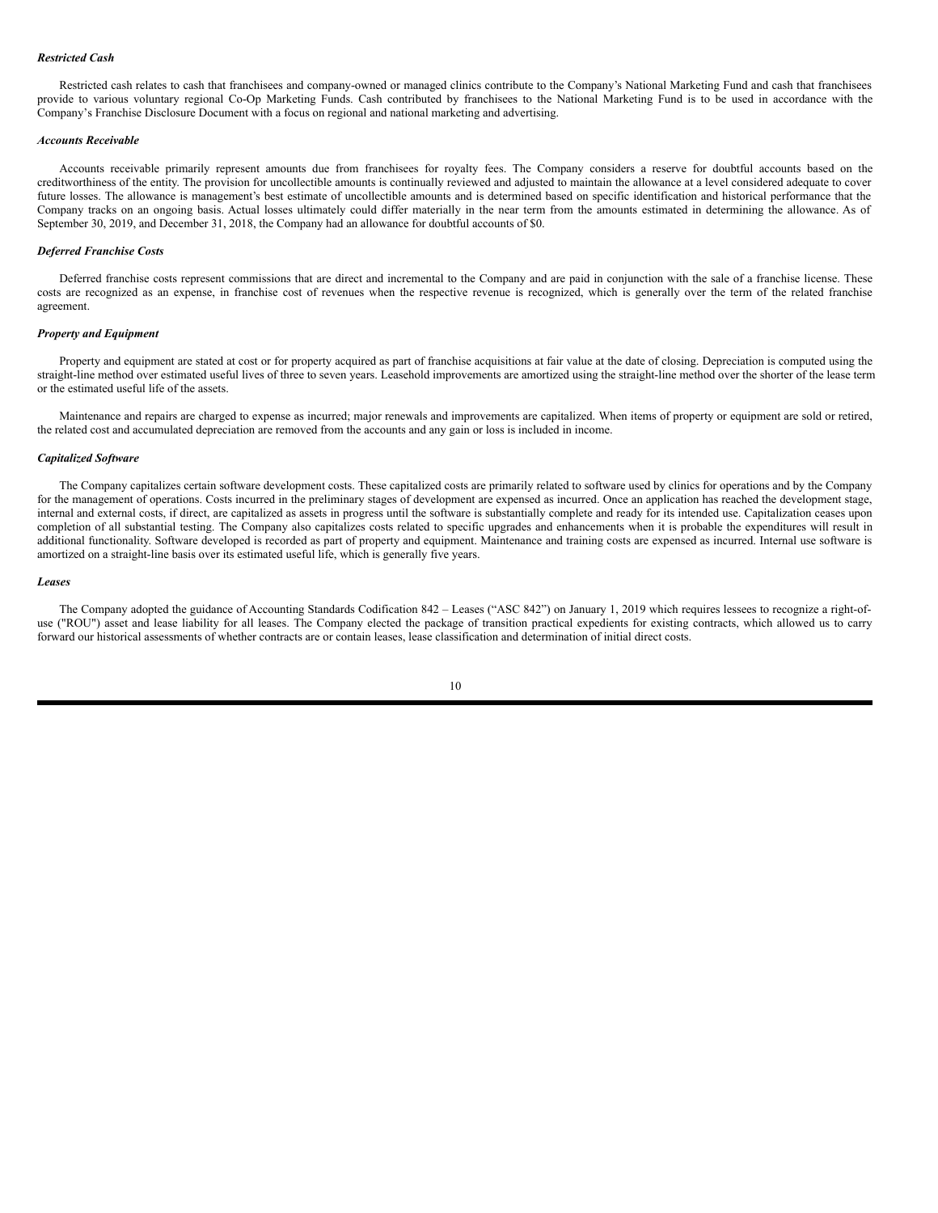***Restricted Cash***

Restricted cash relates to cash that franchisees and company-owned or managed clinics contribute to the Company's National Marketing Fund and cash that franchisees provide to various voluntary regional Co-Op Marketing Funds. Cash contributed by franchisees to the National Marketing Fund is to be used in accordance with the Company's Franchise Disclosure Document with a focus on regional and national marketing and advertising.

***Accounts Receivable***

Accounts receivable primarily represent amounts due from franchisees for royalty fees. The Company considers a reserve for doubtful accounts based on the creditworthiness of the entity. The provision for uncollectible amounts is continually reviewed and adjusted to maintain the allowance at a level considered adequate to cover future losses. The allowance is management's best estimate of uncollectible amounts and is determined based on specific identification and historical performance that the Company tracks on an ongoing basis. Actual losses ultimately could differ materially in the near term from the amounts estimated in determining the allowance. As of September 30, 2019, and December 31, 2018, the Company had an allowance for doubtful accounts of $0.

***Deferred Franchise Costs***

Deferred franchise costs represent commissions that are direct and incremental to the Company and are paid in conjunction with the sale of a franchise license. These costs are recognized as an expense, in franchise cost of revenues when the respective revenue is recognized, which is generally over the term of the related franchise agreement.

***Property and Equipment***

Property and equipment are stated at cost or for property acquired as part of franchise acquisitions at fair value at the date of closing. Depreciation is computed using the straight-line method over estimated useful lives of three to seven years. Leasehold improvements are amortized using the straight-line method over the shorter of the lease term or the estimated useful life of the assets.

Maintenance and repairs are charged to expense as incurred; major renewals and improvements are capitalized. When items of property or equipment are sold or retired, the related cost and accumulated depreciation are removed from the accounts and any gain or loss is included in income.

***Capitalized Software***

The Company capitalizes certain software development costs. These capitalized costs are primarily related to software used by clinics for operations and by the Company for the management of operations. Costs incurred in the preliminary stages of development are expensed as incurred. Once an application has reached the development stage, internal and external costs, if direct, are capitalized as assets in progress until the software is substantially complete and ready for its intended use. Capitalization ceases upon completion of all substantial testing. The Company also capitalizes costs related to specific upgrades and enhancements when it is probable the expenditures will result in additional functionality. Software developed is recorded as part of property and equipment. Maintenance and training costs are expensed as incurred. Internal use software is amortized on a straight-line basis over its estimated useful life, which is generally five years.

***Leases***

The Company adopted the guidance of Accounting Standards Codification 842 – Leases ("ASC 842") on January 1, 2019 which requires lessees to recognize a right-of-use ("ROU") asset and lease liability for all leases. The Company elected the package of transition practical expedients for existing contracts, which allowed us to carry forward our historical assessments of whether contracts are or contain leases, lease classification and determination of initial direct costs.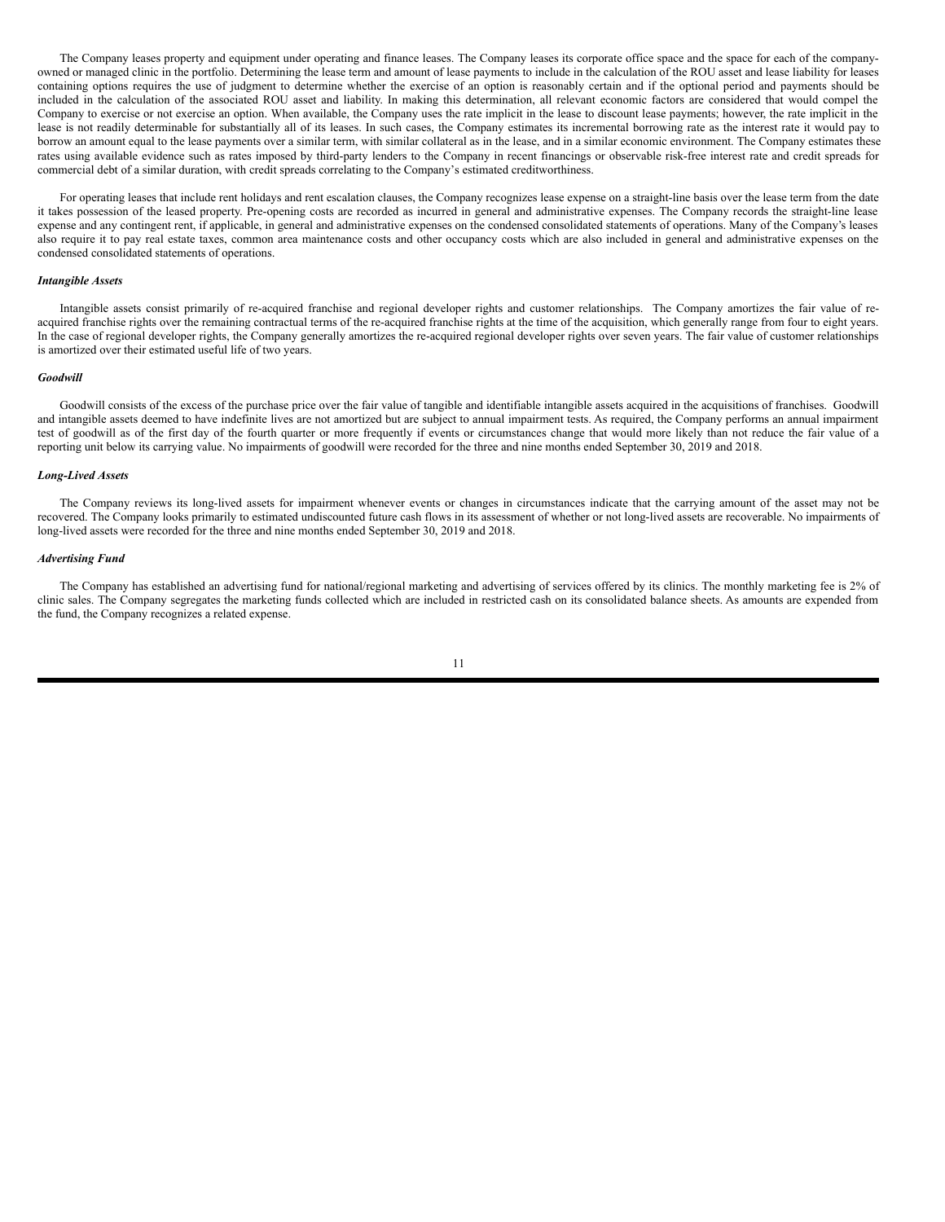The Company leases property and equipment under operating and finance leases. The Company leases its corporate office space and the space for each of the company-owned or managed clinic in the portfolio. Determining the lease term and amount of lease payments to include in the calculation of the ROU asset and lease liability for leases containing options requires the use of judgment to determine whether the exercise of an option is reasonably certain and if the optional period and payments should be included in the calculation of the associated ROU asset and liability. In making this determination, all relevant economic factors are considered that would compel the Company to exercise or not exercise an option. When available, the Company uses the rate implicit in the lease to discount lease payments; however, the rate implicit in the lease is not readily determinable for substantially all of its leases. In such cases, the Company estimates its incremental borrowing rate as the interest rate it would pay to borrow an amount equal to the lease payments over a similar term, with similar collateral as in the lease, and in a similar economic environment. The Company estimates these rates using available evidence such as rates imposed by third-party lenders to the Company in recent financings or observable risk-free interest rate and credit spreads for commercial debt of a similar duration, with credit spreads correlating to the Company's estimated creditworthiness.

For operating leases that include rent holidays and rent escalation clauses, the Company recognizes lease expense on a straight-line basis over the lease term from the date it takes possession of the leased property. Pre-opening costs are recorded as incurred in general and administrative expenses. The Company records the straight-line lease expense and any contingent rent, if applicable, in general and administrative expenses on the condensed consolidated statements of operations. Many of the Company's leases also require it to pay real estate taxes, common area maintenance costs and other occupancy costs which are also included in general and administrative expenses on the condensed consolidated statements of operations.

***Intangible Assets***

Intangible assets consist primarily of re-acquired franchise and regional developer rights and customer relationships. The Company amortizes the fair value of re-acquired franchise rights over the remaining contractual terms of the re-acquired franchise rights at the time of the acquisition, which generally range from four to eight years. In the case of regional developer rights, the Company generally amortizes the re-acquired regional developer rights over seven years. The fair value of customer relationships is amortized over their estimated useful life of two years.

***Goodwill***

Goodwill consists of the excess of the purchase price over the fair value of tangible and identifiable intangible assets acquired in the acquisitions of franchises. Goodwill and intangible assets deemed to have indefinite lives are not amortized but are subject to annual impairment tests. As required, the Company performs an annual impairment test of goodwill as of the first day of the fourth quarter or more frequently if events or circumstances change that would more likely than not reduce the fair value of a reporting unit below its carrying value. No impairments of goodwill were recorded for the three and nine months ended September 30, 2019 and 2018.

***Long-Lived Assets***

The Company reviews its long-lived assets for impairment whenever events or changes in circumstances indicate that the carrying amount of the asset may not be recovered. The Company looks primarily to estimated undiscounted future cash flows in its assessment of whether or not long-lived assets are recoverable. No impairments of long-lived assets were recorded for the three and nine months ended September 30, 2019 and 2018.

***Advertising Fund***

The Company has established an advertising fund for national/regional marketing and advertising of services offered by its clinics. The monthly marketing fee is 2% of clinic sales. The Company segregates the marketing funds collected which are included in restricted cash on its consolidated balance sheets. As amounts are expended from the fund, the Company recognizes a related expense.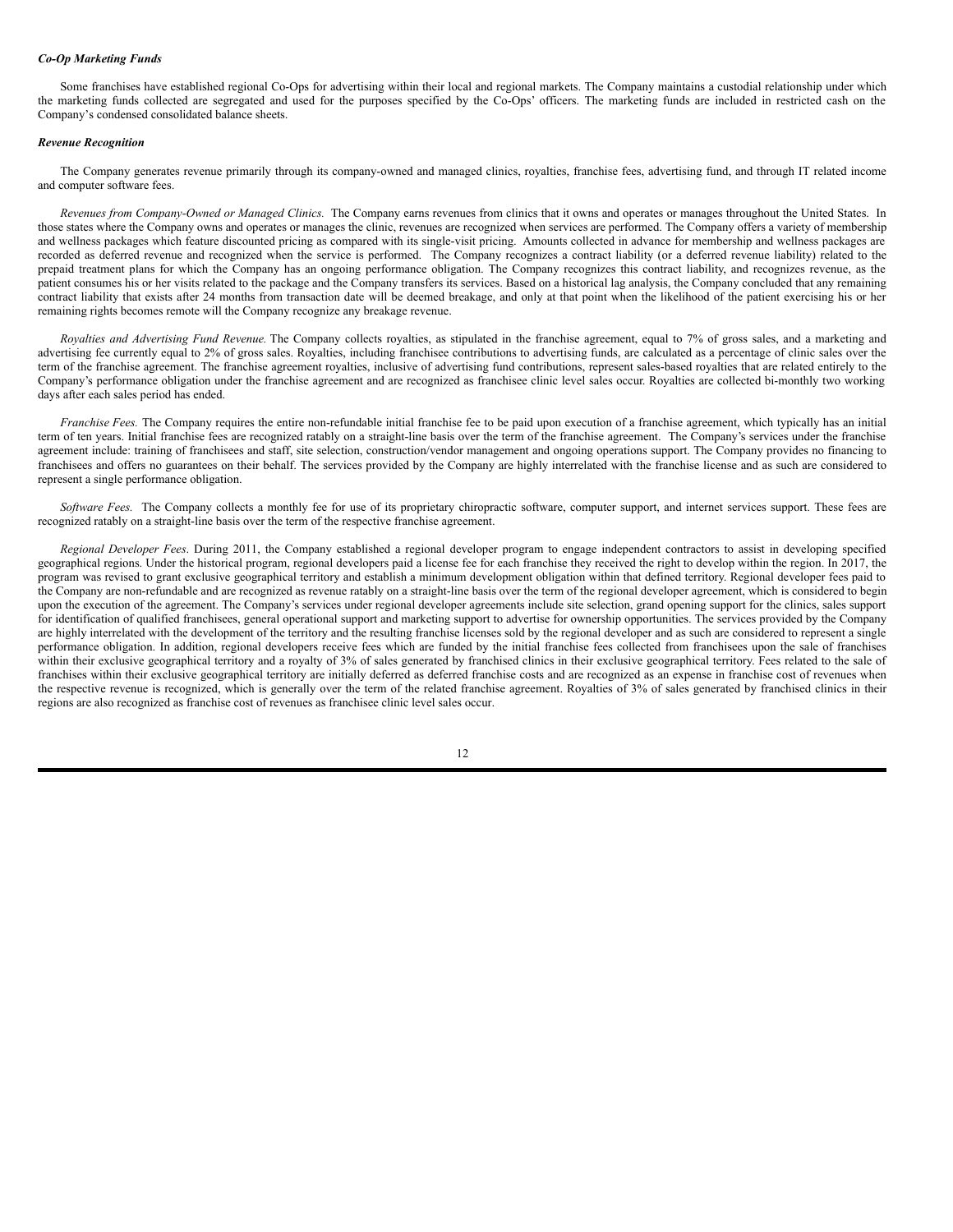***Co-Op Marketing Funds***

Some franchises have established regional Co-Ops for advertising within their local and regional markets. The Company maintains a custodial relationship under which the marketing funds collected are segregated and used for the purposes specified by the Co-Ops' officers. The marketing funds are included in restricted cash on the Company's condensed consolidated balance sheets.

***Revenue Recognition***

The Company generates revenue primarily through its company-owned and managed clinics, royalties, franchise fees, advertising fund, and through IT related income and computer software fees.

*Revenues from Company-Owned or Managed Clinics.* The Company earns revenues from clinics that it owns and operates or manages throughout the United States. In those states where the Company owns and operates or manages the clinic, revenues are recognized when services are performed. The Company offers a variety of membership and wellness packages which feature discounted pricing as compared with its single-visit pricing. Amounts collected in advance for membership and wellness packages are recorded as deferred revenue and recognized when the service is performed. The Company recognizes a contract liability (or a deferred revenue liability) related to the prepaid treatment plans for which the Company has an ongoing performance obligation. The Company recognizes this contract liability, and recognizes revenue, as the patient consumes his or her visits related to the package and the Company transfers its services. Based on a historical lag analysis, the Company concluded that any remaining contract liability that exists after 24 months from transaction date will be deemed breakage, and only at that point when the likelihood of the patient exercising his or her remaining rights becomes remote will the Company recognize any breakage revenue.

*Royalties and Advertising Fund Revenue.* The Company collects royalties, as stipulated in the franchise agreement, equal to 7% of gross sales, and a marketing and advertising fee currently equal to 2% of gross sales. Royalties, including franchisee contributions to advertising funds, are calculated as a percentage of clinic sales over the term of the franchise agreement. The franchise agreement royalties, inclusive of advertising fund contributions, represent sales-based royalties that are related entirely to the Company's performance obligation under the franchise agreement and are recognized as franchisee clinic level sales occur. Royalties are collected bi-monthly two working days after each sales period has ended.

*Franchise Fees.* The Company requires the entire non-refundable initial franchise fee to be paid upon execution of a franchise agreement, which typically has an initial term of ten years. Initial franchise fees are recognized ratably on a straight-line basis over the term of the franchise agreement. The Company's services under the franchise agreement include: training of franchisees and staff, site selection, construction/vendor management and ongoing operations support. The Company provides no financing to franchisees and offers no guarantees on their behalf. The services provided by the Company are highly interrelated with the franchise license and as such are considered to represent a single performance obligation.

*Software Fees.* The Company collects a monthly fee for use of its proprietary chiropractic software, computer support, and internet services support. These fees are recognized ratably on a straight-line basis over the term of the respective franchise agreement.

*Regional Developer Fees*. During 2011, the Company established a regional developer program to engage independent contractors to assist in developing specified geographical regions. Under the historical program, regional developers paid a license fee for each franchise they received the right to develop within the region. In 2017, the program was revised to grant exclusive geographical territory and establish a minimum development obligation within that defined territory. Regional developer fees paid to the Company are non-refundable and are recognized as revenue ratably on a straight-line basis over the term of the regional developer agreement, which is considered to begin upon the execution of the agreement. The Company's services under regional developer agreements include site selection, grand opening support for the clinics, sales support for identification of qualified franchisees, general operational support and marketing support to advertise for ownership opportunities. The services provided by the Company are highly interrelated with the development of the territory and the resulting franchise licenses sold by the regional developer and as such are considered to represent a single performance obligation. In addition, regional developers receive fees which are funded by the initial franchise fees collected from franchisees upon the sale of franchises within their exclusive geographical territory and a royalty of 3% of sales generated by franchised clinics in their exclusive geographical territory. Fees related to the sale of franchises within their exclusive geographical territory are initially deferred as deferred franchise costs and are recognized as an expense in franchise cost of revenues when the respective revenue is recognized, which is generally over the term of the related franchise agreement. Royalties of 3% of sales generated by franchised clinics in their regions are also recognized as franchise cost of revenues as franchisee clinic level sales occur.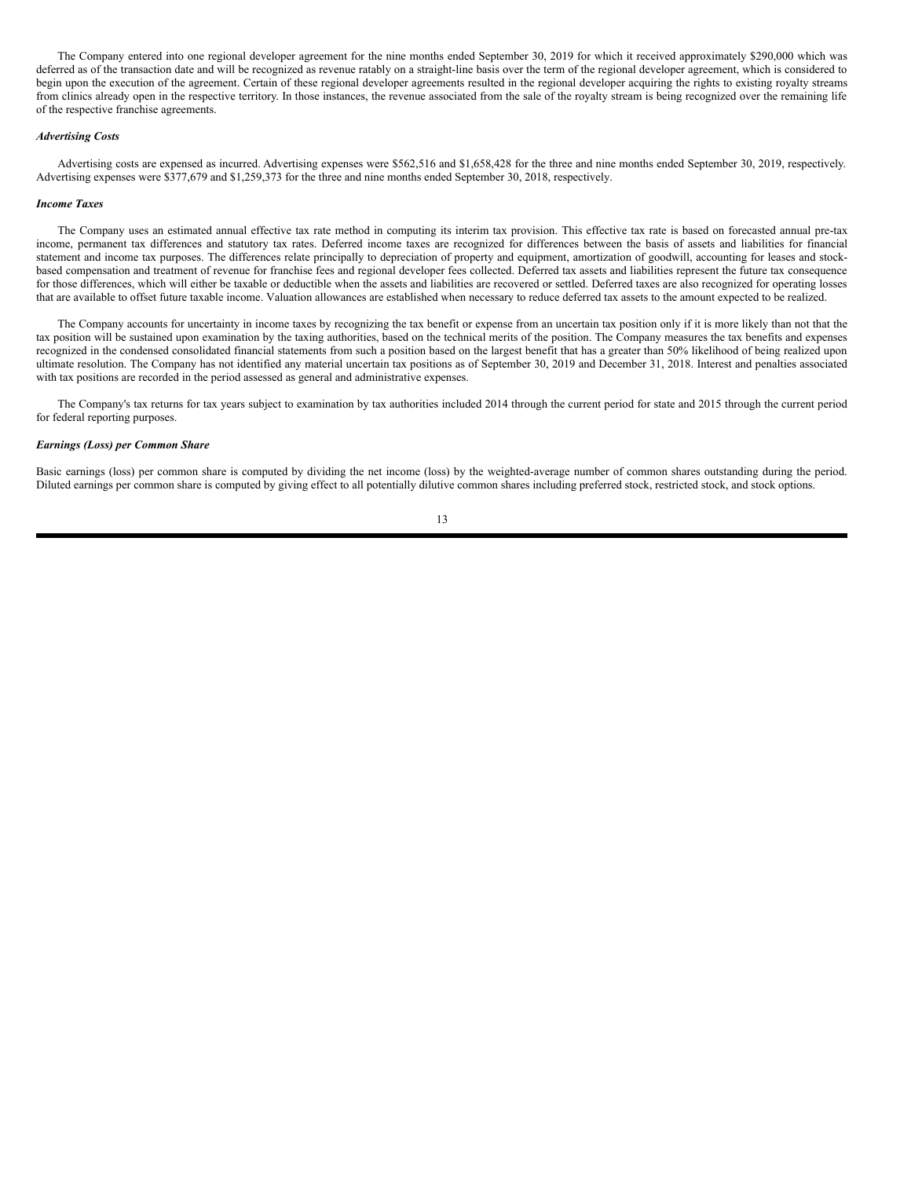The Company entered into one regional developer agreement for the nine months ended September 30, 2019 for which it received approximately $290,000 which was deferred as of the transaction date and will be recognized as revenue ratably on a straight-line basis over the term of the regional developer agreement, which is considered to begin upon the execution of the agreement. Certain of these regional developer agreements resulted in the regional developer acquiring the rights to existing royalty streams from clinics already open in the respective territory. In those instances, the revenue associated from the sale of the royalty stream is being recognized over the remaining life of the respective franchise agreements.

***Advertising Costs***

Advertising costs are expensed as incurred. Advertising expenses were $562,516 and $1,658,428 for the three and nine months ended September 30, 2019, respectively. Advertising expenses were $377,679 and $1,259,373 for the three and nine months ended September 30, 2018, respectively.

***Income Taxes***

The Company uses an estimated annual effective tax rate method in computing its interim tax provision. This effective tax rate is based on forecasted annual pre-tax income, permanent tax differences and statutory tax rates. Deferred income taxes are recognized for differences between the basis of assets and liabilities for financial statement and income tax purposes. The differences relate principally to depreciation of property and equipment, amortization of goodwill, accounting for leases and stock-based compensation and treatment of revenue for franchise fees and regional developer fees collected. Deferred tax assets and liabilities represent the future tax consequence for those differences, which will either be taxable or deductible when the assets and liabilities are recovered or settled. Deferred taxes are also recognized for operating losses that are available to offset future taxable income. Valuation allowances are established when necessary to reduce deferred tax assets to the amount expected to be realized.

The Company accounts for uncertainty in income taxes by recognizing the tax benefit or expense from an uncertain tax position only if it is more likely than not that the tax position will be sustained upon examination by the taxing authorities, based on the technical merits of the position. The Company measures the tax benefits and expenses recognized in the condensed consolidated financial statements from such a position based on the largest benefit that has a greater than 50% likelihood of being realized upon ultimate resolution. The Company has not identified any material uncertain tax positions as of September 30, 2019 and December 31, 2018. Interest and penalties associated with tax positions are recorded in the period assessed as general and administrative expenses.

The Company's tax returns for tax years subject to examination by tax authorities included 2014 through the current period for state and 2015 through the current period for federal reporting purposes.

***Earnings (Loss) per Common Share***

Basic earnings (loss) per common share is computed by dividing the net income (loss) by the weighted-average number of common shares outstanding during the period. Diluted earnings per common share is computed by giving effect to all potentially dilutive common shares including preferred stock, restricted stock, and stock options.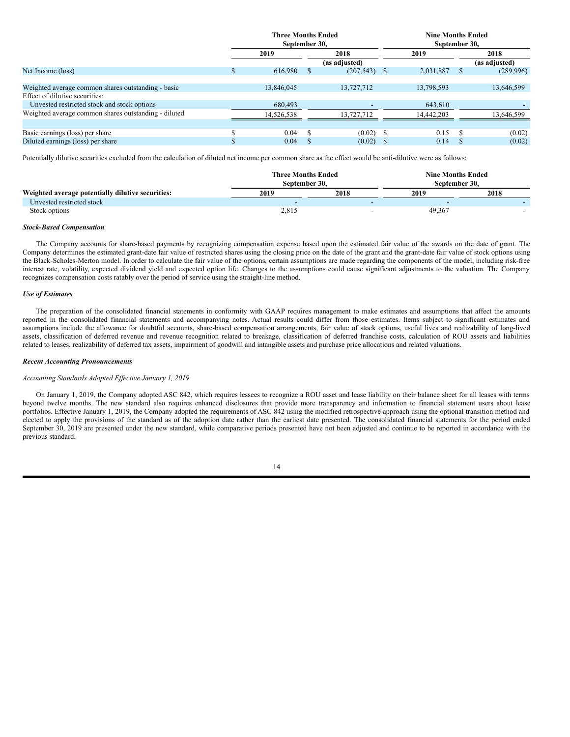| | Three Months Ended September 30, | | Nine Months Ended September 30, | |
|---|---|---|---|---|
| | 2019 | 2018 (as adjusted) | 2019 | 2018 (as adjusted) |
| Net Income (loss) | $ 616,980 | $ (207,543) | $ 2,031,887 | $ (289,996) |
| Weighted average common shares outstanding - basic | 13,846,045 | 13,727,712 | 13,798,593 | 13,646,599 |
| Effect of dilutive securities: | | | | |
| Unvested restricted stock and stock options | 680,493 | - | 643,610 | - |
| Weighted average common shares outstanding - diluted | 14,526,538 | 13,727,712 | 14,442,203 | 13,646,599 |
| Basic earnings (loss) per share | $ 0.04 | $ (0.02) | $ 0.15 | $ (0.02) |
| Diluted earnings (loss) per share | $ 0.04 | $ (0.02) | $ 0.14 | $ (0.02) |

Potentially dilutive securities excluded from the calculation of diluted net income per common share as the effect would be anti-dilutive were as follows:

| | Three Months Ended September 30, | | Nine Months Ended September 30, | |
|---|---|---|---|---|
| **Weighted average potentially dilutive securities:** | **2019** | **2018** | **2019** | **2018** |
| Unvested restricted stock | - | - | - | - |
| Stock options | 2,815 | - | 49,367 | - |

***Stock-Based Compensation***

The Company accounts for share-based payments by recognizing compensation expense based upon the estimated fair value of the awards on the date of grant. The Company determines the estimated grant-date fair value of restricted shares using the closing price on the date of the grant and the grant-date fair value of stock options using the Black-Scholes-Merton model. In order to calculate the fair value of the options, certain assumptions are made regarding the components of the model, including risk-free interest rate, volatility, expected dividend yield and expected option life. Changes to the assumptions could cause significant adjustments to the valuation. The Company recognizes compensation costs ratably over the period of service using the straight-line method.

***Use of Estimates***

The preparation of the consolidated financial statements in conformity with GAAP requires management to make estimates and assumptions that affect the amounts reported in the consolidated financial statements and accompanying notes. Actual results could differ from those estimates. Items subject to significant estimates and assumptions include the allowance for doubtful accounts, share-based compensation arrangements, fair value of stock options, useful lives and realizability of long-lived assets, classification of deferred revenue and revenue recognition related to breakage, classification of deferred franchise costs, calculation of ROU assets and liabilities related to leases, realizability of deferred tax assets, impairment of goodwill and intangible assets and purchase price allocations and related valuations.

***Recent Accounting Pronouncements***

*Accounting Standards Adopted Effective January 1, 2019*

On January 1, 2019, the Company adopted ASC 842, which requires lessees to recognize a ROU asset and lease liability on their balance sheet for all leases with terms beyond twelve months. The new standard also requires enhanced disclosures that provide more transparency and information to financial statement users about lease portfolios. Effective January 1, 2019, the Company adopted the requirements of ASC 842 using the modified retrospective approach using the optional transition method and elected to apply the provisions of the standard as of the adoption date rather than the earliest date presented. The consolidated financial statements for the period ended September 30, 2019 are presented under the new standard, while comparative periods presented have not been adjusted and continue to be reported in accordance with the previous standard.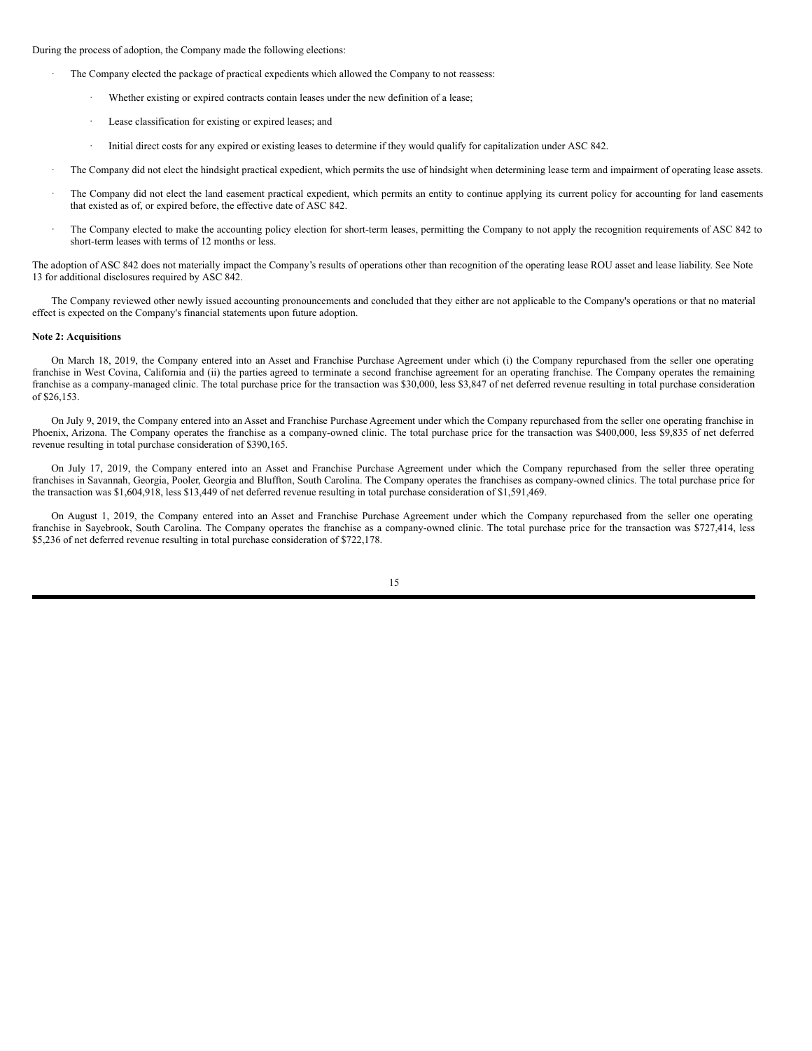During the process of adoption, the Company made the following elections:

- The Company elected the package of practical expedients which allowed the Company to not reassess:
  - Whether existing or expired contracts contain leases under the new definition of a lease;
  - Lease classification for existing or expired leases; and
  - Initial direct costs for any expired or existing leases to determine if they would qualify for capitalization under ASC 842.
- The Company did not elect the hindsight practical expedient, which permits the use of hindsight when determining lease term and impairment of operating lease assets.
- The Company did not elect the land easement practical expedient, which permits an entity to continue applying its current policy for accounting for land easements that existed as of, or expired before, the effective date of ASC 842.
- The Company elected to make the accounting policy election for short-term leases, permitting the Company to not apply the recognition requirements of ASC 842 to short-term leases with terms of 12 months or less.

The adoption of ASC 842 does not materially impact the Company's results of operations other than recognition of the operating lease ROU asset and lease liability. See Note 13 for additional disclosures required by ASC 842.

The Company reviewed other newly issued accounting pronouncements and concluded that they either are not applicable to the Company's operations or that no material effect is expected on the Company's financial statements upon future adoption.

**Note 2: Acquisitions**

On March 18, 2019, the Company entered into an Asset and Franchise Purchase Agreement under which (i) the Company repurchased from the seller one operating franchise in West Covina, California and (ii) the parties agreed to terminate a second franchise agreement for an operating franchise. The Company operates the remaining franchise as a company-managed clinic. The total purchase price for the transaction was $30,000, less $3,847 of net deferred revenue resulting in total purchase consideration of $26,153.

On July 9, 2019, the Company entered into an Asset and Franchise Purchase Agreement under which the Company repurchased from the seller one operating franchise in Phoenix, Arizona. The Company operates the franchise as a company-owned clinic. The total purchase price for the transaction was $400,000, less $9,835 of net deferred revenue resulting in total purchase consideration of $390,165.

On July 17, 2019, the Company entered into an Asset and Franchise Purchase Agreement under which the Company repurchased from the seller three operating franchises in Savannah, Georgia, Pooler, Georgia and Bluffton, South Carolina. The Company operates the franchises as company-owned clinics. The total purchase price for the transaction was $1,604,918, less $13,449 of net deferred revenue resulting in total purchase consideration of $1,591,469.

On August 1, 2019, the Company entered into an Asset and Franchise Purchase Agreement under which the Company repurchased from the seller one operating franchise in Sayebrook, South Carolina. The Company operates the franchise as a company-owned clinic. The total purchase price for the transaction was $727,414, less $5,236 of net deferred revenue resulting in total purchase consideration of $722,178.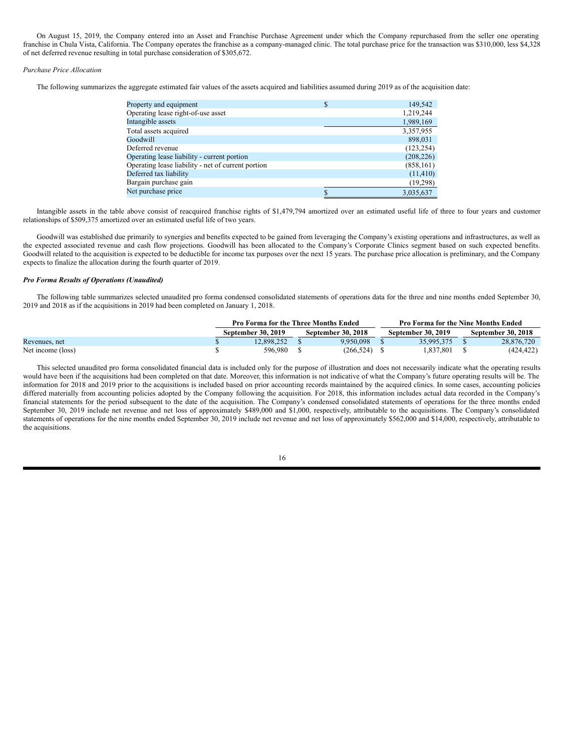On August 15, 2019, the Company entered into an Asset and Franchise Purchase Agreement under which the Company repurchased from the seller one operating franchise in Chula Vista, California. The Company operates the franchise as a company-managed clinic. The total purchase price for the transaction was $310,000, less $4,328 of net deferred revenue resulting in total purchase consideration of $305,672.

*Purchase Price Allocation*

The following summarizes the aggregate estimated fair values of the assets acquired and liabilities assumed during 2019 as of the acquisition date:

| | | |
|---|---|---|
| Property and equipment | $ | 149,542 |
| Operating lease right-of-use asset | | 1,219,244 |
| Intangible assets | | 1,989,169 |
| Total assets acquired | | 3,357,955 |
| Goodwill | | 898,031 |
| Deferred revenue | | (123,254) |
| Operating lease liability - current portion | | (208,226) |
| Operating lease liability - net of current portion | | (858,161) |
| Deferred tax liability | | (11,410) |
| Bargain purchase gain | | (19,298) |
| Net purchase price | $ | 3,035,637 |

Intangible assets in the table above consist of reacquired franchise rights of $1,479,794 amortized over an estimated useful life of three to four years and customer relationships of $509,375 amortized over an estimated useful life of two years.

Goodwill was established due primarily to synergies and benefits expected to be gained from leveraging the Company's existing operations and infrastructures, as well as the expected associated revenue and cash flow projections. Goodwill has been allocated to the Company's Corporate Clinics segment based on such expected benefits. Goodwill related to the acquisition is expected to be deductible for income tax purposes over the next 15 years. The purchase price allocation is preliminary, and the Company expects to finalize the allocation during the fourth quarter of 2019.

***Pro Forma Results of Operations (Unaudited)***

The following table summarizes selected unaudited pro forma condensed consolidated statements of operations data for the three and nine months ended September 30, 2019 and 2018 as if the acquisitions in 2019 had been completed on January 1, 2018.

| | Pro Forma for the Three Months Ended | | Pro Forma for the Nine Months Ended | |
|---|---|---|---|---|
| | September 30, 2019 | September 30, 2018 | September 30, 2019 | September 30, 2018 |
| Revenues, net | $ 12,898,252 | $ 9,950,098 | $ 35,995,375 | $ 28,876,720 |
| Net income (loss) | $ 596,980 | $ (266,524) | $ 1,837,801 | $ (424,422) |

This selected unaudited pro forma consolidated financial data is included only for the purpose of illustration and does not necessarily indicate what the operating results would have been if the acquisitions had been completed on that date. Moreover, this information is not indicative of what the Company's future operating results will be. The information for 2018 and 2019 prior to the acquisitions is included based on prior accounting records maintained by the acquired clinics. In some cases, accounting policies differed materially from accounting policies adopted by the Company following the acquisition. For 2018, this information includes actual data recorded in the Company's financial statements for the period subsequent to the date of the acquisition. The Company's condensed consolidated statements of operations for the three months ended September 30, 2019 include net revenue and net loss of approximately $489,000 and $1,000, respectively, attributable to the acquisitions. The Company's consolidated statements of operations for the nine months ended September 30, 2019 include net revenue and net loss of approximately $562,000 and $14,000, respectively, attributable to the acquisitions.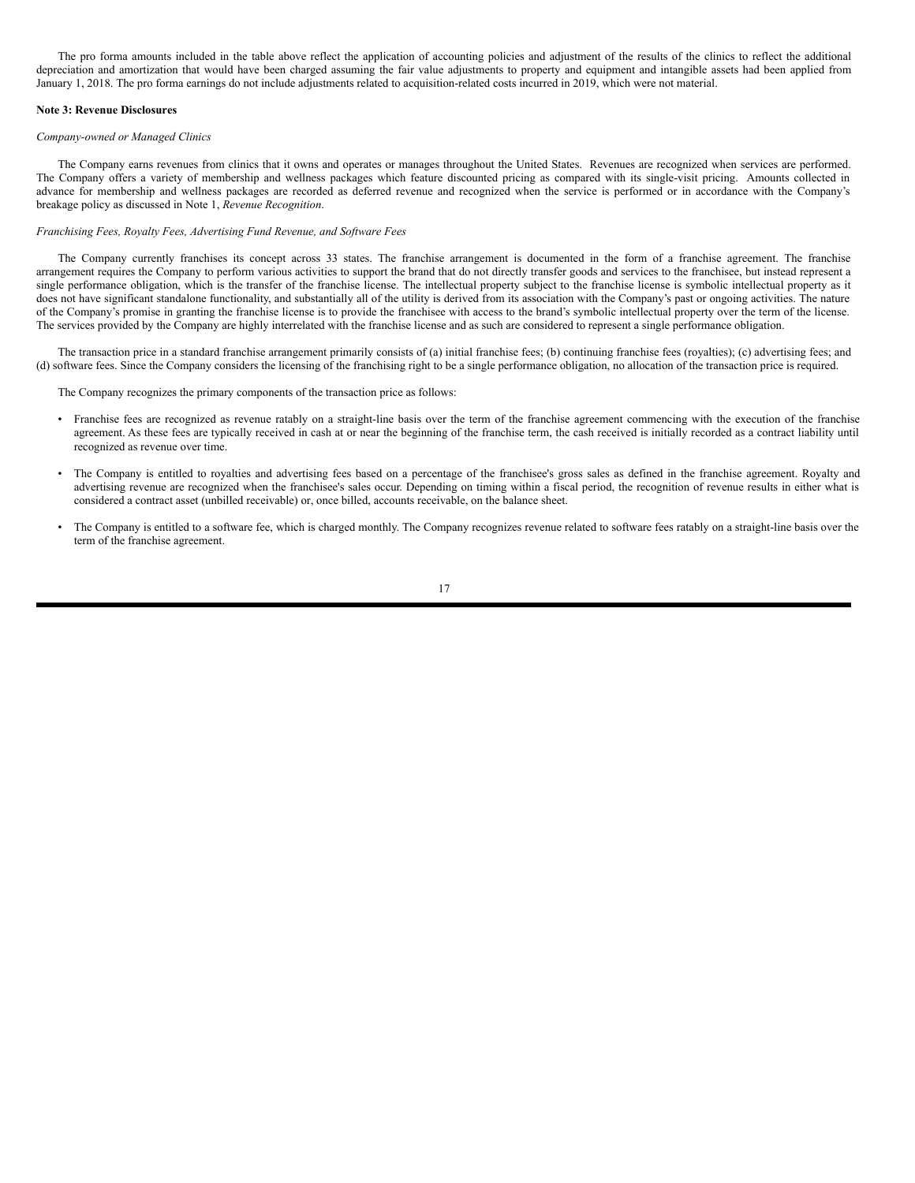The pro forma amounts included in the table above reflect the application of accounting policies and adjustment of the results of the clinics to reflect the additional depreciation and amortization that would have been charged assuming the fair value adjustments to property and equipment and intangible assets had been applied from January 1, 2018. The pro forma earnings do not include adjustments related to acquisition-related costs incurred in 2019, which were not material.

**Note 3: Revenue Disclosures**

*Company-owned or Managed Clinics*

The Company earns revenues from clinics that it owns and operates or manages throughout the United States. Revenues are recognized when services are performed. The Company offers a variety of membership and wellness packages which feature discounted pricing as compared with its single-visit pricing. Amounts collected in advance for membership and wellness packages are recorded as deferred revenue and recognized when the service is performed or in accordance with the Company's breakage policy as discussed in Note 1, *Revenue Recognition*.

*Franchising Fees, Royalty Fees, Advertising Fund Revenue, and Software Fees*

The Company currently franchises its concept across 33 states. The franchise arrangement is documented in the form of a franchise agreement. The franchise arrangement requires the Company to perform various activities to support the brand that do not directly transfer goods and services to the franchisee, but instead represent a single performance obligation, which is the transfer of the franchise license. The intellectual property subject to the franchise license is symbolic intellectual property as it does not have significant standalone functionality, and substantially all of the utility is derived from its association with the Company's past or ongoing activities. The nature of the Company's promise in granting the franchise license is to provide the franchisee with access to the brand's symbolic intellectual property over the term of the license. The services provided by the Company are highly interrelated with the franchise license and as such are considered to represent a single performance obligation.

The transaction price in a standard franchise arrangement primarily consists of (a) initial franchise fees; (b) continuing franchise fees (royalties); (c) advertising fees; and (d) software fees. Since the Company considers the licensing of the franchising right to be a single performance obligation, no allocation of the transaction price is required.

The Company recognizes the primary components of the transaction price as follows:

- Franchise fees are recognized as revenue ratably on a straight-line basis over the term of the franchise agreement commencing with the execution of the franchise agreement. As these fees are typically received in cash at or near the beginning of the franchise term, the cash received is initially recorded as a contract liability until recognized as revenue over time.

- The Company is entitled to royalties and advertising fees based on a percentage of the franchisee's gross sales as defined in the franchise agreement. Royalty and advertising revenue are recognized when the franchisee's sales occur. Depending on timing within a fiscal period, the recognition of revenue results in either what is considered a contract asset (unbilled receivable) or, once billed, accounts receivable, on the balance sheet.

- The Company is entitled to a software fee, which is charged monthly. The Company recognizes revenue related to software fees ratably on a straight-line basis over the term of the franchise agreement.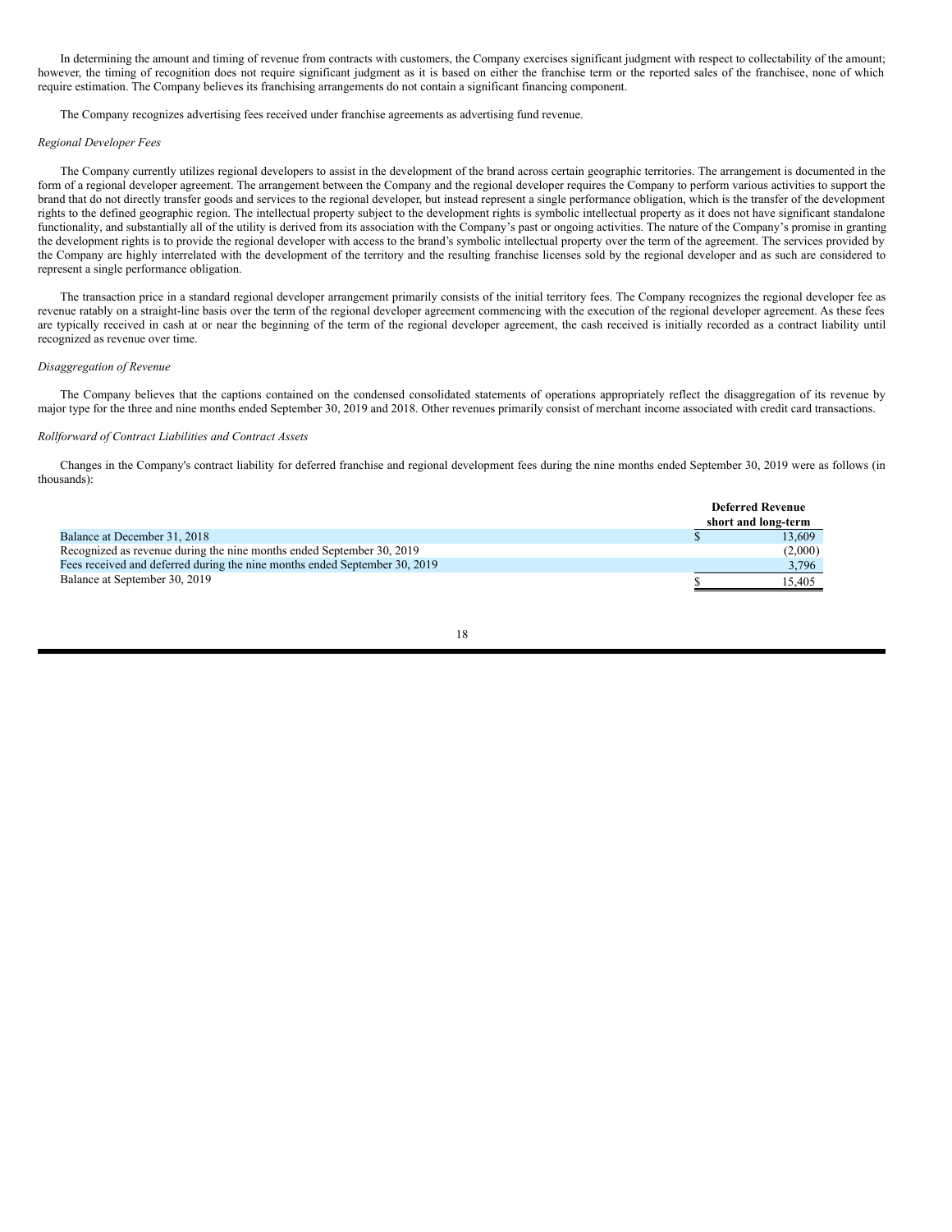In determining the amount and timing of revenue from contracts with customers, the Company exercises significant judgment with respect to collectability of the amount; however, the timing of recognition does not require significant judgment as it is based on either the franchise term or the reported sales of the franchisee, none of which require estimation. The Company believes its franchising arrangements do not contain a significant financing component.

The Company recognizes advertising fees received under franchise agreements as advertising fund revenue.

*Regional Developer Fees*

The Company currently utilizes regional developers to assist in the development of the brand across certain geographic territories. The arrangement is documented in the form of a regional developer agreement. The arrangement between the Company and the regional developer requires the Company to perform various activities to support the brand that do not directly transfer goods and services to the regional developer, but instead represent a single performance obligation, which is the transfer of the development rights to the defined geographic region. The intellectual property subject to the development rights is symbolic intellectual property as it does not have significant standalone functionality, and substantially all of the utility is derived from its association with the Company's past or ongoing activities. The nature of the Company's promise in granting the development rights is to provide the regional developer with access to the brand's symbolic intellectual property over the term of the agreement. The services provided by the Company are highly interrelated with the development of the territory and the resulting franchise licenses sold by the regional developer and as such are considered to represent a single performance obligation.

The transaction price in a standard regional developer arrangement primarily consists of the initial territory fees. The Company recognizes the regional developer fee as revenue ratably on a straight-line basis over the term of the regional developer agreement commencing with the execution of the regional developer agreement. As these fees are typically received in cash at or near the beginning of the term of the regional developer agreement, the cash received is initially recorded as a contract liability until recognized as revenue over time.

*Disaggregation of Revenue*

The Company believes that the captions contained on the condensed consolidated statements of operations appropriately reflect the disaggregation of its revenue by major type for the three and nine months ended September 30, 2019 and 2018. Other revenues primarily consist of merchant income associated with credit card transactions.

*Rollforward of Contract Liabilities and Contract Assets*

Changes in the Company's contract liability for deferred franchise and regional development fees during the nine months ended September 30, 2019 were as follows (in thousands):

| | Deferred Revenue short and long-term |
|---|---|
| Balance at December 31, 2018 | $ 13,609 |
| Recognized as revenue during the nine months ended September 30, 2019 | (2,000) |
| Fees received and deferred during the nine months ended September 30, 2019 | 3,796 |
| Balance at September 30, 2019 | $ 15,405 |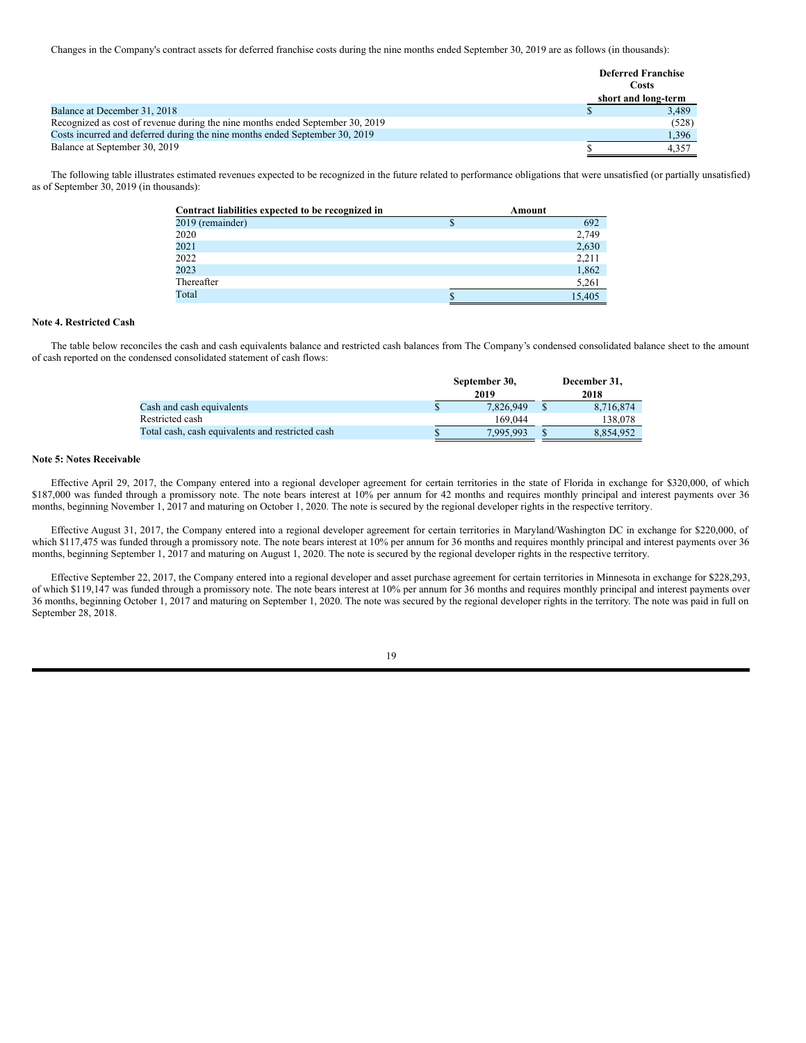Changes in the Company's contract assets for deferred franchise costs during the nine months ended September 30, 2019 are as follows (in thousands):

| | Deferred Franchise Costs short and long-term |
|---|---|
| Balance at December 31, 2018 | $ 3,489 |
| Recognized as cost of revenue during the nine months ended September 30, 2019 | (528) |
| Costs incurred and deferred during the nine months ended September 30, 2019 | 1,396 |
| Balance at September 30, 2019 | $ 4,357 |

The following table illustrates estimated revenues expected to be recognized in the future related to performance obligations that were unsatisfied (or partially unsatisfied) as of September 30, 2019 (in thousands):

| Contract liabilities expected to be recognized in | Amount |
|---|---|
| 2019 (remainder) | $ 692 |
| 2020 | 2,749 |
| 2021 | 2,630 |
| 2022 | 2,211 |
| 2023 | 1,862 |
| Thereafter | 5,261 |
| Total | $ 15,405 |

**Note 4. Restricted Cash**

The table below reconciles the cash and cash equivalents balance and restricted cash balances from The Company's condensed consolidated balance sheet to the amount of cash reported on the condensed consolidated statement of cash flows:

| | September 30, 2019 | December 31, 2018 |
|---|---|---|
| Cash and cash equivalents | $ 7,826,949 | $ 8,716,874 |
| Restricted cash | 169,044 | 138,078 |
| Total cash, cash equivalents and restricted cash | $ 7,995,993 | $ 8,854,952 |

**Note 5: Notes Receivable**

Effective April 29, 2017, the Company entered into a regional developer agreement for certain territories in the state of Florida in exchange for $320,000, of which $187,000 was funded through a promissory note. The note bears interest at 10% per annum for 42 months and requires monthly principal and interest payments over 36 months, beginning November 1, 2017 and maturing on October 1, 2020. The note is secured by the regional developer rights in the respective territory.

Effective August 31, 2017, the Company entered into a regional developer agreement for certain territories in Maryland/Washington DC in exchange for $220,000, of which $117,475 was funded through a promissory note. The note bears interest at 10% per annum for 36 months and requires monthly principal and interest payments over 36 months, beginning September 1, 2017 and maturing on August 1, 2020. The note is secured by the regional developer rights in the respective territory.

Effective September 22, 2017, the Company entered into a regional developer and asset purchase agreement for certain territories in Minnesota in exchange for $228,293, of which $119,147 was funded through a promissory note. The note bears interest at 10% per annum for 36 months and requires monthly principal and interest payments over 36 months, beginning October 1, 2017 and maturing on September 1, 2020. The note was secured by the regional developer rights in the territory. The note was paid in full on September 28, 2018.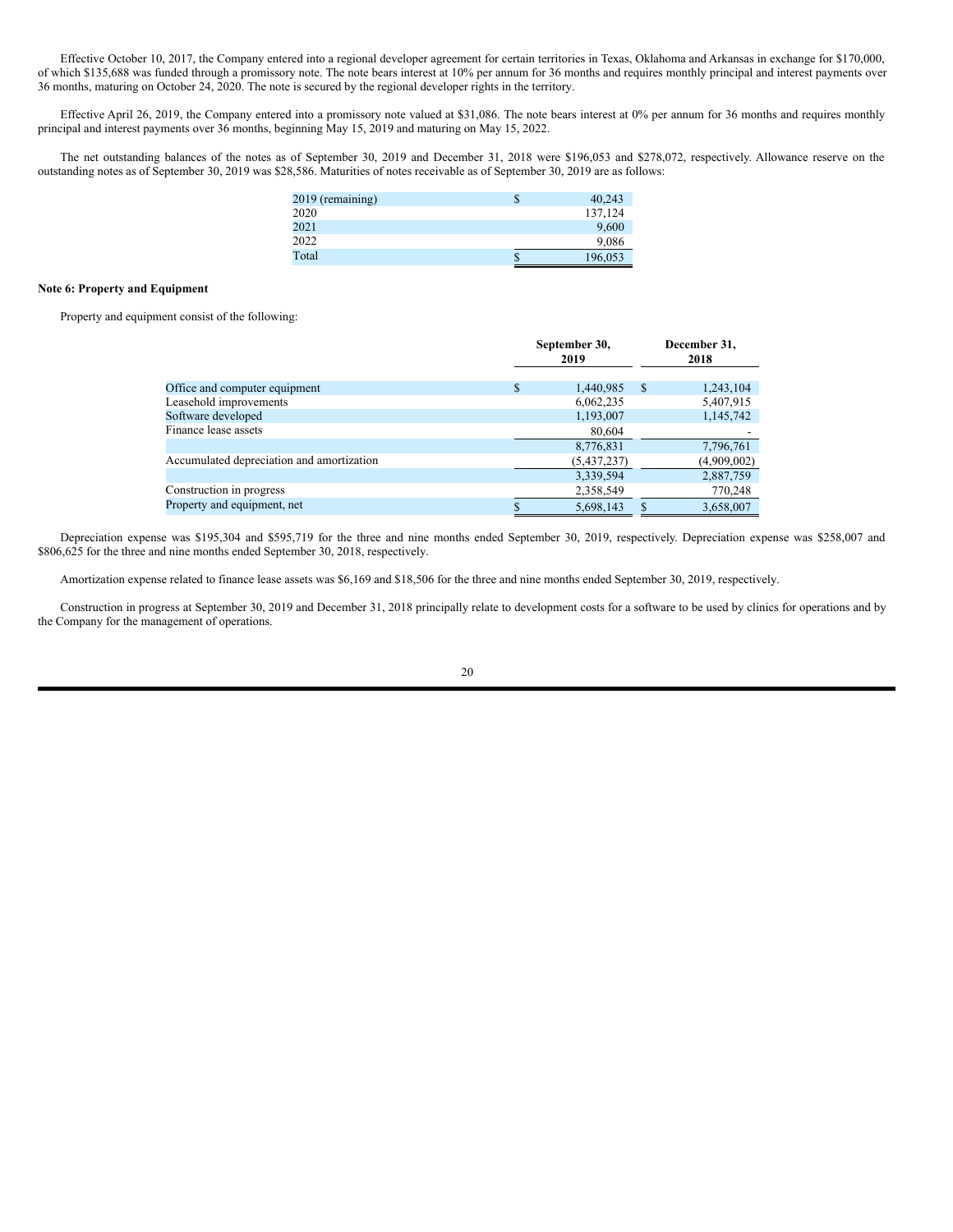Effective October 10, 2017, the Company entered into a regional developer agreement for certain territories in Texas, Oklahoma and Arkansas in exchange for $170,000, of which $135,688 was funded through a promissory note. The note bears interest at 10% per annum for 36 months and requires monthly principal and interest payments over 36 months, maturing on October 24, 2020. The note is secured by the regional developer rights in the territory.

Effective April 26, 2019, the Company entered into a promissory note valued at $31,086. The note bears interest at 0% per annum for 36 months and requires monthly principal and interest payments over 36 months, beginning May 15, 2019 and maturing on May 15, 2022.

The net outstanding balances of the notes as of September 30, 2019 and December 31, 2018 were $196,053 and $278,072, respectively. Allowance reserve on the outstanding notes as of September 30, 2019 was $28,586. Maturities of notes receivable as of September 30, 2019 are as follows:

| | |
|---|---|
| 2019 (remaining) | $ 40,243 |
| 2020 | 137,124 |
| 2021 | 9,600 |
| 2022 | 9,086 |
| Total | $ 196,053 |

**Note 6: Property and Equipment**

Property and equipment consist of the following:

| | September 30, 2019 | December 31, 2018 |
|---|---|---|
| Office and computer equipment | $ 1,440,985 | $ 1,243,104 |
| Leasehold improvements | 6,062,235 | 5,407,915 |
| Software developed | 1,193,007 | 1,145,742 |
| Finance lease assets | 80,604 | - |
| | 8,776,831 | 7,796,761 |
| Accumulated depreciation and amortization | (5,437,237) | (4,909,002) |
| | 3,339,594 | 2,887,759 |
| Construction in progress | 2,358,549 | 770,248 |
| Property and equipment, net | $ 5,698,143 | $ 3,658,007 |

Depreciation expense was $195,304 and $595,719 for the three and nine months ended September 30, 2019, respectively. Depreciation expense was $258,007 and $806,625 for the three and nine months ended September 30, 2018, respectively.

Amortization expense related to finance lease assets was $6,169 and $18,506 for the three and nine months ended September 30, 2019, respectively.

Construction in progress at September 30, 2019 and December 31, 2018 principally relate to development costs for a software to be used by clinics for operations and by the Company for the management of operations.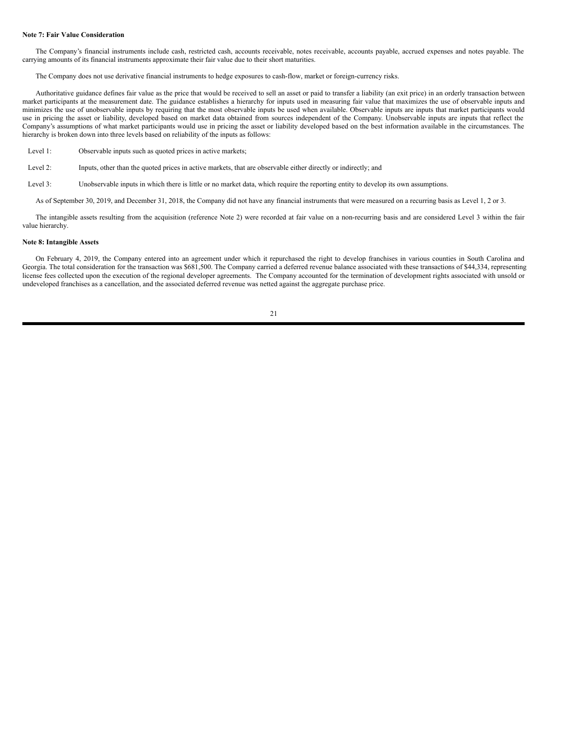**Note 7: Fair Value Consideration**

The Company's financial instruments include cash, restricted cash, accounts receivable, notes receivable, accounts payable, accrued expenses and notes payable. The carrying amounts of its financial instruments approximate their fair value due to their short maturities.

The Company does not use derivative financial instruments to hedge exposures to cash-flow, market or foreign-currency risks.

Authoritative guidance defines fair value as the price that would be received to sell an asset or paid to transfer a liability (an exit price) in an orderly transaction between market participants at the measurement date. The guidance establishes a hierarchy for inputs used in measuring fair value that maximizes the use of observable inputs and minimizes the use of unobservable inputs by requiring that the most observable inputs be used when available. Observable inputs are inputs that market participants would use in pricing the asset or liability, developed based on market data obtained from sources independent of the Company. Unobservable inputs are inputs that reflect the Company's assumptions of what market participants would use in pricing the asset or liability developed based on the best information available in the circumstances. The hierarchy is broken down into three levels based on reliability of the inputs as follows:

Level 1: Observable inputs such as quoted prices in active markets;

Level 2: Inputs, other than the quoted prices in active markets, that are observable either directly or indirectly; and

Level 3: Unobservable inputs in which there is little or no market data, which require the reporting entity to develop its own assumptions.

As of September 30, 2019, and December 31, 2018, the Company did not have any financial instruments that were measured on a recurring basis as Level 1, 2 or 3.

The intangible assets resulting from the acquisition (reference Note 2) were recorded at fair value on a non-recurring basis and are considered Level 3 within the fair value hierarchy.

**Note 8: Intangible Assets**

On February 4, 2019, the Company entered into an agreement under which it repurchased the right to develop franchises in various counties in South Carolina and Georgia. The total consideration for the transaction was $681,500. The Company carried a deferred revenue balance associated with these transactions of $44,334, representing license fees collected upon the execution of the regional developer agreements. The Company accounted for the termination of development rights associated with unsold or undeveloped franchises as a cancellation, and the associated deferred revenue was netted against the aggregate purchase price.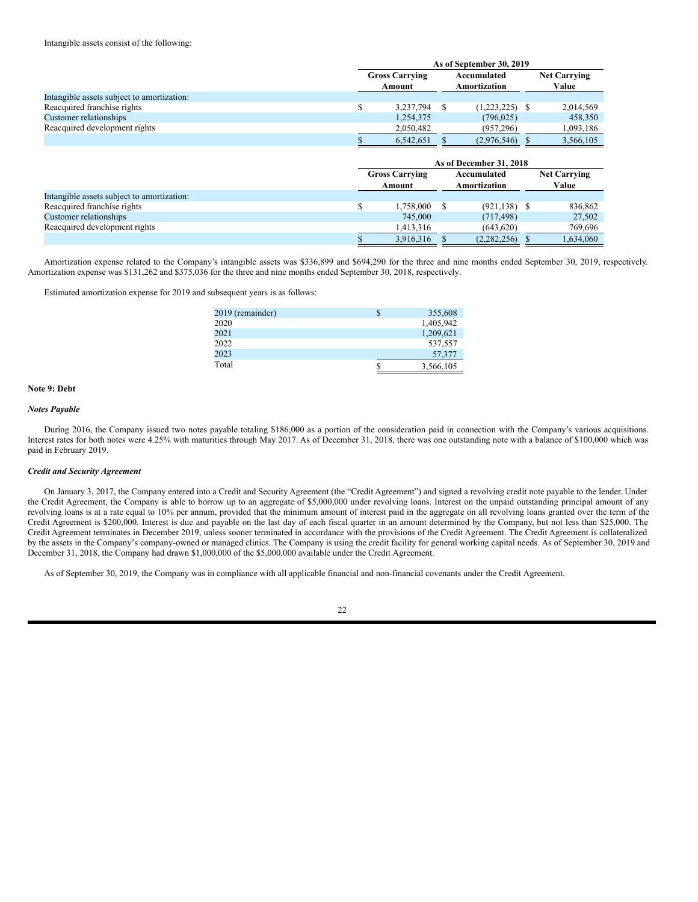Intangible assets consist of the following:

| | As of September 30, 2019 | | |
|---|---|---|---|
| | Gross Carrying Amount | Accumulated Amortization | Net Carrying Value |
| Intangible assets subject to amortization: | | | |
| Reacquired franchise rights | $ 3,237,794 | $ (1,223,225) | $ 2,014,569 |
| Customer relationships | 1,254,375 | (796,025) | 458,350 |
| Reacquired development rights | 2,050,482 | (957,296) | 1,093,186 |
| | $ 6,542,651 | $ (2,976,546) | $ 3,566,105 |

| | As of December 31, 2018 | | |
|---|---|---|---|
| | Gross Carrying Amount | Accumulated Amortization | Net Carrying Value |
| Intangible assets subject to amortization: | | | |
| Reacquired franchise rights | $ 1,758,000 | $ (921,138) | $ 836,862 |
| Customer relationships | 745,000 | (717,498) | 27,502 |
| Reacquired development rights | 1,413,316 | (643,620) | 769,696 |
| | $ 3,916,316 | $ (2,282,256) | $ 1,634,060 |

Amortization expense related to the Company's intangible assets was $336,899 and $694,290 for the three and nine months ended September 30, 2019, respectively. Amortization expense was $131,262 and $375,036 for the three and nine months ended September 30, 2018, respectively.

Estimated amortization expense for 2019 and subsequent years is as follows:

| | |
|---|---|
| 2019 (remainder) | $ 355,608 |
| 2020 | 1,405,942 |
| 2021 | 1,209,621 |
| 2022 | 537,557 |
| 2023 | 57,377 |
| Total | $ 3,566,105 |

## Note 9: Debt

### *Notes Payable*

During 2016, the Company issued two notes payable totaling $186,000 as a portion of the consideration paid in connection with the Company's various acquisitions. Interest rates for both notes were 4.25% with maturities through May 2017. As of December 31, 2018, there was one outstanding note with a balance of $100,000 which was paid in February 2019.

### *Credit and Security Agreement*

On January 3, 2017, the Company entered into a Credit and Security Agreement (the "Credit Agreement") and signed a revolving credit note payable to the lender. Under the Credit Agreement, the Company is able to borrow up to an aggregate of $5,000,000 under revolving loans. Interest on the unpaid outstanding principal amount of any revolving loans is at a rate equal to 10% per annum, provided that the minimum amount of interest paid in the aggregate on all revolving loans granted over the term of the Credit Agreement is $200,000. Interest is due and payable on the last day of each fiscal quarter in an amount determined by the Company, but not less than $25,000. The Credit Agreement terminates in December 2019, unless sooner terminated in accordance with the provisions of the Credit Agreement. The Credit Agreement is collateralized by the assets in the Company's company-owned or managed clinics. The Company is using the credit facility for general working capital needs. As of September 30, 2019 and December 31, 2018, the Company had drawn $1,000,000 of the $5,000,000 available under the Credit Agreement.

As of September 30, 2019, the Company was in compliance with all applicable financial and non-financial covenants under the Credit Agreement.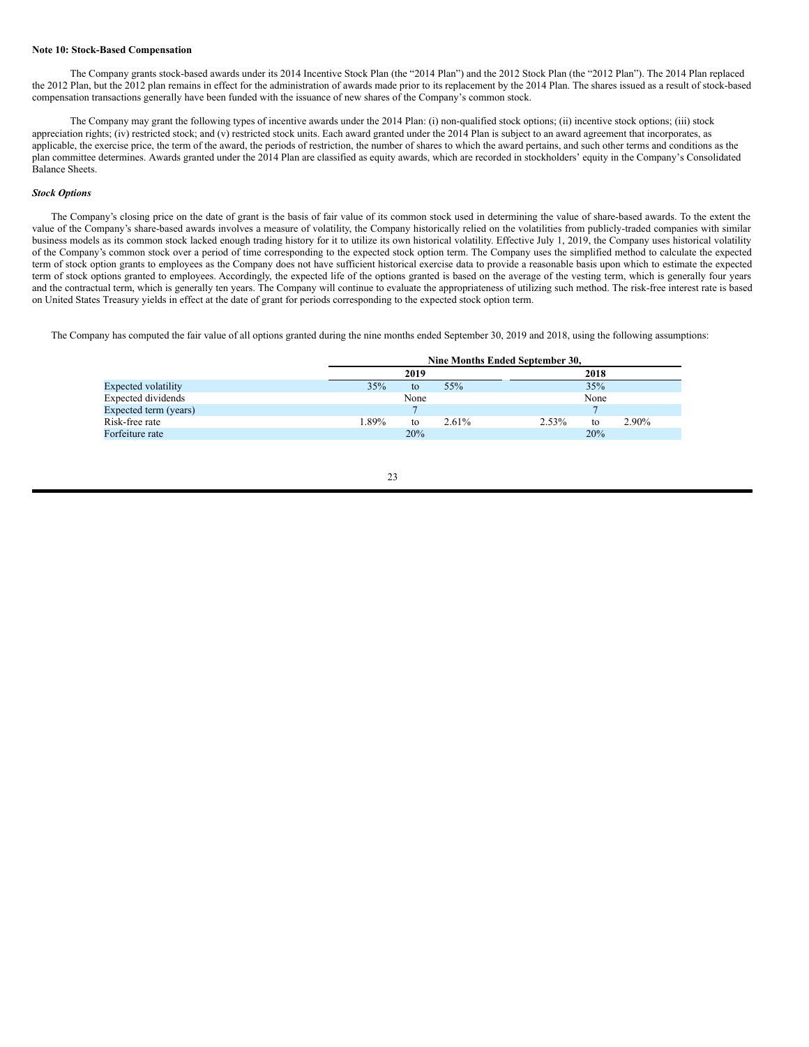**Note 10: Stock-Based Compensation**

The Company grants stock-based awards under its 2014 Incentive Stock Plan (the "2014 Plan") and the 2012 Stock Plan (the "2012 Plan"). The 2014 Plan replaced the 2012 Plan, but the 2012 plan remains in effect for the administration of awards made prior to its replacement by the 2014 Plan. The shares issued as a result of stock-based compensation transactions generally have been funded with the issuance of new shares of the Company's common stock.

The Company may grant the following types of incentive awards under the 2014 Plan: (i) non-qualified stock options; (ii) incentive stock options; (iii) stock appreciation rights; (iv) restricted stock; and (v) restricted stock units. Each award granted under the 2014 Plan is subject to an award agreement that incorporates, as applicable, the exercise price, the term of the award, the periods of restriction, the number of shares to which the award pertains, and such other terms and conditions as the plan committee determines. Awards granted under the 2014 Plan are classified as equity awards, which are recorded in stockholders' equity in the Company's Consolidated Balance Sheets.

***Stock Options***

The Company's closing price on the date of grant is the basis of fair value of its common stock used in determining the value of share-based awards. To the extent the value of the Company's share-based awards involves a measure of volatility, the Company historically relied on the volatilities from publicly-traded companies with similar business models as its common stock lacked enough trading history for it to utilize its own historical volatility. Effective July 1, 2019, the Company uses historical volatility of the Company's common stock over a period of time corresponding to the expected stock option term. The Company uses the simplified method to calculate the expected term of stock option grants to employees as the Company does not have sufficient historical exercise data to provide a reasonable basis upon which to estimate the expected term of stock options granted to employees. Accordingly, the expected life of the options granted is based on the average of the vesting term, which is generally four years and the contractual term, which is generally ten years. The Company will continue to evaluate the appropriateness of utilizing such method. The risk-free interest rate is based on United States Treasury yields in effect at the date of grant for periods corresponding to the expected stock option term.

The Company has computed the fair value of all options granted during the nine months ended September 30, 2019 and 2018, using the following assumptions:

| | Nine Months Ended September 30, | |
|---|---|---|
| | 2019 | 2018 |
| Expected volatility | 35% to 55% | 35% |
| Expected dividends | None | None |
| Expected term (years) | 7 | 7 |
| Risk-free rate | 1.89% to 2.61% | 2.53% to 2.90% |
| Forfeiture rate | 20% | 20% |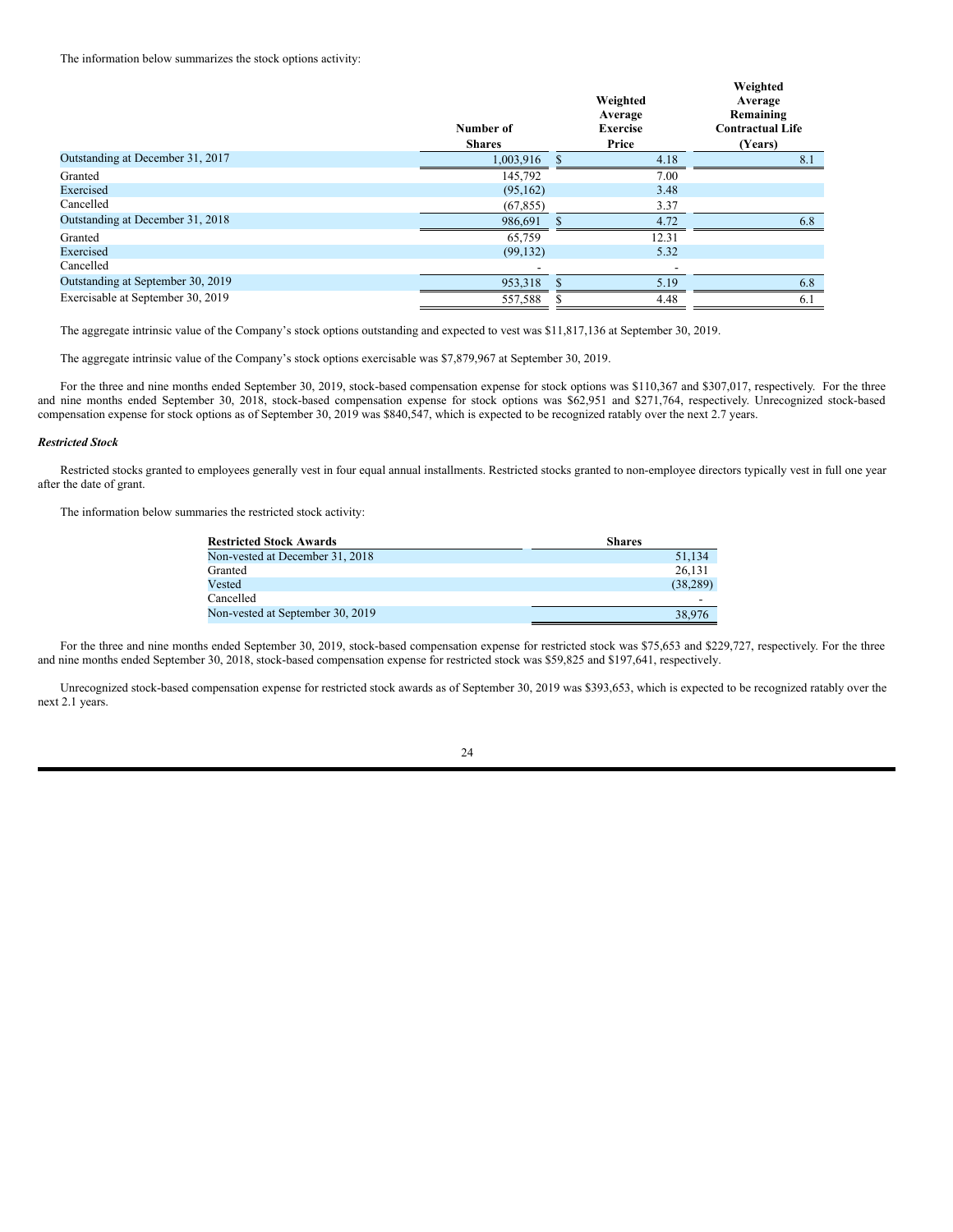The information below summarizes the stock options activity:

| | Number of Shares | Weighted Average Exercise Price | Weighted Average Remaining Contractual Life (Years) |
|---|---|---|---|
| Outstanding at December 31, 2017 | 1,003,916 | $ 4.18 | 8.1 |
| Granted | 145,792 | 7.00 | |
| Exercised | (95,162) | 3.48 | |
| Cancelled | (67,855) | 3.37 | |
| Outstanding at December 31, 2018 | 986,691 | $ 4.72 | 6.8 |
| Granted | 65,759 | 12.31 | |
| Exercised | (99,132) | 5.32 | |
| Cancelled | - | - | |
| Outstanding at September 30, 2019 | 953,318 | $ 5.19 | 6.8 |
| Exercisable at September 30, 2019 | 557,588 | $ 4.48 | 6.1 |

The aggregate intrinsic value of the Company's stock options outstanding and expected to vest was $11,817,136 at September 30, 2019.

The aggregate intrinsic value of the Company's stock options exercisable was $7,879,967 at September 30, 2019.

For the three and nine months ended September 30, 2019, stock-based compensation expense for stock options was $110,367 and $307,017, respectively. For the three and nine months ended September 30, 2018, stock-based compensation expense for stock options was $62,951 and $271,764, respectively. Unrecognized stock-based compensation expense for stock options as of September 30, 2019 was $840,547, which is expected to be recognized ratably over the next 2.7 years.

***Restricted Stock***

Restricted stocks granted to employees generally vest in four equal annual installments. Restricted stocks granted to non-employee directors typically vest in full one year after the date of grant.

The information below summaries the restricted stock activity:

| Restricted Stock Awards | Shares |
|---|---|
| Non-vested at December 31, 2018 | 51,134 |
| Granted | 26,131 |
| Vested | (38,289) |
| Cancelled | - |
| Non-vested at September 30, 2019 | 38,976 |

For the three and nine months ended September 30, 2019, stock-based compensation expense for restricted stock was $75,653 and $229,727, respectively. For the three and nine months ended September 30, 2018, stock-based compensation expense for restricted stock was $59,825 and $197,641, respectively.

Unrecognized stock-based compensation expense for restricted stock awards as of September 30, 2019 was $393,653, which is expected to be recognized ratably over the next 2.1 years.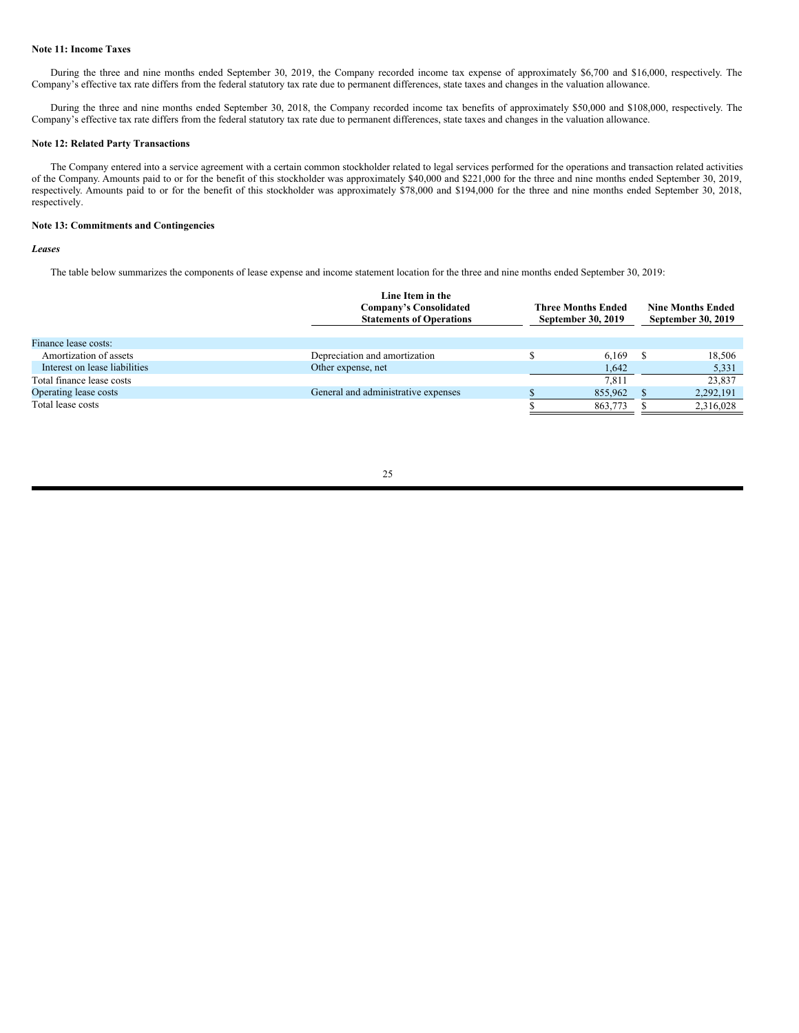**Note 11: Income Taxes**

During the three and nine months ended September 30, 2019, the Company recorded income tax expense of approximately $6,700 and $16,000, respectively. The Company's effective tax rate differs from the federal statutory tax rate due to permanent differences, state taxes and changes in the valuation allowance.

During the three and nine months ended September 30, 2018, the Company recorded income tax benefits of approximately $50,000 and $108,000, respectively. The Company's effective tax rate differs from the federal statutory tax rate due to permanent differences, state taxes and changes in the valuation allowance.

**Note 12: Related Party Transactions**

The Company entered into a service agreement with a certain common stockholder related to legal services performed for the operations and transaction related activities of the Company. Amounts paid to or for the benefit of this stockholder was approximately $40,000 and $221,000 for the three and nine months ended September 30, 2019, respectively. Amounts paid to or for the benefit of this stockholder was approximately $78,000 and $194,000 for the three and nine months ended September 30, 2018, respectively.

**Note 13: Commitments and Contingencies**

***Leases***

The table below summarizes the components of lease expense and income statement location for the three and nine months ended September 30, 2019:

| | Line Item in the Company's Consolidated Statements of Operations | Three Months Ended September 30, 2019 | Nine Months Ended September 30, 2019 |
|---|---|---|---|
| Finance lease costs: | | | |
| Amortization of assets | Depreciation and amortization | $ 6,169 | $ 18,506 |
| Interest on lease liabilities | Other expense, net | 1,642 | 5,331 |
| Total finance lease costs | | 7,811 | 23,837 |
| Operating lease costs | General and administrative expenses | $ 855,962 | $ 2,292,191 |
| Total lease costs | | $ 863,773 | $ 2,316,028 |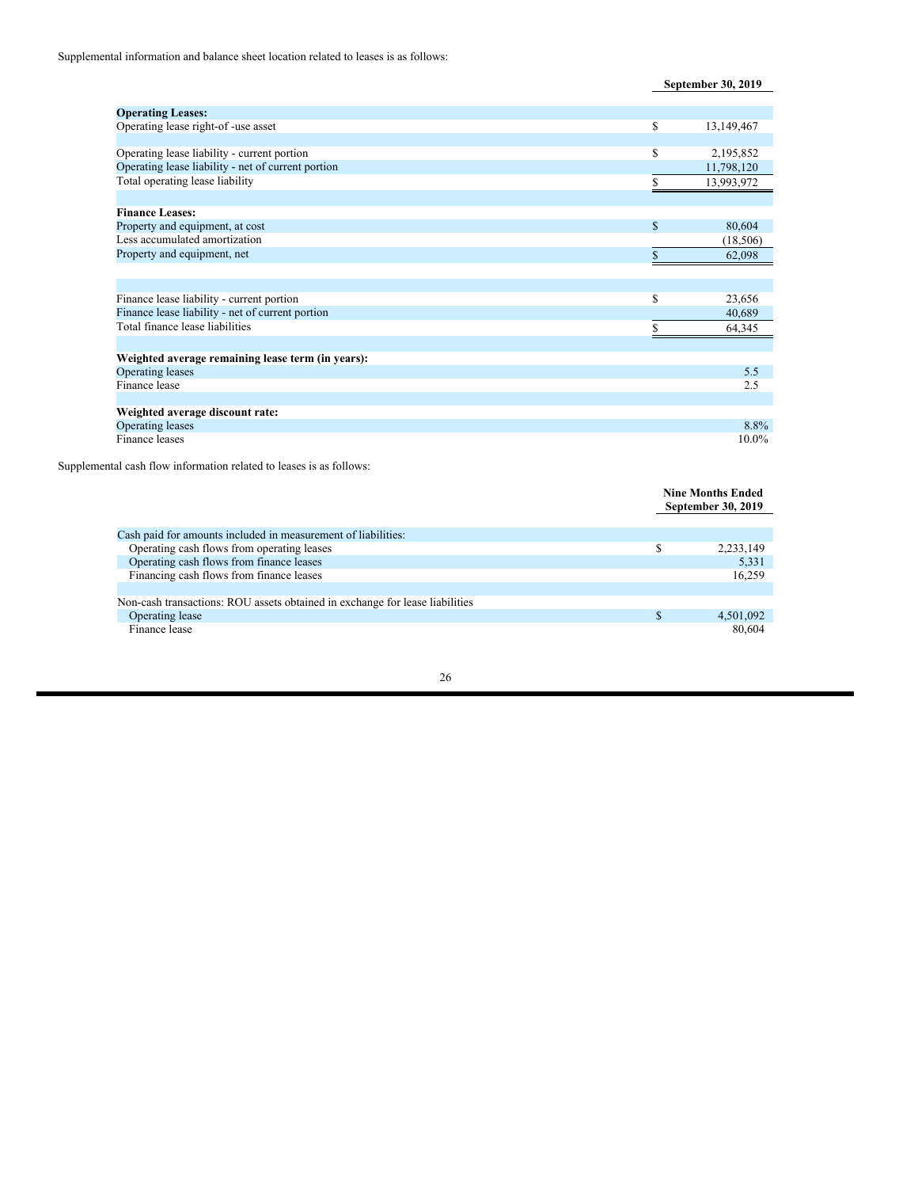Supplemental information and balance sheet location related to leases is as follows:

| | September 30, 2019 |
|---|---|
| **Operating Leases:** | |
| Operating lease right-of -use asset | $ 13,149,467 |
| | |
| Operating lease liability - current portion | $ 2,195,852 |
| Operating lease liability - net of current portion | 11,798,120 |
| Total operating lease liability | $ 13,993,972 |
| | |
| **Finance Leases:** | |
| Property and equipment, at cost | $ 80,604 |
| Less accumulated amortization | (18,506) |
| Property and equipment, net | $ 62,098 |
| | |
| Finance lease liability - current portion | $ 23,656 |
| Finance lease liability - net of current portion | 40,689 |
| Total finance lease liabilities | $ 64,345 |
| | |
| **Weighted average remaining lease term (in years):** | |
| Operating leases | 5.5 |
| Finance lease | 2.5 |
| | |
| **Weighted average discount rate:** | |
| Operating leases | 8.8% |
| Finance leases | 10.0% |

Supplemental cash flow information related to leases is as follows:

| | Nine Months Ended September 30, 2019 |
|---|---|
| Cash paid for amounts included in measurement of liabilities: | |
| Operating cash flows from operating leases | $ 2,233,149 |
| Operating cash flows from finance leases | 5,331 |
| Financing cash flows from finance leases | 16,259 |
| | |
| Non-cash transactions: ROU assets obtained in exchange for lease liabilities | |
| Operating lease | $ 4,501,092 |
| Finance lease | 80,604 |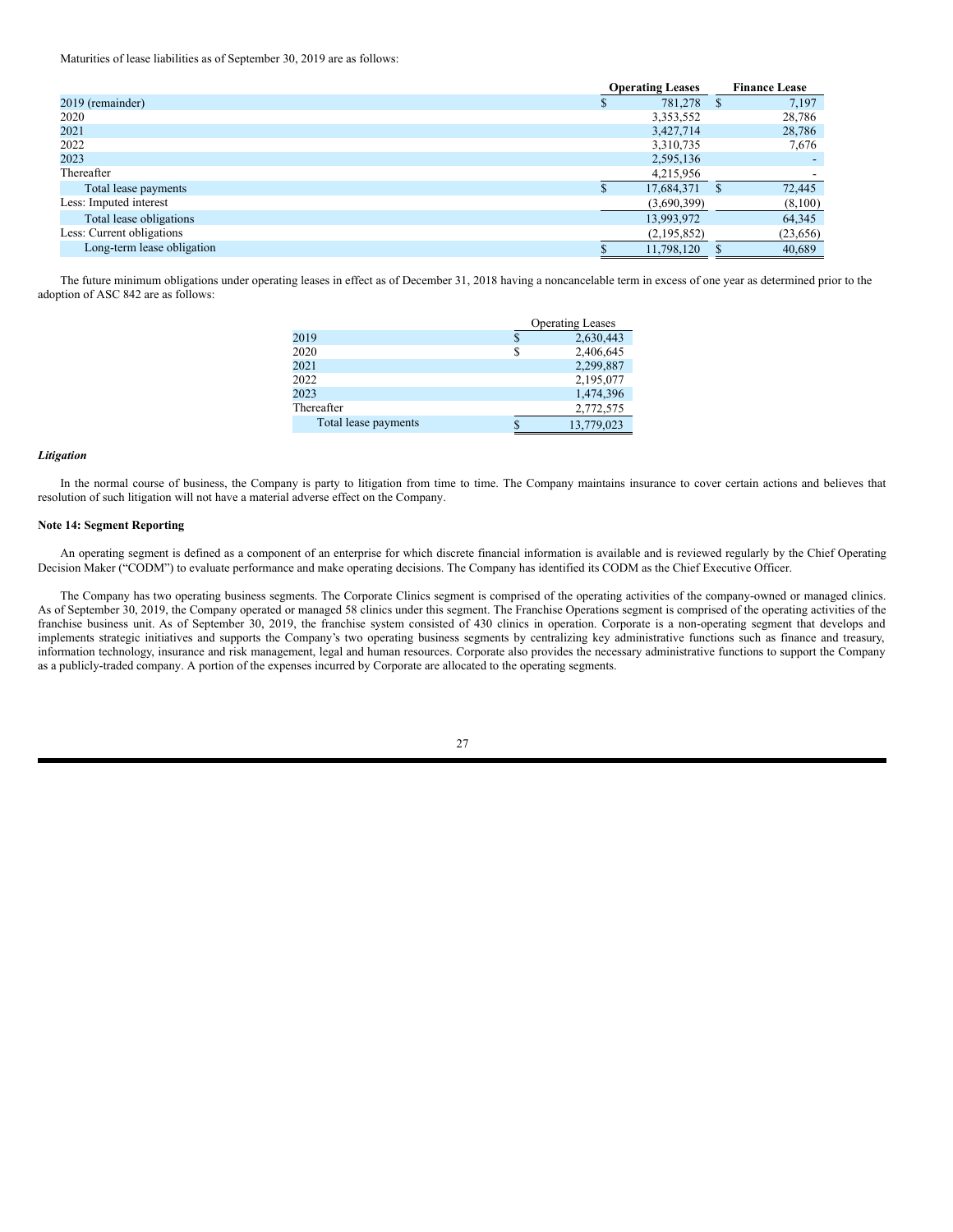Maturities of lease liabilities as of September 30, 2019 are as follows:

| | Operating Leases | Finance Lease |
|---|---|---|
| 2019 (remainder) | $ 781,278 | $ 7,197 |
| 2020 | 3,353,552 | 28,786 |
| 2021 | 3,427,714 | 28,786 |
| 2022 | 3,310,735 | 7,676 |
| 2023 | 2,595,136 | - |
| Thereafter | 4,215,956 | - |
| Total lease payments | $ 17,684,371 | $ 72,445 |
| Less: Imputed interest | (3,690,399) | (8,100) |
| Total lease obligations | 13,993,972 | 64,345 |
| Less: Current obligations | (2,195,852) | (23,656) |
| Long-term lease obligation | $ 11,798,120 | $ 40,689 |

The future minimum obligations under operating leases in effect as of December 31, 2018 having a noncancelable term in excess of one year as determined prior to the adoption of ASC 842 are as follows:

| | Operating Leases |
|---|---|
| 2019 | $ 2,630,443 |
| 2020 | $ 2,406,645 |
| 2021 | 2,299,887 |
| 2022 | 2,195,077 |
| 2023 | 1,474,396 |
| Thereafter | 2,772,575 |
| Total lease payments | $ 13,779,023 |

***Litigation***

In the normal course of business, the Company is party to litigation from time to time. The Company maintains insurance to cover certain actions and believes that resolution of such litigation will not have a material adverse effect on the Company.

**Note 14: Segment Reporting**

An operating segment is defined as a component of an enterprise for which discrete financial information is available and is reviewed regularly by the Chief Operating Decision Maker ("CODM") to evaluate performance and make operating decisions. The Company has identified its CODM as the Chief Executive Officer.

The Company has two operating business segments. The Corporate Clinics segment is comprised of the operating activities of the company-owned or managed clinics. As of September 30, 2019, the Company operated or managed 58 clinics under this segment. The Franchise Operations segment is comprised of the operating activities of the franchise business unit. As of September 30, 2019, the franchise system consisted of 430 clinics in operation. Corporate is a non-operating segment that develops and implements strategic initiatives and supports the Company's two operating business segments by centralizing key administrative functions such as finance and treasury, information technology, insurance and risk management, legal and human resources. Corporate also provides the necessary administrative functions to support the Company as a publicly-traded company. A portion of the expenses incurred by Corporate are allocated to the operating segments.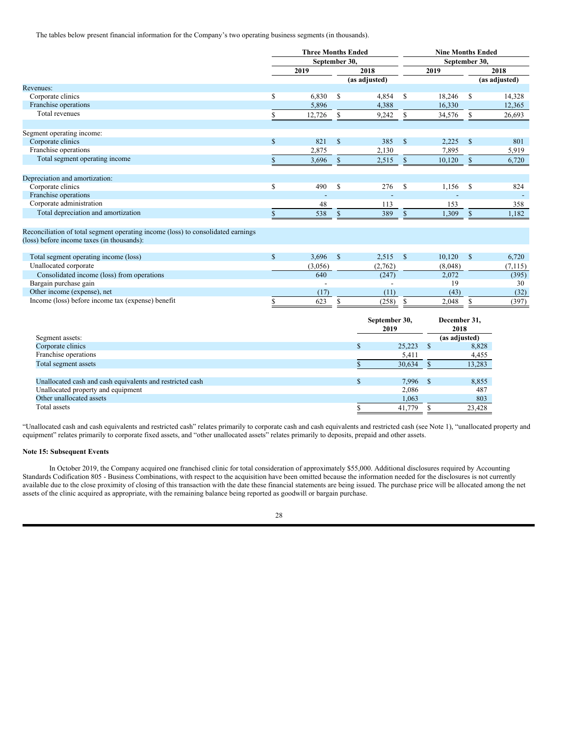The tables below present financial information for the Company's two operating business segments (in thousands).

| | Three Months Ended September 30, | | Nine Months Ended September 30, | |
|---|---|---|---|---|
| | 2019 | 2018 (as adjusted) | 2019 | 2018 (as adjusted) |
| Revenues: | | | | |
| Corporate clinics | $ 6,830 | $ 4,854 | $ 18,246 | $ 14,328 |
| Franchise operations | 5,896 | 4,388 | 16,330 | 12,365 |
| Total revenues | $ 12,726 | $ 9,242 | $ 34,576 | $ 26,693 |
| | | | | |
| Segment operating income: | | | | |
| Corporate clinics | $ 821 | $ 385 | $ 2,225 | $ 801 |
| Franchise operations | 2,875 | 2,130 | 7,895 | 5,919 |
| Total segment operating income | $ 3,696 | $ 2,515 | $ 10,120 | $ 6,720 |
| | | | | |
| Depreciation and amortization: | | | | |
| Corporate clinics | $ 490 | $ 276 | $ 1,156 | $ 824 |
| Franchise operations | - | - | - | - |
| Corporate administration | 48 | 113 | 153 | 358 |
| Total depreciation and amortization | $ 538 | $ 389 | $ 1,309 | $ 1,182 |
| | | | | |
| Reconciliation of total segment operating income (loss) to consolidated earnings (loss) before income taxes (in thousands): | | | | |
| | | | | |
| Total segment operating income (loss) | $ 3,696 | $ 2,515 | $ 10,120 | $ 6,720 |
| Unallocated corporate | (3,056) | (2,762) | (8,048) | (7,115) |
| Consolidated income (loss) from operations | 640 | (247) | 2,072 | (395) |
| Bargain purchase gain | - | - | 19 | 30 |
| Other income (expense), net | (17) | (11) | (43) | (32) |
| Income (loss) before income tax (expense) benefit | $ 623 | $ (258) | $ 2,048 | $ (397) |

| | September 30, 2019 | December 31, 2018 (as adjusted) |
|---|---|---|
| Segment assets: | | |
| Corporate clinics | $ 25,223 | $ 8,828 |
| Franchise operations | 5,411 | 4,455 |
| Total segment assets | $ 30,634 | $ 13,283 |
| | | |
| Unallocated cash and cash equivalents and restricted cash | $ 7,996 | $ 8,855 |
| Unallocated property and equipment | 2,086 | 487 |
| Other unallocated assets | 1,063 | 803 |
| Total assets | $ 41,779 | $ 23,428 |

"Unallocated cash and cash equivalents and restricted cash" relates primarily to corporate cash and cash equivalents and restricted cash (see Note 1), "unallocated property and equipment" relates primarily to corporate fixed assets, and "other unallocated assets" relates primarily to deposits, prepaid and other assets.

**Note 15: Subsequent Events**

In October 2019, the Company acquired one franchised clinic for total consideration of approximately $55,000. Additional disclosures required by Accounting Standards Codification 805 - Business Combinations, with respect to the acquisition have been omitted because the information needed for the disclosures is not currently available due to the close proximity of closing of this transaction with the date these financial statements are being issued. The purchase price will be allocated among the net assets of the clinic acquired as appropriate, with the remaining balance being reported as goodwill or bargain purchase.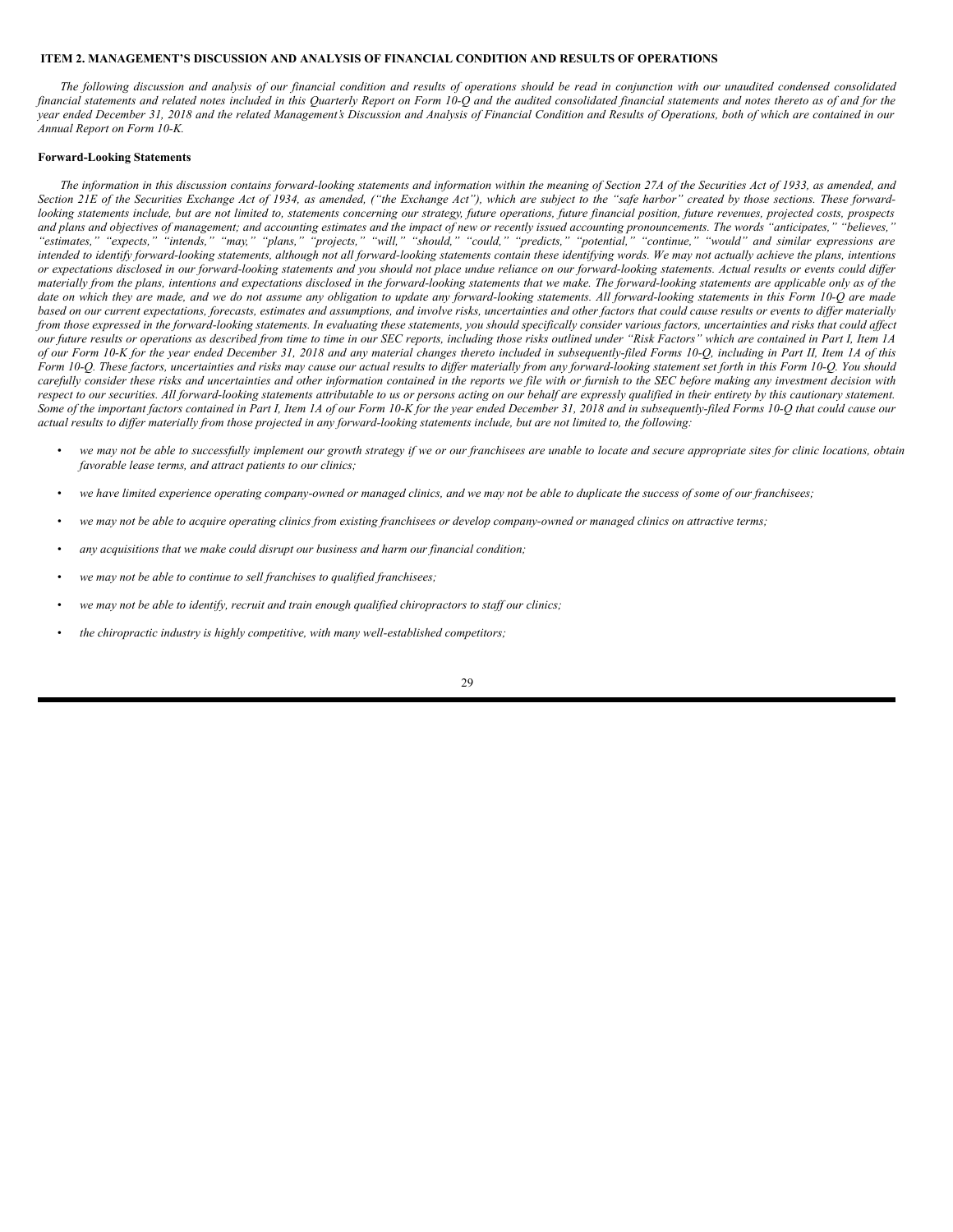## ITEM 2. MANAGEMENT'S DISCUSSION AND ANALYSIS OF FINANCIAL CONDITION AND RESULTS OF OPERATIONS

*The following discussion and analysis of our financial condition and results of operations should be read in conjunction with our unaudited condensed consolidated financial statements and related notes included in this Quarterly Report on Form 10-Q and the audited consolidated financial statements and notes thereto as of and for the year ended December 31, 2018 and the related Management's Discussion and Analysis of Financial Condition and Results of Operations, both of which are contained in our Annual Report on Form 10-K.*

### Forward-Looking Statements

*The information in this discussion contains forward-looking statements and information within the meaning of Section 27A of the Securities Act of 1933, as amended, and Section 21E of the Securities Exchange Act of 1934, as amended, ("the Exchange Act"), which are subject to the "safe harbor" created by those sections. These forward-looking statements include, but are not limited to, statements concerning our strategy, future operations, future financial position, future revenues, projected costs, prospects and plans and objectives of management; and accounting estimates and the impact of new or recently issued accounting pronouncements. The words "anticipates," "believes," "estimates," "expects," "intends," "may," "plans," "projects," "will," "should," "could," "predicts," "potential," "continue," "would" and similar expressions are intended to identify forward-looking statements, although not all forward-looking statements contain these identifying words. We may not actually achieve the plans, intentions or expectations disclosed in our forward-looking statements and you should not place undue reliance on our forward-looking statements. Actual results or events could differ materially from the plans, intentions and expectations disclosed in the forward-looking statements that we make. The forward-looking statements are applicable only as of the date on which they are made, and we do not assume any obligation to update any forward-looking statements. All forward-looking statements in this Form 10-Q are made based on our current expectations, forecasts, estimates and assumptions, and involve risks, uncertainties and other factors that could cause results or events to differ materially from those expressed in the forward-looking statements. In evaluating these statements, you should specifically consider various factors, uncertainties and risks that could affect our future results or operations as described from time to time in our SEC reports, including those risks outlined under "Risk Factors" which are contained in Part I, Item 1A of our Form 10-K for the year ended December 31, 2018 and any material changes thereto included in subsequently-filed Forms 10-Q, including in Part II, Item 1A of this Form 10-Q. These factors, uncertainties and risks may cause our actual results to differ materially from any forward-looking statement set forth in this Form 10-Q. You should carefully consider these risks and uncertainties and other information contained in the reports we file with or furnish to the SEC before making any investment decision with respect to our securities. All forward-looking statements attributable to us or persons acting on our behalf are expressly qualified in their entirety by this cautionary statement. Some of the important factors contained in Part I, Item 1A of our Form 10-K for the year ended December 31, 2018 and in subsequently-filed Forms 10-Q that could cause our actual results to differ materially from those projected in any forward-looking statements include, but are not limited to, the following:*

- *we may not be able to successfully implement our growth strategy if we or our franchisees are unable to locate and secure appropriate sites for clinic locations, obtain favorable lease terms, and attract patients to our clinics;*
- *we have limited experience operating company-owned or managed clinics, and we may not be able to duplicate the success of some of our franchisees;*
- *we may not be able to acquire operating clinics from existing franchisees or develop company-owned or managed clinics on attractive terms;*
- *any acquisitions that we make could disrupt our business and harm our financial condition;*
- *we may not be able to continue to sell franchises to qualified franchisees;*
- *we may not be able to identify, recruit and train enough qualified chiropractors to staff our clinics;*
- *the chiropractic industry is highly competitive, with many well-established competitors;*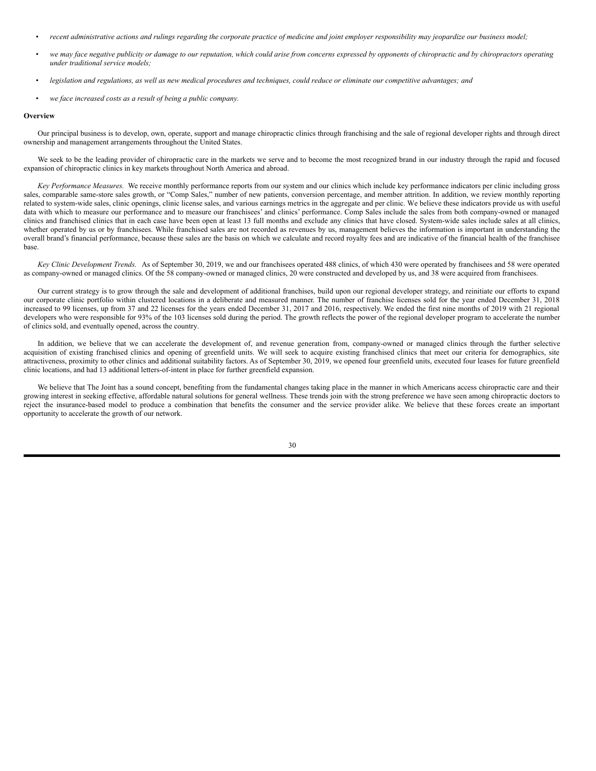- *recent administrative actions and rulings regarding the corporate practice of medicine and joint employer responsibility may jeopardize our business model;*
- *we may face negative publicity or damage to our reputation, which could arise from concerns expressed by opponents of chiropractic and by chiropractors operating under traditional service models;*
- *legislation and regulations, as well as new medical procedures and techniques, could reduce or eliminate our competitive advantages; and*
- *we face increased costs as a result of being a public company.*

**Overview**

Our principal business is to develop, own, operate, support and manage chiropractic clinics through franchising and the sale of regional developer rights and through direct ownership and management arrangements throughout the United States.

We seek to be the leading provider of chiropractic care in the markets we serve and to become the most recognized brand in our industry through the rapid and focused expansion of chiropractic clinics in key markets throughout North America and abroad.

*Key Performance Measures.* We receive monthly performance reports from our system and our clinics which include key performance indicators per clinic including gross sales, comparable same-store sales growth, or "Comp Sales," number of new patients, conversion percentage, and member attrition. In addition, we review monthly reporting related to system-wide sales, clinic openings, clinic license sales, and various earnings metrics in the aggregate and per clinic. We believe these indicators provide us with useful data with which to measure our performance and to measure our franchisees' and clinics' performance. Comp Sales include the sales from both company-owned or managed clinics and franchised clinics that in each case have been open at least 13 full months and exclude any clinics that have closed. System-wide sales include sales at all clinics, whether operated by us or by franchisees. While franchised sales are not recorded as revenues by us, management believes the information is important in understanding the overall brand's financial performance, because these sales are the basis on which we calculate and record royalty fees and are indicative of the financial health of the franchisee base.

*Key Clinic Development Trends.* As of September 30, 2019, we and our franchisees operated 488 clinics, of which 430 were operated by franchisees and 58 were operated as company-owned or managed clinics. Of the 58 company-owned or managed clinics, 20 were constructed and developed by us, and 38 were acquired from franchisees.

Our current strategy is to grow through the sale and development of additional franchises, build upon our regional developer strategy, and reinitiate our efforts to expand our corporate clinic portfolio within clustered locations in a deliberate and measured manner. The number of franchise licenses sold for the year ended December 31, 2018 increased to 99 licenses, up from 37 and 22 licenses for the years ended December 31, 2017 and 2016, respectively. We ended the first nine months of 2019 with 21 regional developers who were responsible for 93% of the 103 licenses sold during the period. The growth reflects the power of the regional developer program to accelerate the number of clinics sold, and eventually opened, across the country.

In addition, we believe that we can accelerate the development of, and revenue generation from, company-owned or managed clinics through the further selective acquisition of existing franchised clinics and opening of greenfield units. We will seek to acquire existing franchised clinics that meet our criteria for demographics, site attractiveness, proximity to other clinics and additional suitability factors. As of September 30, 2019, we opened four greenfield units, executed four leases for future greenfield clinic locations, and had 13 additional letters-of-intent in place for further greenfield expansion.

We believe that The Joint has a sound concept, benefiting from the fundamental changes taking place in the manner in which Americans access chiropractic care and their growing interest in seeking effective, affordable natural solutions for general wellness. These trends join with the strong preference we have seen among chiropractic doctors to reject the insurance-based model to produce a combination that benefits the consumer and the service provider alike. We believe that these forces create an important opportunity to accelerate the growth of our network.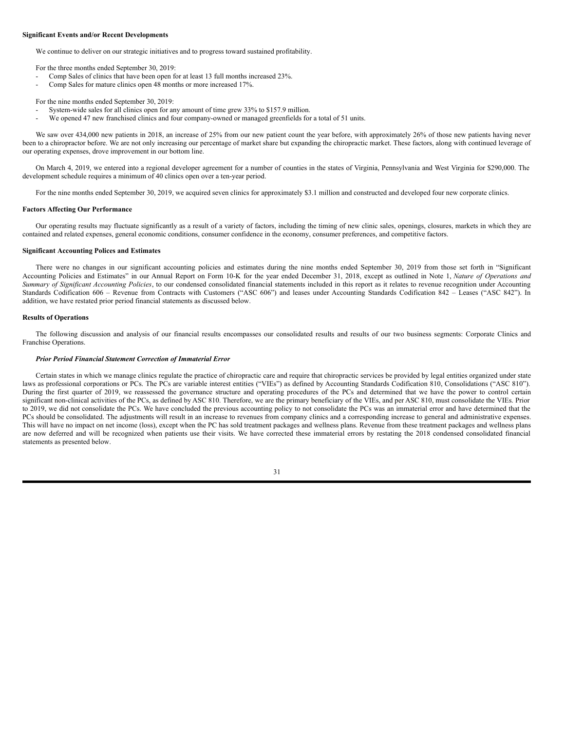**Significant Events and/or Recent Developments**

We continue to deliver on our strategic initiatives and to progress toward sustained profitability.

For the three months ended September 30, 2019:

- Comp Sales of clinics that have been open for at least 13 full months increased 23%.
- Comp Sales for mature clinics open 48 months or more increased 17%.

For the nine months ended September 30, 2019:

- System-wide sales for all clinics open for any amount of time grew 33% to $157.9 million.
- We opened 47 new franchised clinics and four company-owned or managed greenfields for a total of 51 units.

We saw over 434,000 new patients in 2018, an increase of 25% from our new patient count the year before, with approximately 26% of those new patients having never been to a chiropractor before. We are not only increasing our percentage of market share but expanding the chiropractic market. These factors, along with continued leverage of our operating expenses, drove improvement in our bottom line.

On March 4, 2019, we entered into a regional developer agreement for a number of counties in the states of Virginia, Pennsylvania and West Virginia for $290,000. The development schedule requires a minimum of 40 clinics open over a ten-year period.

For the nine months ended September 30, 2019, we acquired seven clinics for approximately $3.1 million and constructed and developed four new corporate clinics.

**Factors Affecting Our Performance**

Our operating results may fluctuate significantly as a result of a variety of factors, including the timing of new clinic sales, openings, closures, markets in which they are contained and related expenses, general economic conditions, consumer confidence in the economy, consumer preferences, and competitive factors.

**Significant Accounting Polices and Estimates**

There were no changes in our significant accounting policies and estimates during the nine months ended September 30, 2019 from those set forth in "Significant Accounting Policies and Estimates" in our Annual Report on Form 10-K for the year ended December 31, 2018, except as outlined in Note 1, *Nature of Operations and Summary of Significant Accounting Policies*, to our condensed consolidated financial statements included in this report as it relates to revenue recognition under Accounting Standards Codification 606 – Revenue from Contracts with Customers ("ASC 606") and leases under Accounting Standards Codification 842 – Leases ("ASC 842"). In addition, we have restated prior period financial statements as discussed below.

**Results of Operations**

The following discussion and analysis of our financial results encompasses our consolidated results and results of our two business segments: Corporate Clinics and Franchise Operations.

***Prior Period Financial Statement Correction of Immaterial Error***

Certain states in which we manage clinics regulate the practice of chiropractic care and require that chiropractic services be provided by legal entities organized under state laws as professional corporations or PCs. The PCs are variable interest entities ("VIEs") as defined by Accounting Standards Codification 810, Consolidations ("ASC 810"). During the first quarter of 2019, we reassessed the governance structure and operating procedures of the PCs and determined that we have the power to control certain significant non-clinical activities of the PCs, as defined by ASC 810. Therefore, we are the primary beneficiary of the VIEs, and per ASC 810, must consolidate the VIEs. Prior to 2019, we did not consolidate the PCs. We have concluded the previous accounting policy to not consolidate the PCs was an immaterial error and have determined that the PCs should be consolidated. The adjustments will result in an increase to revenues from company clinics and a corresponding increase to general and administrative expenses. This will have no impact on net income (loss), except when the PC has sold treatment packages and wellness plans. Revenue from these treatment packages and wellness plans are now deferred and will be recognized when patients use their visits. We have corrected these immaterial errors by restating the 2018 condensed consolidated financial statements as presented below.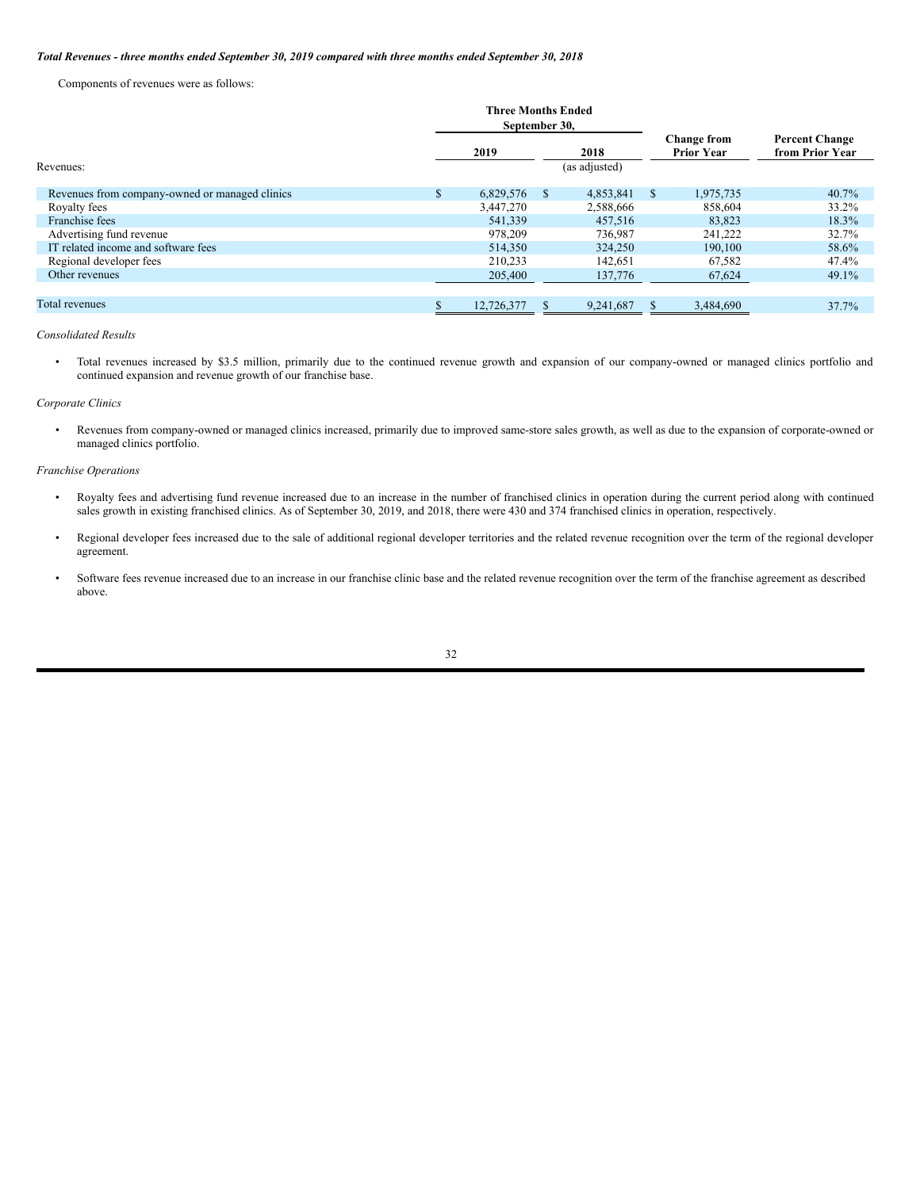***Total Revenues - three months ended September 30, 2019 compared with three months ended September 30, 2018***

Components of revenues were as follows:

| | Three Months Ended September 30, | | | |
|---|---|---|---|---|
| | **2019** | **2018** | **Change from Prior Year** | **Percent Change from Prior Year** |
| Revenues: | | (as adjusted) | | |
| Revenues from company-owned or managed clinics | $ 6,829,576 | $ 4,853,841 | $ 1,975,735 | 40.7% |
| Royalty fees | 3,447,270 | 2,588,666 | 858,604 | 33.2% |
| Franchise fees | 541,339 | 457,516 | 83,823 | 18.3% |
| Advertising fund revenue | 978,209 | 736,987 | 241,222 | 32.7% |
| IT related income and software fees | 514,350 | 324,250 | 190,100 | 58.6% |
| Regional developer fees | 210,233 | 142,651 | 67,582 | 47.4% |
| Other revenues | 205,400 | 137,776 | 67,624 | 49.1% |
| Total revenues | $ 12,726,377 | $ 9,241,687 | $ 3,484,690 | 37.7% |

*Consolidated Results*

- Total revenues increased by $3.5 million, primarily due to the continued revenue growth and expansion of our company-owned or managed clinics portfolio and continued expansion and revenue growth of our franchise base.

*Corporate Clinics*

- Revenues from company-owned or managed clinics increased, primarily due to improved same-store sales growth, as well as due to the expansion of corporate-owned or managed clinics portfolio.

*Franchise Operations*

- Royalty fees and advertising fund revenue increased due to an increase in the number of franchised clinics in operation during the current period along with continued sales growth in existing franchised clinics. As of September 30, 2019, and 2018, there were 430 and 374 franchised clinics in operation, respectively.

- Regional developer fees increased due to the sale of additional regional developer territories and the related revenue recognition over the term of the regional developer agreement.

- Software fees revenue increased due to an increase in our franchise clinic base and the related revenue recognition over the term of the franchise agreement as described above.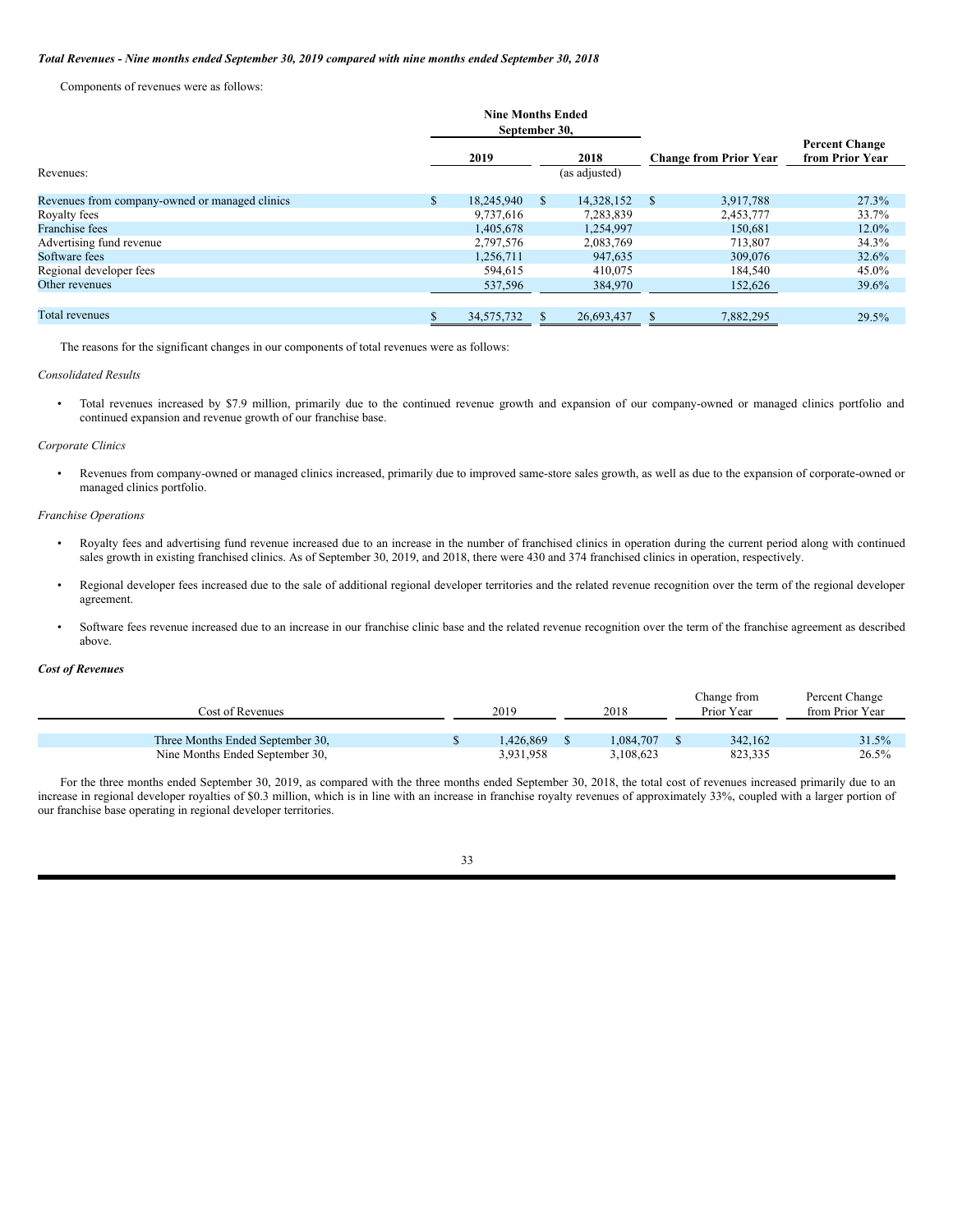***Total Revenues - Nine months ended September 30, 2019 compared with nine months ended September 30, 2018***

Components of revenues were as follows:

| | Nine Months Ended September 30, | | | |
|---|---|---|---|---|
| | 2019 | 2018 | Change from Prior Year | Percent Change from Prior Year |
| Revenues: | | (as adjusted) | | |
| Revenues from company-owned or managed clinics | $ 18,245,940 | $ 14,328,152 | $ 3,917,788 | 27.3% |
| Royalty fees | 9,737,616 | 7,283,839 | 2,453,777 | 33.7% |
| Franchise fees | 1,405,678 | 1,254,997 | 150,681 | 12.0% |
| Advertising fund revenue | 2,797,576 | 2,083,769 | 713,807 | 34.3% |
| Software fees | 1,256,711 | 947,635 | 309,076 | 32.6% |
| Regional developer fees | 594,615 | 410,075 | 184,540 | 45.0% |
| Other revenues | 537,596 | 384,970 | 152,626 | 39.6% |
| Total revenues | $ 34,575,732 | $ 26,693,437 | $ 7,882,295 | 29.5% |

The reasons for the significant changes in our components of total revenues were as follows:

*Consolidated Results*

- Total revenues increased by $7.9 million, primarily due to the continued revenue growth and expansion of our company-owned or managed clinics portfolio and continued expansion and revenue growth of our franchise base.

*Corporate Clinics*

- Revenues from company-owned or managed clinics increased, primarily due to improved same-store sales growth, as well as due to the expansion of corporate-owned or managed clinics portfolio.

*Franchise Operations*

- Royalty fees and advertising fund revenue increased due to an increase in the number of franchised clinics in operation during the current period along with continued sales growth in existing franchised clinics. As of September 30, 2019, and 2018, there were 430 and 374 franchised clinics in operation, respectively.
- Regional developer fees increased due to the sale of additional regional developer territories and the related revenue recognition over the term of the regional developer agreement.
- Software fees revenue increased due to an increase in our franchise clinic base and the related revenue recognition over the term of the franchise agreement as described above.

***Cost of Revenues***

| Cost of Revenues | 2019 | 2018 | Change from Prior Year | Percent Change from Prior Year |
|---|---|---|---|---|
| Three Months Ended September 30, | $ 1,426,869 | $ 1,084,707 | $ 342,162 | 31.5% |
| Nine Months Ended September 30, | 3,931,958 | 3,108,623 | 823,335 | 26.5% |

For the three months ended September 30, 2019, as compared with the three months ended September 30, 2018, the total cost of revenues increased primarily due to an increase in regional developer royalties of $0.3 million, which is in line with an increase in franchise royalty revenues of approximately 33%, coupled with a larger portion of our franchise base operating in regional developer territories.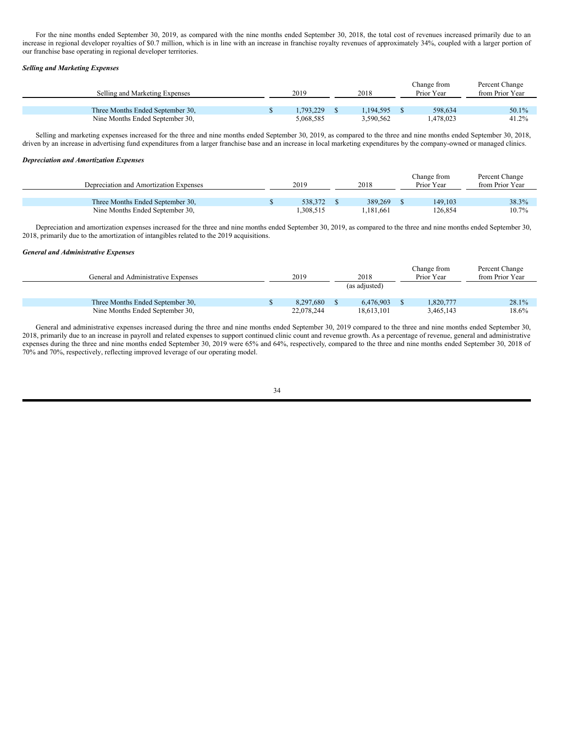For the nine months ended September 30, 2019, as compared with the nine months ended September 30, 2018, the total cost of revenues increased primarily due to an increase in regional developer royalties of $0.7 million, which is in line with an increase in franchise royalty revenues of approximately 34%, coupled with a larger portion of our franchise base operating in regional developer territories.

***Selling and Marketing Expenses***

| Selling and Marketing Expenses | 2019 | 2018 | Change from Prior Year | Percent Change from Prior Year |
|---|---|---|---|---|
| Three Months Ended September 30, | $ 1,793,229 | $ 1,194,595 | $ 598,634 | 50.1% |
| Nine Months Ended September 30, | 5,068,585 | 3,590,562 | 1,478,023 | 41.2% |

Selling and marketing expenses increased for the three and nine months ended September 30, 2019, as compared to the three and nine months ended September 30, 2018, driven by an increase in advertising fund expenditures from a larger franchise base and an increase in local marketing expenditures by the company-owned or managed clinics.

***Depreciation and Amortization Expenses***

| Depreciation and Amortization Expenses | 2019 | 2018 | Change from Prior Year | Percent Change from Prior Year |
|---|---|---|---|---|
| Three Months Ended September 30, | $ 538,372 | $ 389,269 | $ 149,103 | 38.3% |
| Nine Months Ended September 30, | 1,308,515 | 1,181,661 | 126,854 | 10.7% |

Depreciation and amortization expenses increased for the three and nine months ended September 30, 2019, as compared to the three and nine months ended September 30, 2018, primarily due to the amortization of intangibles related to the 2019 acquisitions.

***General and Administrative Expenses***

| General and Administrative Expenses | 2019 | 2018 (as adjusted) | Change from Prior Year | Percent Change from Prior Year |
|---|---|---|---|---|
| Three Months Ended September 30, | $ 8,297,680 | $ 6,476,903 | $ 1,820,777 | 28.1% |
| Nine Months Ended September 30, | 22,078,244 | 18,613,101 | 3,465,143 | 18.6% |

General and administrative expenses increased during the three and nine months ended September 30, 2019 compared to the three and nine months ended September 30, 2018, primarily due to an increase in payroll and related expenses to support continued clinic count and revenue growth. As a percentage of revenue, general and administrative expenses during the three and nine months ended September 30, 2019 were 65% and 64%, respectively, compared to the three and nine months ended September 30, 2018 of 70% and 70%, respectively, reflecting improved leverage of our operating model.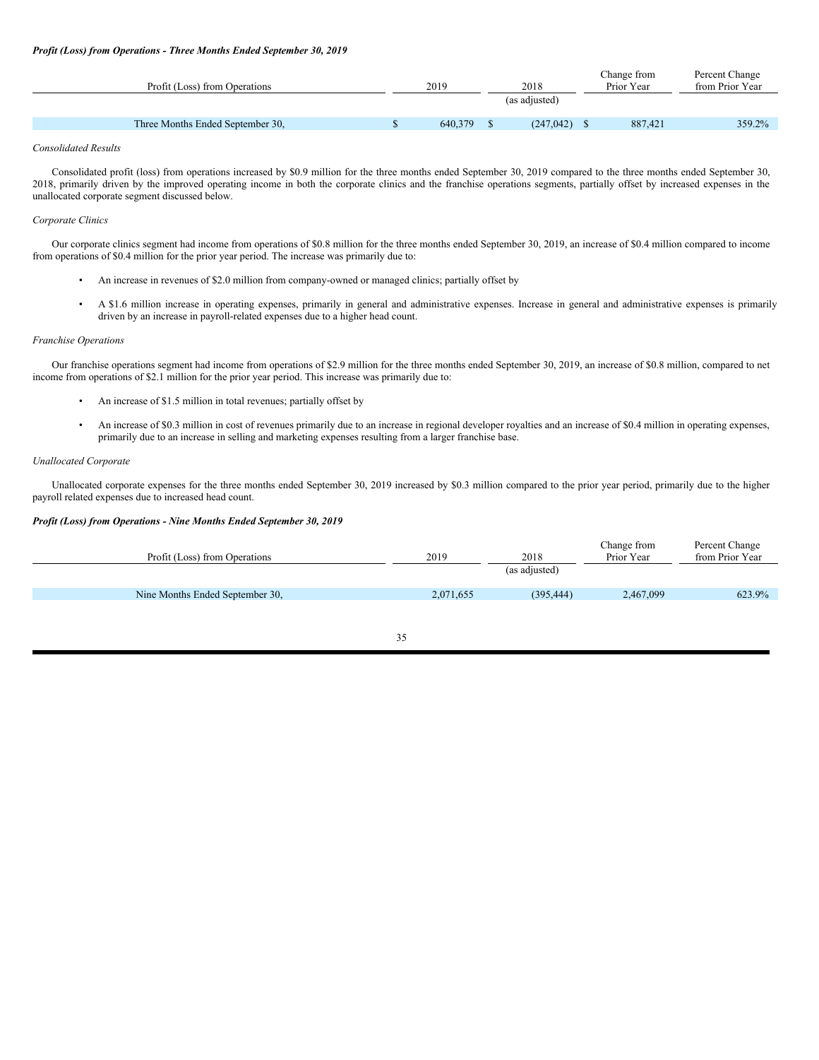***Profit (Loss) from Operations - Three Months Ended September 30, 2019***

| Profit (Loss) from Operations | 2019 | 2018 | Change from Prior Year | Percent Change from Prior Year |
|---|---|---|---|---|
| | | (as adjusted) | | |
| Three Months Ended September 30, | $ 640,379 | $ (247,042) | $ 887,421 | 359.2% |

*Consolidated Results*

Consolidated profit (loss) from operations increased by $0.9 million for the three months ended September 30, 2019 compared to the three months ended September 30, 2018, primarily driven by the improved operating income in both the corporate clinics and the franchise operations segments, partially offset by increased expenses in the unallocated corporate segment discussed below.

*Corporate Clinics*

Our corporate clinics segment had income from operations of $0.8 million for the three months ended September 30, 2019, an increase of $0.4 million compared to income from operations of $0.4 million for the prior year period. The increase was primarily due to:

- An increase in revenues of $2.0 million from company-owned or managed clinics; partially offset by
- A $1.6 million increase in operating expenses, primarily in general and administrative expenses. Increase in general and administrative expenses is primarily driven by an increase in payroll-related expenses due to a higher head count.

*Franchise Operations*

Our franchise operations segment had income from operations of $2.9 million for the three months ended September 30, 2019, an increase of $0.8 million, compared to net income from operations of $2.1 million for the prior year period. This increase was primarily due to:

- An increase of $1.5 million in total revenues; partially offset by
- An increase of $0.3 million in cost of revenues primarily due to an increase in regional developer royalties and an increase of $0.4 million in operating expenses, primarily due to an increase in selling and marketing expenses resulting from a larger franchise base.

*Unallocated Corporate*

Unallocated corporate expenses for the three months ended September 30, 2019 increased by $0.3 million compared to the prior year period, primarily due to the higher payroll related expenses due to increased head count.

***Profit (Loss) from Operations - Nine Months Ended September 30, 2019***

| Profit (Loss) from Operations | 2019 | 2018 | Change from Prior Year | Percent Change from Prior Year |
|---|---|---|---|---|
| | | (as adjusted) | | |
| Nine Months Ended September 30, | 2,071,655 | (395,444) | 2,467,099 | 623.9% |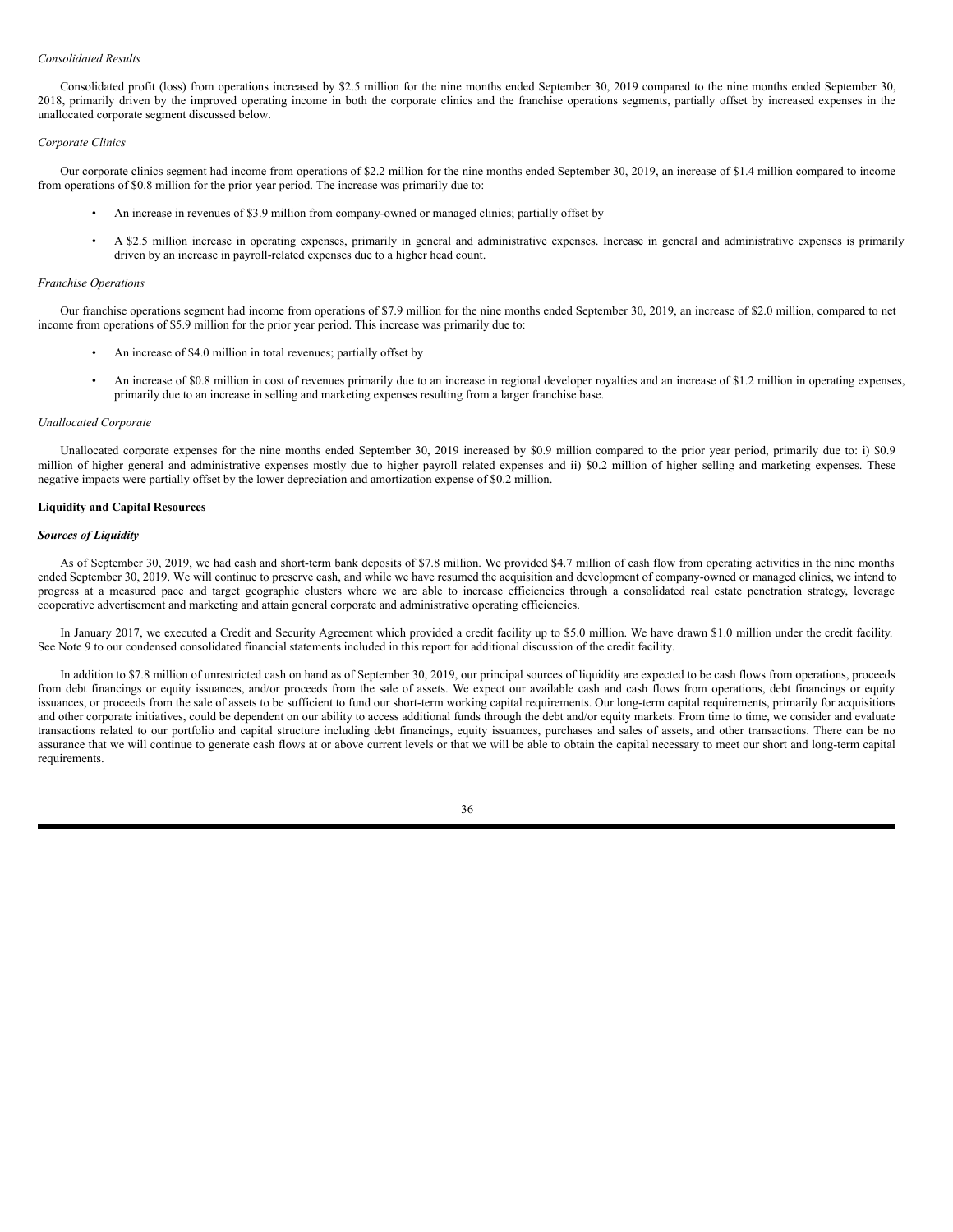*Consolidated Results*

Consolidated profit (loss) from operations increased by $2.5 million for the nine months ended September 30, 2019 compared to the nine months ended September 30, 2018, primarily driven by the improved operating income in both the corporate clinics and the franchise operations segments, partially offset by increased expenses in the unallocated corporate segment discussed below.

*Corporate Clinics*

Our corporate clinics segment had income from operations of $2.2 million for the nine months ended September 30, 2019, an increase of $1.4 million compared to income from operations of $0.8 million for the prior year period. The increase was primarily due to:

- An increase in revenues of $3.9 million from company-owned or managed clinics; partially offset by
- A $2.5 million increase in operating expenses, primarily in general and administrative expenses. Increase in general and administrative expenses is primarily driven by an increase in payroll-related expenses due to a higher head count.

*Franchise Operations*

Our franchise operations segment had income from operations of $7.9 million for the nine months ended September 30, 2019, an increase of $2.0 million, compared to net income from operations of $5.9 million for the prior year period. This increase was primarily due to:

- An increase of $4.0 million in total revenues; partially offset by
- An increase of $0.8 million in cost of revenues primarily due to an increase in regional developer royalties and an increase of $1.2 million in operating expenses, primarily due to an increase in selling and marketing expenses resulting from a larger franchise base.

*Unallocated Corporate*

Unallocated corporate expenses for the nine months ended September 30, 2019 increased by $0.9 million compared to the prior year period, primarily due to: i) $0.9 million of higher general and administrative expenses mostly due to higher payroll related expenses and ii) $0.2 million of higher selling and marketing expenses. These negative impacts were partially offset by the lower depreciation and amortization expense of $0.2 million.

**Liquidity and Capital Resources**

***Sources of Liquidity***

As of September 30, 2019, we had cash and short-term bank deposits of $7.8 million. We provided $4.7 million of cash flow from operating activities in the nine months ended September 30, 2019. We will continue to preserve cash, and while we have resumed the acquisition and development of company-owned or managed clinics, we intend to progress at a measured pace and target geographic clusters where we are able to increase efficiencies through a consolidated real estate penetration strategy, leverage cooperative advertisement and marketing and attain general corporate and administrative operating efficiencies.

In January 2017, we executed a Credit and Security Agreement which provided a credit facility up to $5.0 million. We have drawn $1.0 million under the credit facility. See Note 9 to our condensed consolidated financial statements included in this report for additional discussion of the credit facility.

In addition to $7.8 million of unrestricted cash on hand as of September 30, 2019, our principal sources of liquidity are expected to be cash flows from operations, proceeds from debt financings or equity issuances, and/or proceeds from the sale of assets. We expect our available cash and cash flows from operations, debt financings or equity issuances, or proceeds from the sale of assets to be sufficient to fund our short-term working capital requirements. Our long-term capital requirements, primarily for acquisitions and other corporate initiatives, could be dependent on our ability to access additional funds through the debt and/or equity markets. From time to time, we consider and evaluate transactions related to our portfolio and capital structure including debt financings, equity issuances, purchases and sales of assets, and other transactions. There can be no assurance that we will continue to generate cash flows at or above current levels or that we will be able to obtain the capital necessary to meet our short and long-term capital requirements.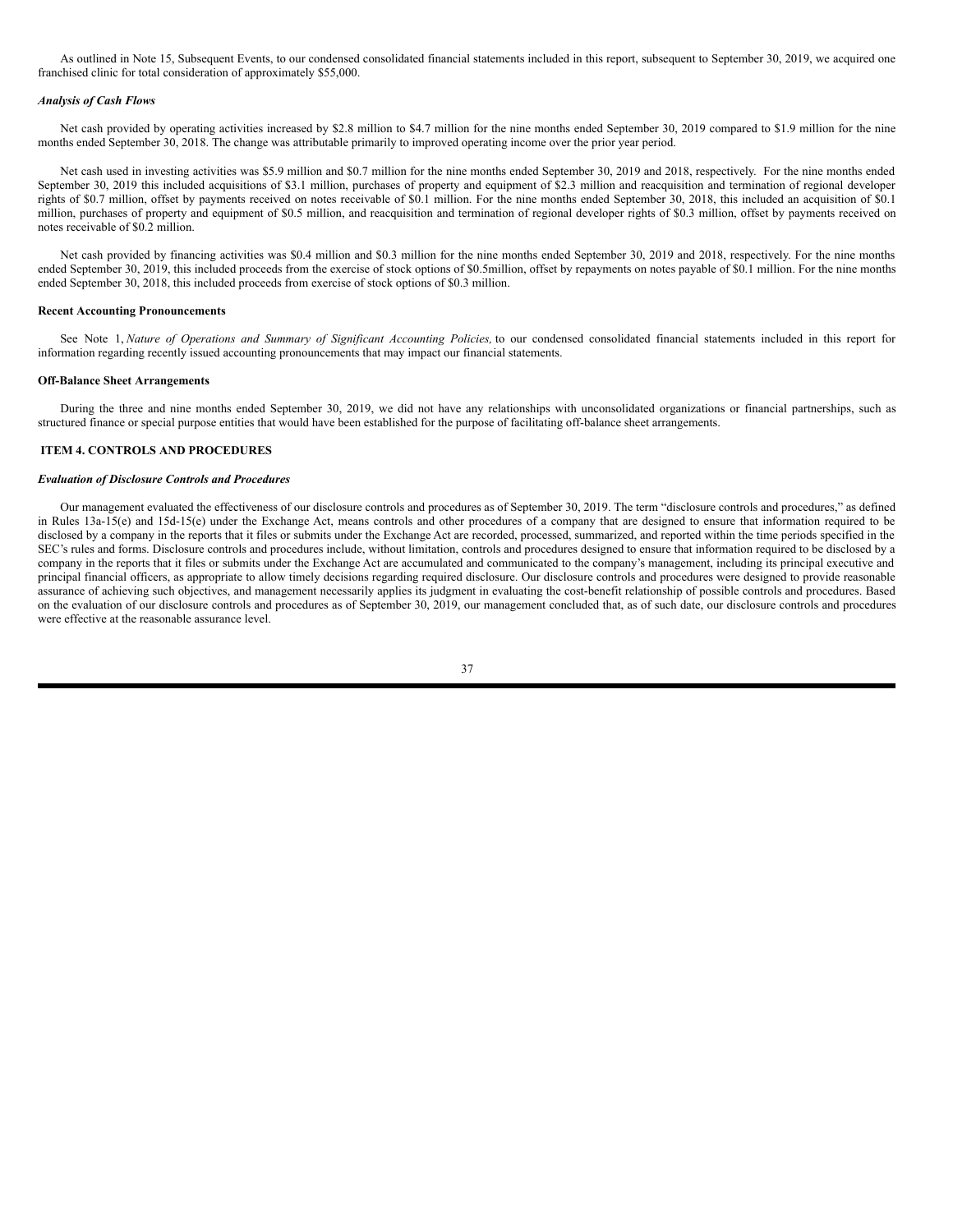As outlined in Note 15, Subsequent Events, to our condensed consolidated financial statements included in this report, subsequent to September 30, 2019, we acquired one franchised clinic for total consideration of approximately $55,000.

***Analysis of Cash Flows***

Net cash provided by operating activities increased by $2.8 million to $4.7 million for the nine months ended September 30, 2019 compared to $1.9 million for the nine months ended September 30, 2018. The change was attributable primarily to improved operating income over the prior year period.

Net cash used in investing activities was $5.9 million and $0.7 million for the nine months ended September 30, 2019 and 2018, respectively. For the nine months ended September 30, 2019 this included acquisitions of $3.1 million, purchases of property and equipment of $2.3 million and reacquisition and termination of regional developer rights of $0.7 million, offset by payments received on notes receivable of $0.1 million. For the nine months ended September 30, 2018, this included an acquisition of $0.1 million, purchases of property and equipment of $0.5 million, and reacquisition and termination of regional developer rights of $0.3 million, offset by payments received on notes receivable of $0.2 million.

Net cash provided by financing activities was $0.4 million and $0.3 million for the nine months ended September 30, 2019 and 2018, respectively. For the nine months ended September 30, 2019, this included proceeds from the exercise of stock options of $0.5million, offset by repayments on notes payable of $0.1 million. For the nine months ended September 30, 2018, this included proceeds from exercise of stock options of $0.3 million.

**Recent Accounting Pronouncements**

See Note 1, *Nature of Operations and Summary of Significant Accounting Policies,* to our condensed consolidated financial statements included in this report for information regarding recently issued accounting pronouncements that may impact our financial statements.

**Off-Balance Sheet Arrangements**

During the three and nine months ended September 30, 2019, we did not have any relationships with unconsolidated organizations or financial partnerships, such as structured finance or special purpose entities that would have been established for the purpose of facilitating off-balance sheet arrangements.

## ITEM 4. CONTROLS AND PROCEDURES

***Evaluation of Disclosure Controls and Procedures***

Our management evaluated the effectiveness of our disclosure controls and procedures as of September 30, 2019. The term "disclosure controls and procedures," as defined in Rules 13a-15(e) and 15d-15(e) under the Exchange Act, means controls and other procedures of a company that are designed to ensure that information required to be disclosed by a company in the reports that it files or submits under the Exchange Act are recorded, processed, summarized, and reported within the time periods specified in the SEC's rules and forms. Disclosure controls and procedures include, without limitation, controls and procedures designed to ensure that information required to be disclosed by a company in the reports that it files or submits under the Exchange Act are accumulated and communicated to the company's management, including its principal executive and principal financial officers, as appropriate to allow timely decisions regarding required disclosure. Our disclosure controls and procedures were designed to provide reasonable assurance of achieving such objectives, and management necessarily applies its judgment in evaluating the cost-benefit relationship of possible controls and procedures. Based on the evaluation of our disclosure controls and procedures as of September 30, 2019, our management concluded that, as of such date, our disclosure controls and procedures were effective at the reasonable assurance level.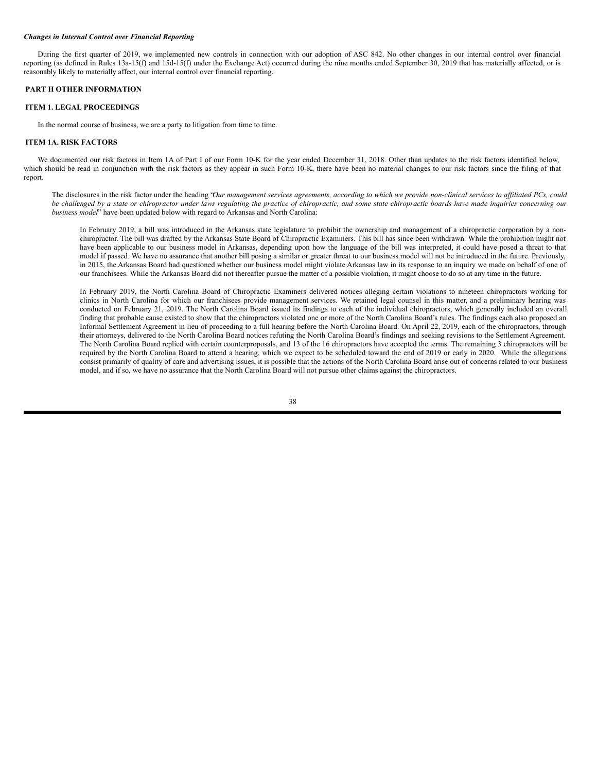***Changes in Internal Control over Financial Reporting***

During the first quarter of 2019, we implemented new controls in connection with our adoption of ASC 842. No other changes in our internal control over financial reporting (as defined in Rules 13a-15(f) and 15d-15(f) under the Exchange Act) occurred during the nine months ended September 30, 2019 that has materially affected, or is reasonably likely to materially affect, our internal control over financial reporting.

## PART II OTHER INFORMATION

### ITEM 1. LEGAL PROCEEDINGS

In the normal course of business, we are a party to litigation from time to time.

### ITEM 1A. RISK FACTORS

We documented our risk factors in Item 1A of Part I of our Form 10-K for the year ended December 31, 2018. Other than updates to the risk factors identified below, which should be read in conjunction with the risk factors as they appear in such Form 10-K, there have been no material changes to our risk factors since the filing of that report.

The disclosures in the risk factor under the heading "*Our management services agreements, according to which we provide non-clinical services to affiliated PCs, could be challenged by a state or chiropractor under laws regulating the practice of chiropractic, and some state chiropractic boards have made inquiries concerning our business model*" have been updated below with regard to Arkansas and North Carolina:

In February 2019, a bill was introduced in the Arkansas state legislature to prohibit the ownership and management of a chiropractic corporation by a non-chiropractor. The bill was drafted by the Arkansas State Board of Chiropractic Examiners. This bill has since been withdrawn. While the prohibition might not have been applicable to our business model in Arkansas, depending upon how the language of the bill was interpreted, it could have posed a threat to that model if passed. We have no assurance that another bill posing a similar or greater threat to our business model will not be introduced in the future. Previously, in 2015, the Arkansas Board had questioned whether our business model might violate Arkansas law in its response to an inquiry we made on behalf of one of our franchisees. While the Arkansas Board did not thereafter pursue the matter of a possible violation, it might choose to do so at any time in the future.

In February 2019, the North Carolina Board of Chiropractic Examiners delivered notices alleging certain violations to nineteen chiropractors working for clinics in North Carolina for which our franchisees provide management services. We retained legal counsel in this matter, and a preliminary hearing was conducted on February 21, 2019. The North Carolina Board issued its findings to each of the individual chiropractors, which generally included an overall finding that probable cause existed to show that the chiropractors violated one or more of the North Carolina Board's rules. The findings each also proposed an Informal Settlement Agreement in lieu of proceeding to a full hearing before the North Carolina Board. On April 22, 2019, each of the chiropractors, through their attorneys, delivered to the North Carolina Board notices refuting the North Carolina Board's findings and seeking revisions to the Settlement Agreement. The North Carolina Board replied with certain counterproposals, and 13 of the 16 chiropractors have accepted the terms. The remaining 3 chiropractors will be required by the North Carolina Board to attend a hearing, which we expect to be scheduled toward the end of 2019 or early in 2020. While the allegations consist primarily of quality of care and advertising issues, it is possible that the actions of the North Carolina Board arise out of concerns related to our business model, and if so, we have no assurance that the North Carolina Board will not pursue other claims against the chiropractors.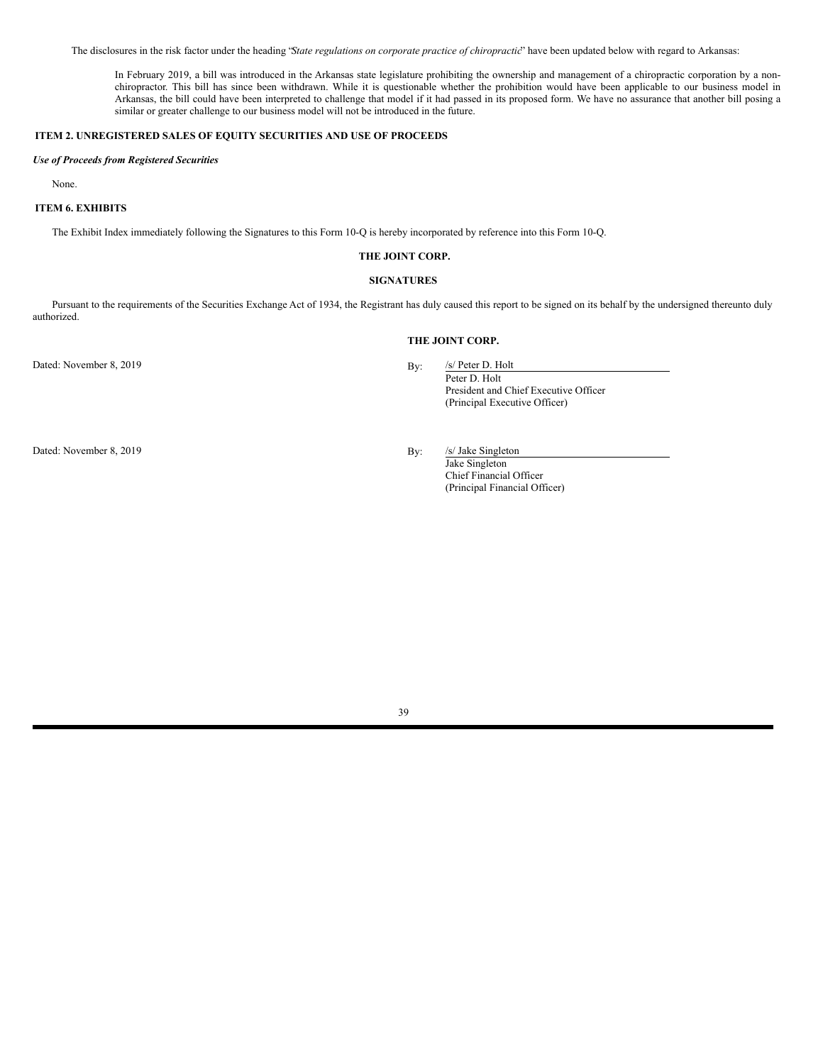The disclosures in the risk factor under the heading "*State regulations on corporate practice of chiropractic*" have been updated below with regard to Arkansas:

> In February 2019, a bill was introduced in the Arkansas state legislature prohibiting the ownership and management of a chiropractic corporation by a non-chiropractor. This bill has since been withdrawn. While it is questionable whether the prohibition would have been applicable to our business model in Arkansas, the bill could have been interpreted to challenge that model if it had passed in its proposed form. We have no assurance that another bill posing a similar or greater challenge to our business model will not be introduced in the future.

## ITEM 2. UNREGISTERED SALES OF EQUITY SECURITIES AND USE OF PROCEEDS

***Use of Proceeds from Registered Securities***

None.

## ITEM 6. EXHIBITS

The Exhibit Index immediately following the Signatures to this Form 10-Q is hereby incorporated by reference into this Form 10-Q.

**THE JOINT CORP.**

**SIGNATURES**

Pursuant to the requirements of the Securities Exchange Act of 1934, the Registrant has duly caused this report to be signed on its behalf by the undersigned thereunto duly authorized.

**THE JOINT CORP.**

Dated: November 8, 2019

By: /s/ Peter D. Holt
Peter D. Holt
President and Chief Executive Officer
(Principal Executive Officer)

Dated: November 8, 2019

By: /s/ Jake Singleton
Jake Singleton
Chief Financial Officer
(Principal Financial Officer)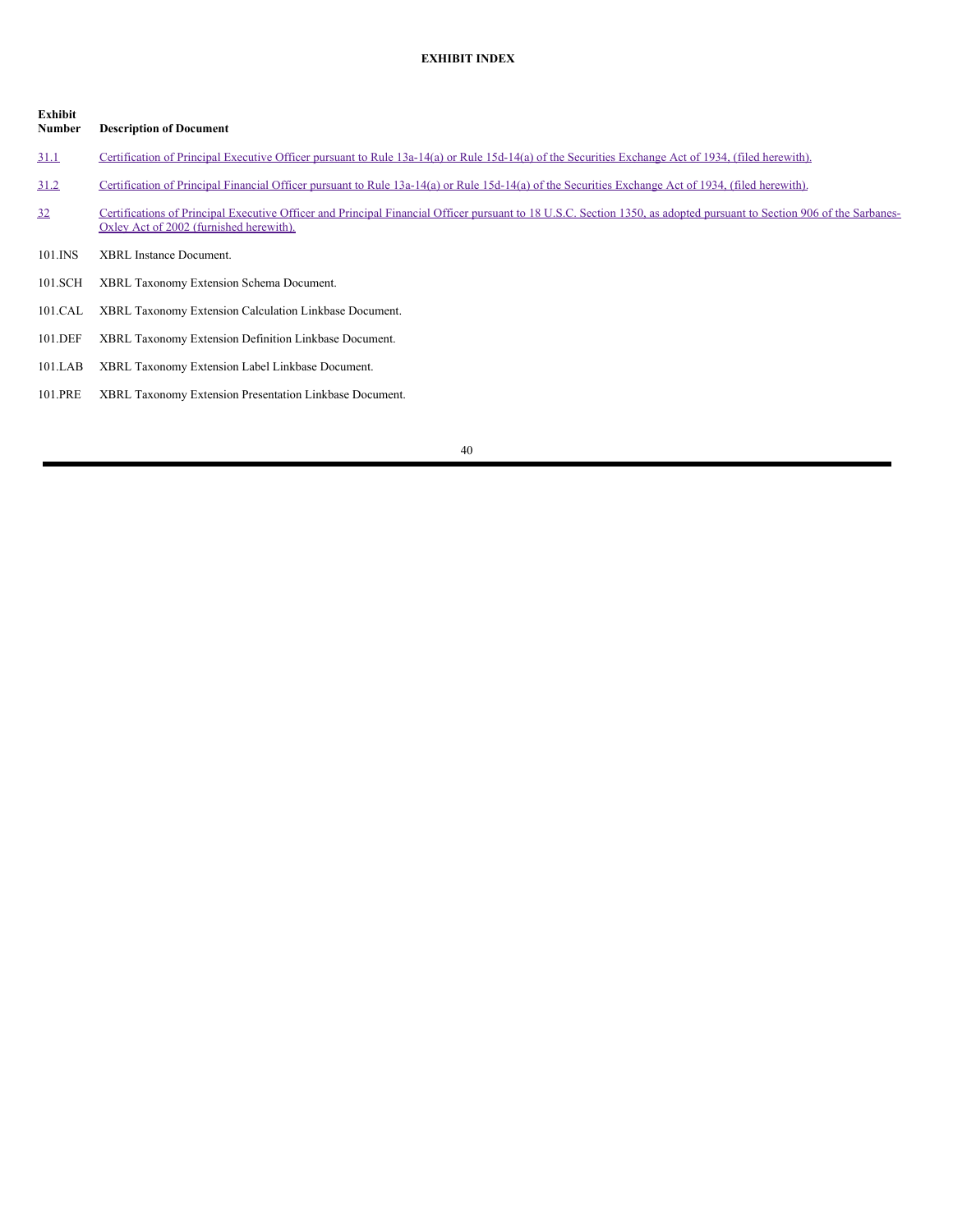**EXHIBIT INDEX**

| Exhibit Number | Description of Document |
| --- | --- |
| 31.1 | Certification of Principal Executive Officer pursuant to Rule 13a-14(a) or Rule 15d-14(a) of the Securities Exchange Act of 1934, (filed herewith). |
| 31.2 | Certification of Principal Financial Officer pursuant to Rule 13a-14(a) or Rule 15d-14(a) of the Securities Exchange Act of 1934, (filed herewith). |
| 32 | Certifications of Principal Executive Officer and Principal Financial Officer pursuant to 18 U.S.C. Section 1350, as adopted pursuant to Section 906 of the Sarbanes-Oxley Act of 2002 (furnished herewith). |
| 101.INS | XBRL Instance Document. |
| 101.SCH | XBRL Taxonomy Extension Schema Document. |
| 101.CAL | XBRL Taxonomy Extension Calculation Linkbase Document. |
| 101.DEF | XBRL Taxonomy Extension Definition Linkbase Document. |
| 101.LAB | XBRL Taxonomy Extension Label Linkbase Document. |
| 101.PRE | XBRL Taxonomy Extension Presentation Linkbase Document. |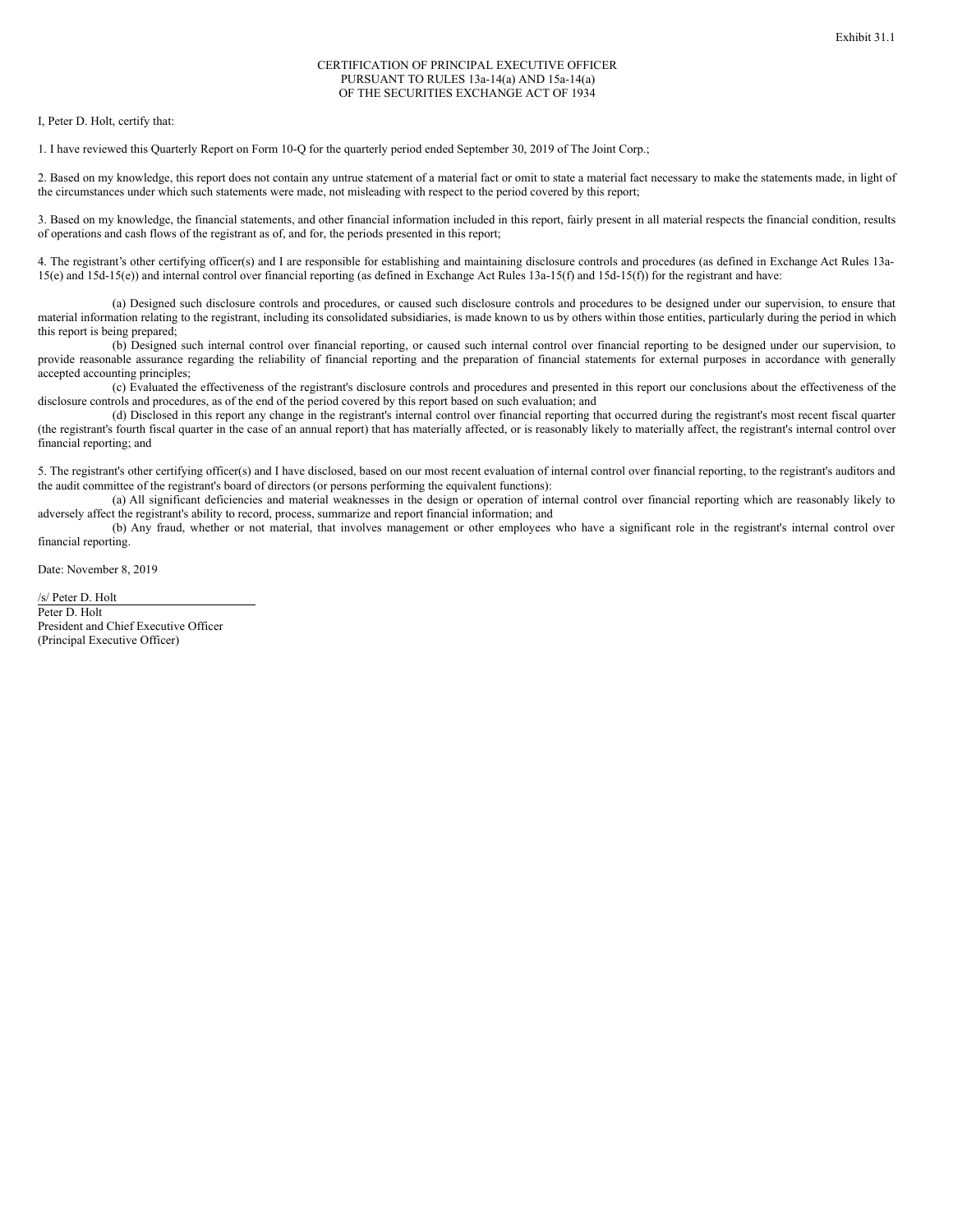Exhibit 31.1

CERTIFICATION OF PRINCIPAL EXECUTIVE OFFICER
PURSUANT TO RULES 13a-14(a) AND 15a-14(a)
OF THE SECURITIES EXCHANGE ACT OF 1934

I, Peter D. Holt, certify that:

1. I have reviewed this Quarterly Report on Form 10-Q for the quarterly period ended September 30, 2019 of The Joint Corp.;

2. Based on my knowledge, this report does not contain any untrue statement of a material fact or omit to state a material fact necessary to make the statements made, in light of the circumstances under which such statements were made, not misleading with respect to the period covered by this report;

3. Based on my knowledge, the financial statements, and other financial information included in this report, fairly present in all material respects the financial condition, results of operations and cash flows of the registrant as of, and for, the periods presented in this report;

4. The registrant's other certifying officer(s) and I are responsible for establishing and maintaining disclosure controls and procedures (as defined in Exchange Act Rules 13a-15(e) and 15d-15(e)) and internal control over financial reporting (as defined in Exchange Act Rules 13a-15(f) and 15d-15(f)) for the registrant and have:

(a) Designed such disclosure controls and procedures, or caused such disclosure controls and procedures to be designed under our supervision, to ensure that material information relating to the registrant, including its consolidated subsidiaries, is made known to us by others within those entities, particularly during the period in which this report is being prepared;

(b) Designed such internal control over financial reporting, or caused such internal control over financial reporting to be designed under our supervision, to provide reasonable assurance regarding the reliability of financial reporting and the preparation of financial statements for external purposes in accordance with generally accepted accounting principles;

(c) Evaluated the effectiveness of the registrant's disclosure controls and procedures and presented in this report our conclusions about the effectiveness of the disclosure controls and procedures, as of the end of the period covered by this report based on such evaluation; and

(d) Disclosed in this report any change in the registrant's internal control over financial reporting that occurred during the registrant's most recent fiscal quarter (the registrant's fourth fiscal quarter in the case of an annual report) that has materially affected, or is reasonably likely to materially affect, the registrant's internal control over financial reporting; and

5. The registrant's other certifying officer(s) and I have disclosed, based on our most recent evaluation of internal control over financial reporting, to the registrant's auditors and the audit committee of the registrant's board of directors (or persons performing the equivalent functions):

(a) All significant deficiencies and material weaknesses in the design or operation of internal control over financial reporting which are reasonably likely to adversely affect the registrant's ability to record, process, summarize and report financial information; and

(b) Any fraud, whether or not material, that involves management or other employees who have a significant role in the registrant's internal control over financial reporting.

Date: November 8, 2019

/s/ Peter D. Holt
Peter D. Holt
President and Chief Executive Officer
(Principal Executive Officer)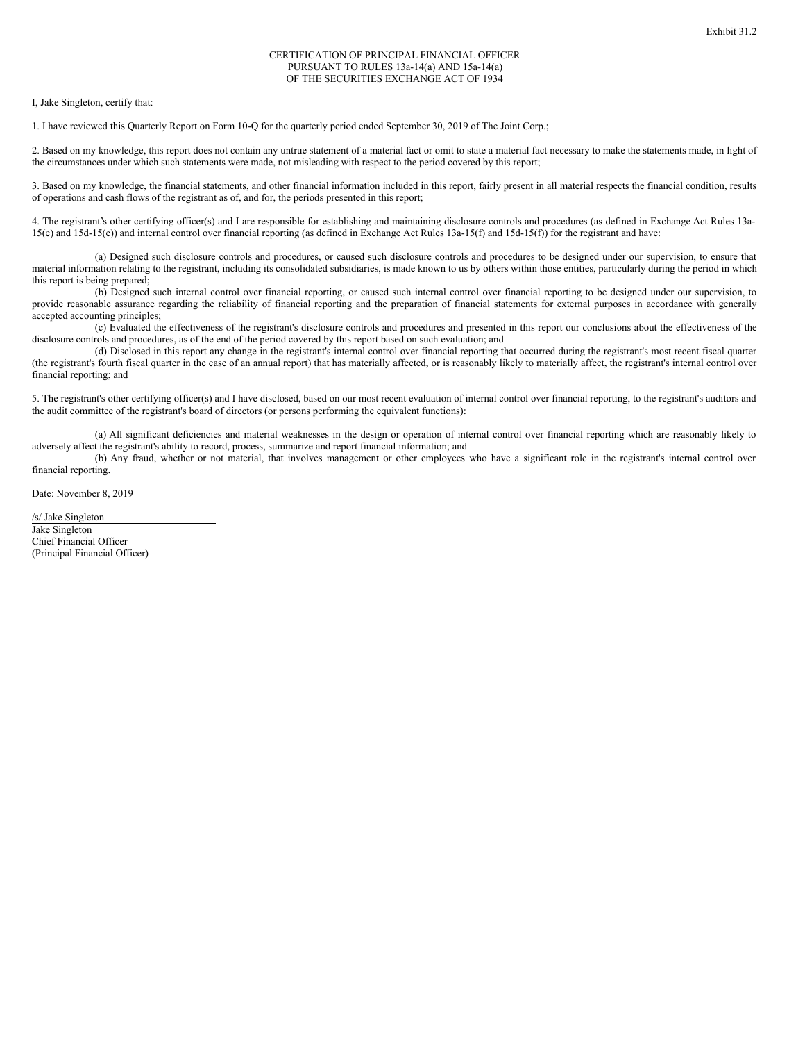Exhibit 31.2

CERTIFICATION OF PRINCIPAL FINANCIAL OFFICER
PURSUANT TO RULES 13a-14(a) AND 15a-14(a)
OF THE SECURITIES EXCHANGE ACT OF 1934

I, Jake Singleton, certify that:

1. I have reviewed this Quarterly Report on Form 10-Q for the quarterly period ended September 30, 2019 of The Joint Corp.;

2. Based on my knowledge, this report does not contain any untrue statement of a material fact or omit to state a material fact necessary to make the statements made, in light of the circumstances under which such statements were made, not misleading with respect to the period covered by this report;

3. Based on my knowledge, the financial statements, and other financial information included in this report, fairly present in all material respects the financial condition, results of operations and cash flows of the registrant as of, and for, the periods presented in this report;

4. The registrant's other certifying officer(s) and I are responsible for establishing and maintaining disclosure controls and procedures (as defined in Exchange Act Rules 13a-15(e) and 15d-15(e)) and internal control over financial reporting (as defined in Exchange Act Rules 13a-15(f) and 15d-15(f)) for the registrant and have:

(a) Designed such disclosure controls and procedures, or caused such disclosure controls and procedures to be designed under our supervision, to ensure that material information relating to the registrant, including its consolidated subsidiaries, is made known to us by others within those entities, particularly during the period in which this report is being prepared;

(b) Designed such internal control over financial reporting, or caused such internal control over financial reporting to be designed under our supervision, to provide reasonable assurance regarding the reliability of financial reporting and the preparation of financial statements for external purposes in accordance with generally accepted accounting principles;

(c) Evaluated the effectiveness of the registrant's disclosure controls and procedures and presented in this report our conclusions about the effectiveness of the disclosure controls and procedures, as of the end of the period covered by this report based on such evaluation; and

(d) Disclosed in this report any change in the registrant's internal control over financial reporting that occurred during the registrant's most recent fiscal quarter (the registrant's fourth fiscal quarter in the case of an annual report) that has materially affected, or is reasonably likely to materially affect, the registrant's internal control over financial reporting; and

5. The registrant's other certifying officer(s) and I have disclosed, based on our most recent evaluation of internal control over financial reporting, to the registrant's auditors and the audit committee of the registrant's board of directors (or persons performing the equivalent functions):

(a) All significant deficiencies and material weaknesses in the design or operation of internal control over financial reporting which are reasonably likely to adversely affect the registrant's ability to record, process, summarize and report financial information; and

(b) Any fraud, whether or not material, that involves management or other employees who have a significant role in the registrant's internal control over financial reporting.

Date: November 8, 2019

/s/ Jake Singleton
Jake Singleton
Chief Financial Officer
(Principal Financial Officer)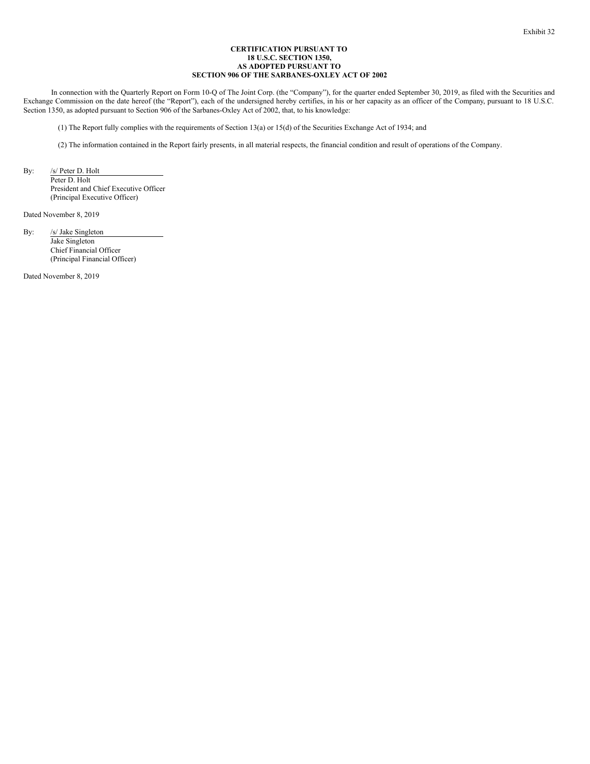Exhibit 32

**CERTIFICATION PURSUANT TO**
**18 U.S.C. SECTION 1350,**
**AS ADOPTED PURSUANT TO**
**SECTION 906 OF THE SARBANES-OXLEY ACT OF 2002**

In connection with the Quarterly Report on Form 10-Q of The Joint Corp. (the "Company"), for the quarter ended September 30, 2019, as filed with the Securities and Exchange Commission on the date hereof (the "Report"), each of the undersigned hereby certifies, in his or her capacity as an officer of the Company, pursuant to 18 U.S.C. Section 1350, as adopted pursuant to Section 906 of the Sarbanes-Oxley Act of 2002, that, to his knowledge:

(1) The Report fully complies with the requirements of Section 13(a) or 15(d) of the Securities Exchange Act of 1934; and

(2) The information contained in the Report fairly presents, in all material respects, the financial condition and result of operations of the Company.

By: /s/ Peter D. Holt
Peter D. Holt
President and Chief Executive Officer
(Principal Executive Officer)

Dated November 8, 2019

By: /s/ Jake Singleton
Jake Singleton
Chief Financial Officer
(Principal Financial Officer)

Dated November 8, 2019